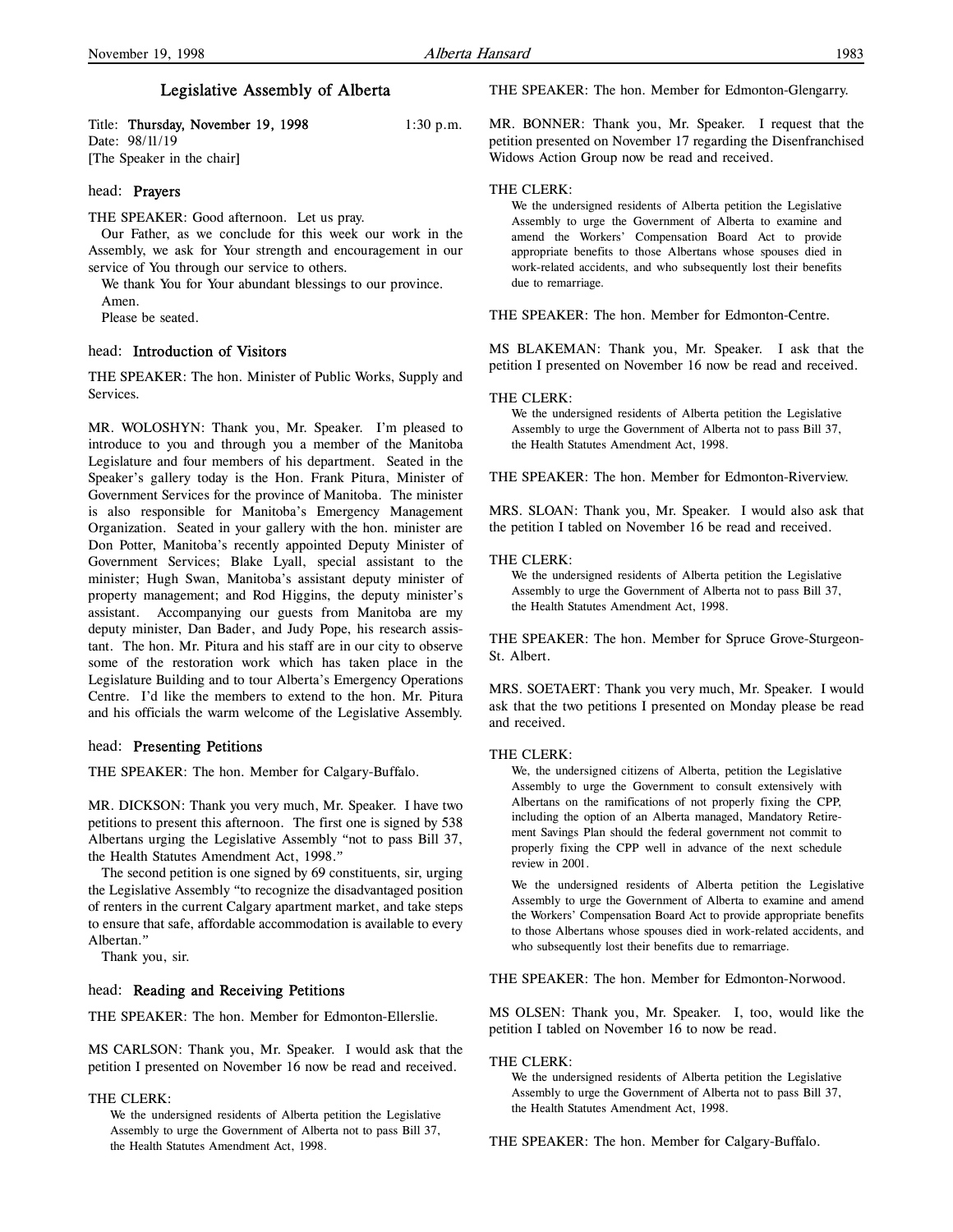# Legislative Assembly of Alberta

Title: **Thursday, November 19, 1998** 1:30 p.m.
Date: 98/11/19
[The Speaker in the chair]

head: **Prayers**

THE SPEAKER: Good afternoon. Let us pray.

Our Father, as we conclude for this week our work in the Assembly, we ask for Your strength and encouragement in our service of You through our service to others.

We thank You for Your abundant blessings to our province.

Amen.

Please be seated.

head: **Introduction of Visitors**

THE SPEAKER: The hon. Minister of Public Works, Supply and Services.

MR. WOLOSHYN: Thank you, Mr. Speaker. I'm pleased to introduce to you and through you a member of the Manitoba Legislature and four members of his department. Seated in the Speaker's gallery today is the Hon. Frank Pitura, Minister of Government Services for the province of Manitoba. The minister is also responsible for Manitoba's Emergency Management Organization. Seated in your gallery with the hon. minister are Don Potter, Manitoba's recently appointed Deputy Minister of Government Services; Blake Lyall, special assistant to the minister; Hugh Swan, Manitoba's assistant deputy minister of property management; and Rod Higgins, the deputy minister's assistant. Accompanying our guests from Manitoba are my deputy minister, Dan Bader, and Judy Pope, his research assistant. The hon. Mr. Pitura and his staff are in our city to observe some of the restoration work which has taken place in the Legislature Building and to tour Alberta's Emergency Operations Centre. I'd like the members to extend to the hon. Mr. Pitura and his officials the warm welcome of the Legislative Assembly.

head: **Presenting Petitions**

THE SPEAKER: The hon. Member for Calgary-Buffalo.

MR. DICKSON: Thank you very much, Mr. Speaker. I have two petitions to present this afternoon. The first one is signed by 538 Albertans urging the Legislative Assembly "not to pass Bill 37, the Health Statutes Amendment Act, 1998."

The second petition is one signed by 69 constituents, sir, urging the Legislative Assembly "to recognize the disadvantaged position of renters in the current Calgary apartment market, and take steps to ensure that safe, affordable accommodation is available to every Albertan."

Thank you, sir.

head: **Reading and Receiving Petitions**

THE SPEAKER: The hon. Member for Edmonton-Ellerslie.

MS CARLSON: Thank you, Mr. Speaker. I would ask that the petition I presented on November 16 now be read and received.

THE CLERK:

> We the undersigned residents of Alberta petition the Legislative Assembly to urge the Government of Alberta not to pass Bill 37, the Health Statutes Amendment Act, 1998.

THE SPEAKER: The hon. Member for Edmonton-Glengarry.

MR. BONNER: Thank you, Mr. Speaker. I request that the petition presented on November 17 regarding the Disenfranchised Widows Action Group now be read and received.

THE CLERK:

> We the undersigned residents of Alberta petition the Legislative Assembly to urge the Government of Alberta to examine and amend the Workers' Compensation Board Act to provide appropriate benefits to those Albertans whose spouses died in work-related accidents, and who subsequently lost their benefits due to remarriage.

THE SPEAKER: The hon. Member for Edmonton-Centre.

MS BLAKEMAN: Thank you, Mr. Speaker. I ask that the petition I presented on November 16 now be read and received.

THE CLERK:

> We the undersigned residents of Alberta petition the Legislative Assembly to urge the Government of Alberta not to pass Bill 37, the Health Statutes Amendment Act, 1998.

THE SPEAKER: The hon. Member for Edmonton-Riverview.

MRS. SLOAN: Thank you, Mr. Speaker. I would also ask that the petition I tabled on November 16 be read and received.

THE CLERK:

> We the undersigned residents of Alberta petition the Legislative Assembly to urge the Government of Alberta not to pass Bill 37, the Health Statutes Amendment Act, 1998.

THE SPEAKER: The hon. Member for Spruce Grove-Sturgeon-St. Albert.

MRS. SOETAERT: Thank you very much, Mr. Speaker. I would ask that the two petitions I presented on Monday please be read and received.

THE CLERK:

> We, the undersigned citizens of Alberta, petition the Legislative Assembly to urge the Government to consult extensively with Albertans on the ramifications of not properly fixing the CPP, including the option of an Alberta managed, Mandatory Retirement Savings Plan should the federal government not commit to properly fixing the CPP well in advance of the next schedule review in 2001.
>
> We the undersigned residents of Alberta petition the Legislative Assembly to urge the Government of Alberta to examine and amend the Workers' Compensation Board Act to provide appropriate benefits to those Albertans whose spouses died in work-related accidents, and who subsequently lost their benefits due to remarriage.

THE SPEAKER: The hon. Member for Edmonton-Norwood.

MS OLSEN: Thank you, Mr. Speaker. I, too, would like the petition I tabled on November 16 to now be read.

THE CLERK:

> We the undersigned residents of Alberta petition the Legislative Assembly to urge the Government of Alberta not to pass Bill 37, the Health Statutes Amendment Act, 1998.

THE SPEAKER: The hon. Member for Calgary-Buffalo.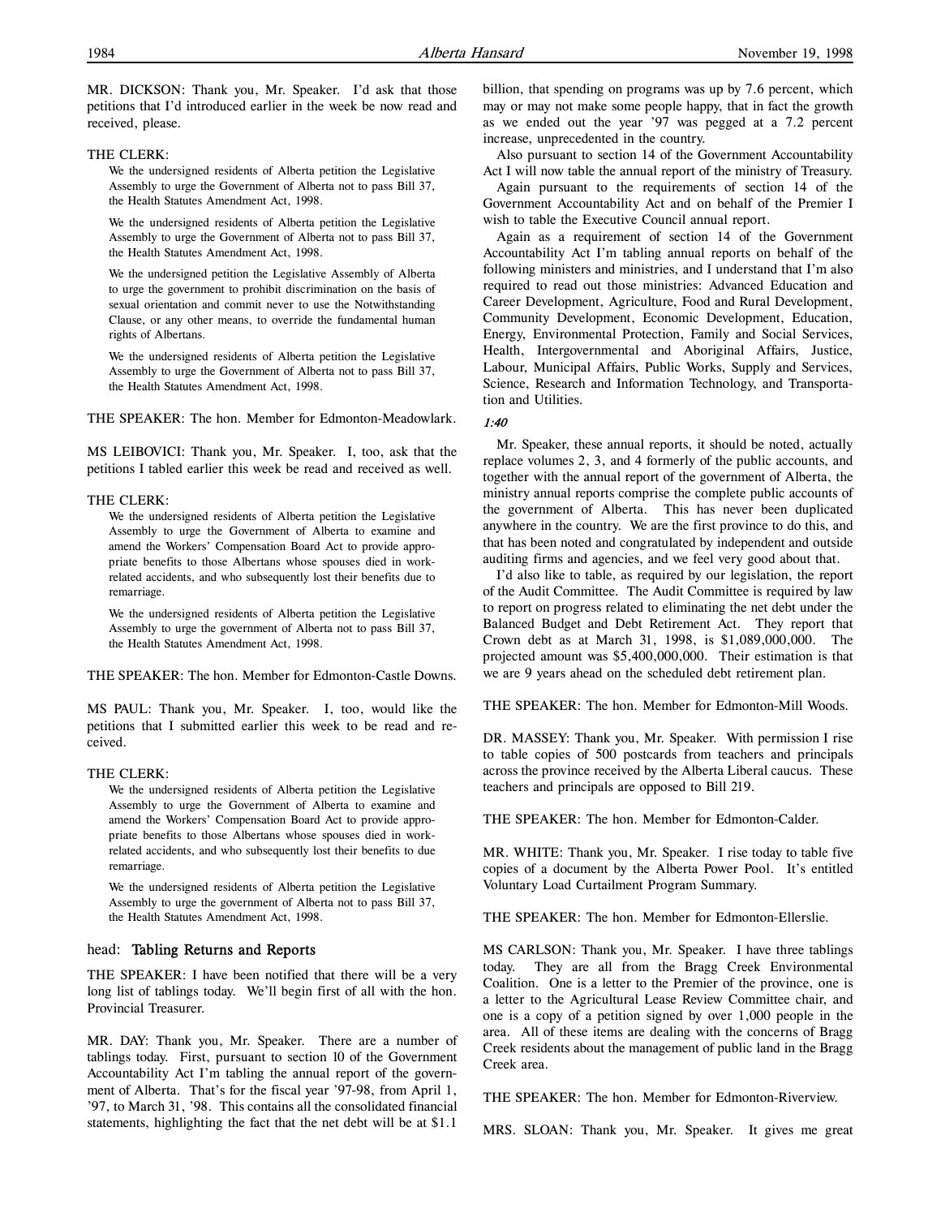MR. DICKSON: Thank you, Mr. Speaker. I'd ask that those petitions that I'd introduced earlier in the week be now read and received, please.

THE CLERK:

> We the undersigned residents of Alberta petition the Legislative Assembly to urge the Government of Alberta not to pass Bill 37, the Health Statutes Amendment Act, 1998.
>
> We the undersigned residents of Alberta petition the Legislative Assembly to urge the Government of Alberta not to pass Bill 37, the Health Statutes Amendment Act, 1998.
>
> We the undersigned petition the Legislative Assembly of Alberta to urge the government to prohibit discrimination on the basis of sexual orientation and commit never to use the Notwithstanding Clause, or any other means, to override the fundamental human rights of Albertans.
>
> We the undersigned residents of Alberta petition the Legislative Assembly to urge the Government of Alberta not to pass Bill 37, the Health Statutes Amendment Act, 1998.

THE SPEAKER: The hon. Member for Edmonton-Meadowlark.

MS LEIBOVICI: Thank you, Mr. Speaker. I, too, ask that the petitions I tabled earlier this week be read and received as well.

THE CLERK:

> We the undersigned residents of Alberta petition the Legislative Assembly to urge the Government of Alberta to examine and amend the Workers' Compensation Board Act to provide appropriate benefits to those Albertans whose spouses died in work-related accidents, and who subsequently lost their benefits due to remarriage.
>
> We the undersigned residents of Alberta petition the Legislative Assembly to urge the government of Alberta not to pass Bill 37, the Health Statutes Amendment Act, 1998.

THE SPEAKER: The hon. Member for Edmonton-Castle Downs.

MS PAUL: Thank you, Mr. Speaker. I, too, would like the petitions that I submitted earlier this week to be read and received.

THE CLERK:

> We the undersigned residents of Alberta petition the Legislative Assembly to urge the Government of Alberta to examine and amend the Workers' Compensation Board Act to provide appropriate benefits to those Albertans whose spouses died in work-related accidents, and who subsequently lost their benefits to due remarriage.
>
> We the undersigned residents of Alberta petition the Legislative Assembly to urge the government of Alberta not to pass Bill 37, the Health Statutes Amendment Act, 1998.

head: **Tabling Returns and Reports**

THE SPEAKER: I have been notified that there will be a very long list of tablings today. We'll begin first of all with the hon. Provincial Treasurer.

MR. DAY: Thank you, Mr. Speaker. There are a number of tablings today. First, pursuant to section 10 of the Government Accountability Act I'm tabling the annual report of the government of Alberta. That's for the fiscal year '97-98, from April 1, '97, to March 31, '98. This contains all the consolidated financial statements, highlighting the fact that the net debt will be at $1.1 billion, that spending on programs was up by 7.6 percent, which may or may not make some people happy, that in fact the growth as we ended out the year '97 was pegged at a 7.2 percent increase, unprecedented in the country.

Also pursuant to section 14 of the Government Accountability Act I will now table the annual report of the ministry of Treasury.

Again pursuant to the requirements of section 14 of the Government Accountability Act and on behalf of the Premier I wish to table the Executive Council annual report.

Again as a requirement of section 14 of the Government Accountability Act I'm tabling annual reports on behalf of the following ministers and ministries, and I understand that I'm also required to read out those ministries: Advanced Education and Career Development, Agriculture, Food and Rural Development, Community Development, Economic Development, Education, Energy, Environmental Protection, Family and Social Services, Health, Intergovernmental and Aboriginal Affairs, Justice, Labour, Municipal Affairs, Public Works, Supply and Services, Science, Research and Information Technology, and Transportation and Utilities.

*1:40*

Mr. Speaker, these annual reports, it should be noted, actually replace volumes 2, 3, and 4 formerly of the public accounts, and together with the annual report of the government of Alberta, the ministry annual reports comprise the complete public accounts of the government of Alberta. This has never been duplicated anywhere in the country. We are the first province to do this, and that has been noted and congratulated by independent and outside auditing firms and agencies, and we feel very good about that.

I'd also like to table, as required by our legislation, the report of the Audit Committee. The Audit Committee is required by law to report on progress related to eliminating the net debt under the Balanced Budget and Debt Retirement Act. They report that Crown debt as at March 31, 1998, is $1,089,000,000. The projected amount was $5,400,000,000. Their estimation is that we are 9 years ahead on the scheduled debt retirement plan.

THE SPEAKER: The hon. Member for Edmonton-Mill Woods.

DR. MASSEY: Thank you, Mr. Speaker. With permission I rise to table copies of 500 postcards from teachers and principals across the province received by the Alberta Liberal caucus. These teachers and principals are opposed to Bill 219.

THE SPEAKER: The hon. Member for Edmonton-Calder.

MR. WHITE: Thank you, Mr. Speaker. I rise today to table five copies of a document by the Alberta Power Pool. It's entitled Voluntary Load Curtailment Program Summary.

THE SPEAKER: The hon. Member for Edmonton-Ellerslie.

MS CARLSON: Thank you, Mr. Speaker. I have three tablings today. They are all from the Bragg Creek Environmental Coalition. One is a letter to the Premier of the province, one is a letter to the Agricultural Lease Review Committee chair, and one is a copy of a petition signed by over 1,000 people in the area. All of these items are dealing with the concerns of Bragg Creek residents about the management of public land in the Bragg Creek area.

THE SPEAKER: The hon. Member for Edmonton-Riverview.

MRS. SLOAN: Thank you, Mr. Speaker. It gives me great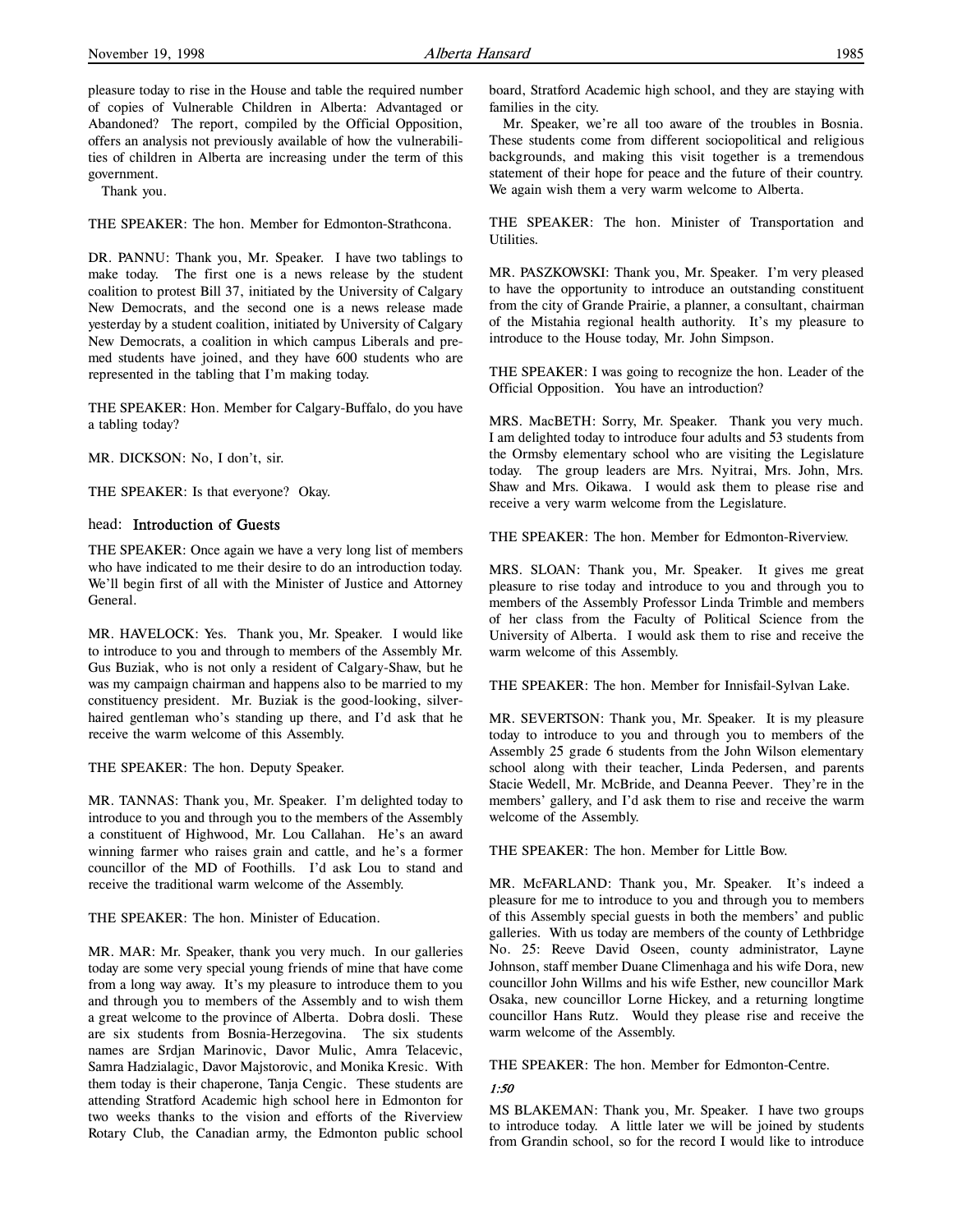pleasure today to rise in the House and table the required number of copies of Vulnerable Children in Alberta: Advantaged or Abandoned? The report, compiled by the Official Opposition, offers an analysis not previously available of how the vulnerabilities of children in Alberta are increasing under the term of this government.

Thank you.

THE SPEAKER: The hon. Member for Edmonton-Strathcona.

DR. PANNU: Thank you, Mr. Speaker. I have two tablings to make today. The first one is a news release by the student coalition to protest Bill 37, initiated by the University of Calgary New Democrats, and the second one is a news release made yesterday by a student coalition, initiated by University of Calgary New Democrats, a coalition in which campus Liberals and premed students have joined, and they have 600 students who are represented in the tabling that I'm making today.

THE SPEAKER: Hon. Member for Calgary-Buffalo, do you have a tabling today?

MR. DICKSON: No, I don't, sir.

THE SPEAKER: Is that everyone? Okay.

head: **Introduction of Guests**

THE SPEAKER: Once again we have a very long list of members who have indicated to me their desire to do an introduction today. We'll begin first of all with the Minister of Justice and Attorney General.

MR. HAVELOCK: Yes. Thank you, Mr. Speaker. I would like to introduce to you and through to members of the Assembly Mr. Gus Buziak, who is not only a resident of Calgary-Shaw, but he was my campaign chairman and happens also to be married to my constituency president. Mr. Buziak is the good-looking, silver-haired gentleman who's standing up there, and I'd ask that he receive the warm welcome of this Assembly.

THE SPEAKER: The hon. Deputy Speaker.

MR. TANNAS: Thank you, Mr. Speaker. I'm delighted today to introduce to you and through you to the members of the Assembly a constituent of Highwood, Mr. Lou Callahan. He's an award winning farmer who raises grain and cattle, and he's a former councillor of the MD of Foothills. I'd ask Lou to stand and receive the traditional warm welcome of the Assembly.

THE SPEAKER: The hon. Minister of Education.

MR. MAR: Mr. Speaker, thank you very much. In our galleries today are some very special young friends of mine that have come from a long way away. It's my pleasure to introduce them to you and through you to members of the Assembly and to wish them a great welcome to the province of Alberta. Dobra dosli. These are six students from Bosnia-Herzegovina. The six students names are Srdjan Marinovic, Davor Mulic, Amra Telacevic, Samra Hadzialagic, Davor Majstorovic, and Monika Kresic. With them today is their chaperone, Tanja Cengic. These students are attending Stratford Academic high school here in Edmonton for two weeks thanks to the vision and efforts of the Riverview Rotary Club, the Canadian army, the Edmonton public school board, Stratford Academic high school, and they are staying with families in the city.

Mr. Speaker, we're all too aware of the troubles in Bosnia. These students come from different sociopolitical and religious backgrounds, and making this visit together is a tremendous statement of their hope for peace and the future of their country. We again wish them a very warm welcome to Alberta.

THE SPEAKER: The hon. Minister of Transportation and Utilities.

MR. PASZKOWSKI: Thank you, Mr. Speaker. I'm very pleased to have the opportunity to introduce an outstanding constituent from the city of Grande Prairie, a planner, a consultant, chairman of the Mistahia regional health authority. It's my pleasure to introduce to the House today, Mr. John Simpson.

THE SPEAKER: I was going to recognize the hon. Leader of the Official Opposition. You have an introduction?

MRS. MacBETH: Sorry, Mr. Speaker. Thank you very much. I am delighted today to introduce four adults and 53 students from the Ormsby elementary school who are visiting the Legislature today. The group leaders are Mrs. Nyitrai, Mrs. John, Mrs. Shaw and Mrs. Oikawa. I would ask them to please rise and receive a very warm welcome from the Legislature.

THE SPEAKER: The hon. Member for Edmonton-Riverview.

MRS. SLOAN: Thank you, Mr. Speaker. It gives me great pleasure to rise today and introduce to you and through you to members of the Assembly Professor Linda Trimble and members of her class from the Faculty of Political Science from the University of Alberta. I would ask them to rise and receive the warm welcome of this Assembly.

THE SPEAKER: The hon. Member for Innisfail-Sylvan Lake.

MR. SEVERTSON: Thank you, Mr. Speaker. It is my pleasure today to introduce to you and through you to members of the Assembly 25 grade 6 students from the John Wilson elementary school along with their teacher, Linda Pedersen, and parents Stacie Wedell, Mr. McBride, and Deanna Peever. They're in the members' gallery, and I'd ask them to rise and receive the warm welcome of the Assembly.

THE SPEAKER: The hon. Member for Little Bow.

MR. McFARLAND: Thank you, Mr. Speaker. It's indeed a pleasure for me to introduce to you and through you to members of this Assembly special guests in both the members' and public galleries. With us today are members of the county of Lethbridge No. 25: Reeve David Oseen, county administrator, Layne Johnson, staff member Duane Climenhaga and his wife Dora, new councillor John Willms and his wife Esther, new councillor Mark Osaka, new councillor Lorne Hickey, and a returning longtime councillor Hans Rutz. Would they please rise and receive the warm welcome of the Assembly.

THE SPEAKER: The hon. Member for Edmonton-Centre.

*1:50*

MS BLAKEMAN: Thank you, Mr. Speaker. I have two groups to introduce today. A little later we will be joined by students from Grandin school, so for the record I would like to introduce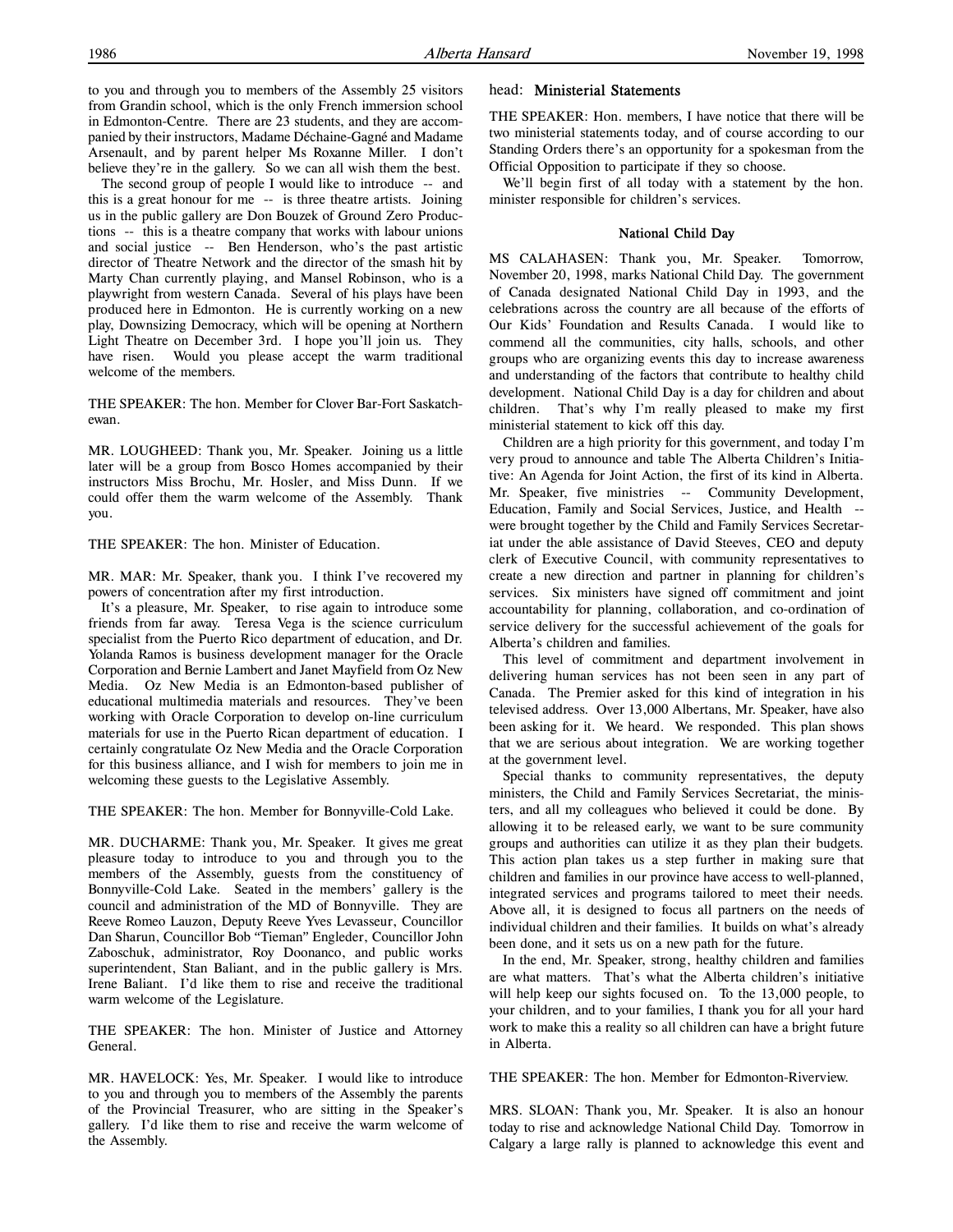to you and through you to members of the Assembly 25 visitors from Grandin school, which is the only French immersion school in Edmonton-Centre. There are 23 students, and they are accompanied by their instructors, Madame Déchaine-Gagné and Madame Arsenault, and by parent helper Ms Roxanne Miller. I don't believe they're in the gallery. So we can all wish them the best.

The second group of people I would like to introduce -- and this is a great honour for me -- is three theatre artists. Joining us in the public gallery are Don Bouzek of Ground Zero Productions -- this is a theatre company that works with labour unions and social justice -- Ben Henderson, who's the past artistic director of Theatre Network and the director of the smash hit by Marty Chan currently playing, and Mansel Robinson, who is a playwright from western Canada. Several of his plays have been produced here in Edmonton. He is currently working on a new play, Downsizing Democracy, which will be opening at Northern Light Theatre on December 3rd. I hope you'll join us. They have risen. Would you please accept the warm traditional welcome of the members.

THE SPEAKER: The hon. Member for Clover Bar-Fort Saskatchewan.

MR. LOUGHEED: Thank you, Mr. Speaker. Joining us a little later will be a group from Bosco Homes accompanied by their instructors Miss Brochu, Mr. Hosler, and Miss Dunn. If we could offer them the warm welcome of the Assembly. Thank you.

THE SPEAKER: The hon. Minister of Education.

MR. MAR: Mr. Speaker, thank you. I think I've recovered my powers of concentration after my first introduction.

It's a pleasure, Mr. Speaker, to rise again to introduce some friends from far away. Teresa Vega is the science curriculum specialist from the Puerto Rico department of education, and Dr. Yolanda Ramos is business development manager for the Oracle Corporation and Bernie Lambert and Janet Mayfield from Oz New Media. Oz New Media is an Edmonton-based publisher of educational multimedia materials and resources. They've been working with Oracle Corporation to develop on-line curriculum materials for use in the Puerto Rican department of education. I certainly congratulate Oz New Media and the Oracle Corporation for this business alliance, and I wish for members to join me in welcoming these guests to the Legislative Assembly.

THE SPEAKER: The hon. Member for Bonnyville-Cold Lake.

MR. DUCHARME: Thank you, Mr. Speaker. It gives me great pleasure today to introduce to you and through you to the members of the Assembly, guests from the constituency of Bonnyville-Cold Lake. Seated in the members' gallery is the council and administration of the MD of Bonnyville. They are Reeve Romeo Lauzon, Deputy Reeve Yves Levasseur, Councillor Dan Sharun, Councillor Bob "Tieman" Engleder, Councillor John Zaboschuk, administrator, Roy Doonanco, and public works superintendent, Stan Baliant, and in the public gallery is Mrs. Irene Baliant. I'd like them to rise and receive the traditional warm welcome of the Legislature.

THE SPEAKER: The hon. Minister of Justice and Attorney General.

MR. HAVELOCK: Yes, Mr. Speaker. I would like to introduce to you and through you to members of the Assembly the parents of the Provincial Treasurer, who are sitting in the Speaker's gallery. I'd like them to rise and receive the warm welcome of the Assembly.

head: **Ministerial Statements**

THE SPEAKER: Hon. members, I have notice that there will be two ministerial statements today, and of course according to our Standing Orders there's an opportunity for a spokesman from the Official Opposition to participate if they so choose.

We'll begin first of all today with a statement by the hon. minister responsible for children's services.

## National Child Day

MS CALAHASEN: Thank you, Mr. Speaker. Tomorrow, November 20, 1998, marks National Child Day. The government of Canada designated National Child Day in 1993, and the celebrations across the country are all because of the efforts of Our Kids' Foundation and Results Canada. I would like to commend all the communities, city halls, schools, and other groups who are organizing events this day to increase awareness and understanding of the factors that contribute to healthy child development. National Child Day is a day for children and about children. That's why I'm really pleased to make my first ministerial statement to kick off this day.

Children are a high priority for this government, and today I'm very proud to announce and table The Alberta Children's Initiative: An Agenda for Joint Action, the first of its kind in Alberta. Mr. Speaker, five ministries -- Community Development, Education, Family and Social Services, Justice, and Health -- were brought together by the Child and Family Services Secretariat under the able assistance of David Steeves, CEO and deputy clerk of Executive Council, with community representatives to create a new direction and partner in planning for children's services. Six ministers have signed off commitment and joint accountability for planning, collaboration, and co-ordination of service delivery for the successful achievement of the goals for Alberta's children and families.

This level of commitment and department involvement in delivering human services has not been seen in any part of Canada. The Premier asked for this kind of integration in his televised address. Over 13,000 Albertans, Mr. Speaker, have also been asking for it. We heard. We responded. This plan shows that we are serious about integration. We are working together at the government level.

Special thanks to community representatives, the deputy ministers, the Child and Family Services Secretariat, the ministers, and all my colleagues who believed it could be done. By allowing it to be released early, we want to be sure community groups and authorities can utilize it as they plan their budgets. This action plan takes us a step further in making sure that children and families in our province have access to well-planned, integrated services and programs tailored to meet their needs. Above all, it is designed to focus all partners on the needs of individual children and their families. It builds on what's already been done, and it sets us on a new path for the future.

In the end, Mr. Speaker, strong, healthy children and families are what matters. That's what the Alberta children's initiative will help keep our sights focused on. To the 13,000 people, to your children, and to your families, I thank you for all your hard work to make this a reality so all children can have a bright future in Alberta.

THE SPEAKER: The hon. Member for Edmonton-Riverview.

MRS. SLOAN: Thank you, Mr. Speaker. It is also an honour today to rise and acknowledge National Child Day. Tomorrow in Calgary a large rally is planned to acknowledge this event and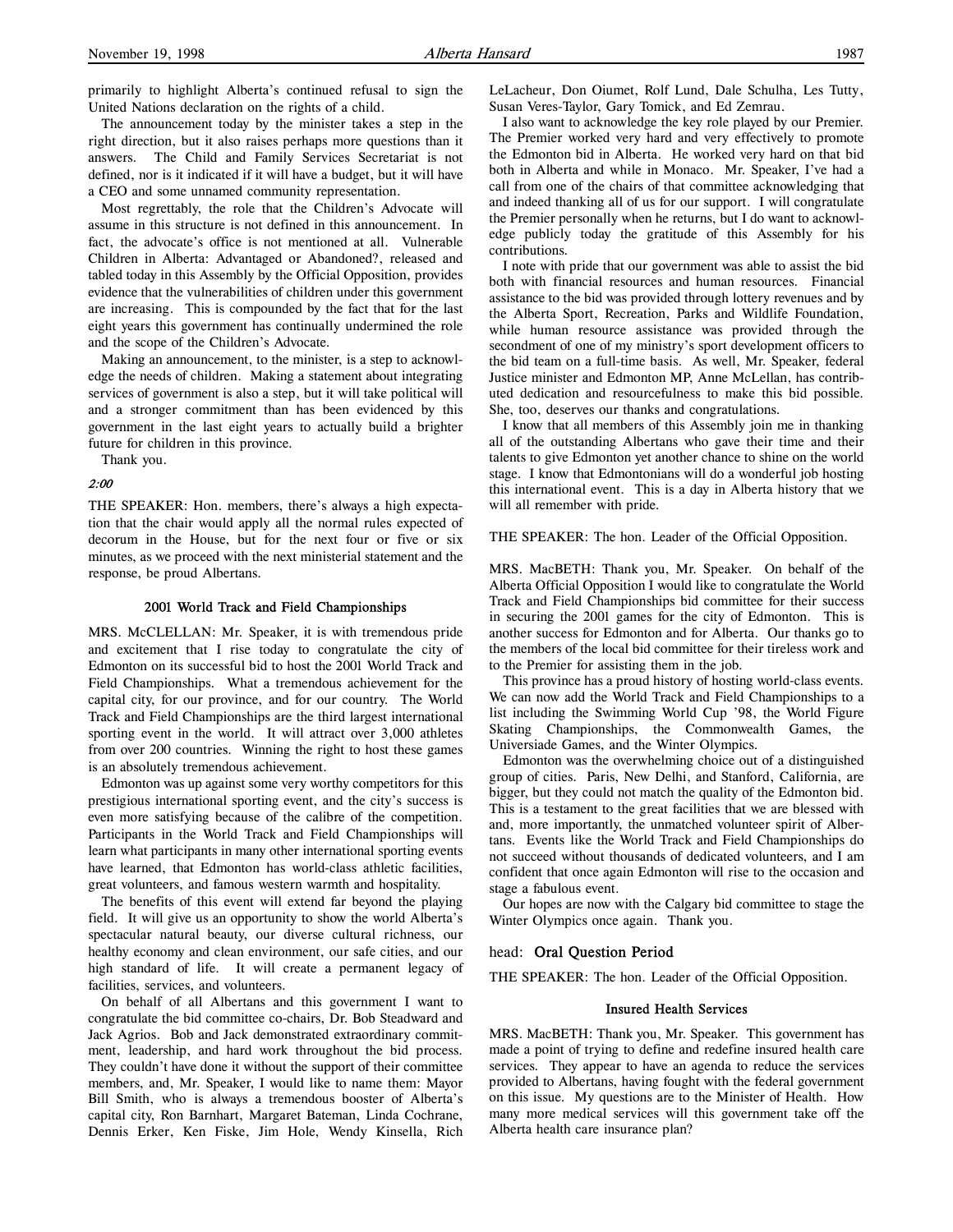primarily to highlight Alberta's continued refusal to sign the United Nations declaration on the rights of a child.

The announcement today by the minister takes a step in the right direction, but it also raises perhaps more questions than it answers. The Child and Family Services Secretariat is not defined, nor is it indicated if it will have a budget, but it will have a CEO and some unnamed community representation.

Most regrettably, the role that the Children's Advocate will assume in this structure is not defined in this announcement. In fact, the advocate's office is not mentioned at all. Vulnerable Children in Alberta: Advantaged or Abandoned?, released and tabled today in this Assembly by the Official Opposition, provides evidence that the vulnerabilities of children under this government are increasing. This is compounded by the fact that for the last eight years this government has continually undermined the role and the scope of the Children's Advocate.

Making an announcement, to the minister, is a step to acknowledge the needs of children. Making a statement about integrating services of government is also a step, but it will take political will and a stronger commitment than has been evidenced by this government in the last eight years to actually build a brighter future for children in this province.

Thank you.

*2:00*

THE SPEAKER: Hon. members, there's always a high expectation that the chair would apply all the normal rules expected of decorum in the House, but for the next four or five or six minutes, as we proceed with the next ministerial statement and the response, be proud Albertans.

### 2001 World Track and Field Championships

MRS. McCLELLAN: Mr. Speaker, it is with tremendous pride and excitement that I rise today to congratulate the city of Edmonton on its successful bid to host the 2001 World Track and Field Championships. What a tremendous achievement for the capital city, for our province, and for our country. The World Track and Field Championships are the third largest international sporting event in the world. It will attract over 3,000 athletes from over 200 countries. Winning the right to host these games is an absolutely tremendous achievement.

Edmonton was up against some very worthy competitors for this prestigious international sporting event, and the city's success is even more satisfying because of the calibre of the competition. Participants in the World Track and Field Championships will learn what participants in many other international sporting events have learned, that Edmonton has world-class athletic facilities, great volunteers, and famous western warmth and hospitality.

The benefits of this event will extend far beyond the playing field. It will give us an opportunity to show the world Alberta's spectacular natural beauty, our diverse cultural richness, our healthy economy and clean environment, our safe cities, and our high standard of life. It will create a permanent legacy of facilities, services, and volunteers.

On behalf of all Albertans and this government I want to congratulate the bid committee co-chairs, Dr. Bob Steadward and Jack Agrios. Bob and Jack demonstrated extraordinary commitment, leadership, and hard work throughout the bid process. They couldn't have done it without the support of their committee members, and, Mr. Speaker, I would like to name them: Mayor Bill Smith, who is always a tremendous booster of Alberta's capital city, Ron Barnhart, Margaret Bateman, Linda Cochrane, Dennis Erker, Ken Fiske, Jim Hole, Wendy Kinsella, Rich LeLacheur, Don Oiumet, Rolf Lund, Dale Schulha, Les Tutty, Susan Veres-Taylor, Gary Tomick, and Ed Zemrau.

I also want to acknowledge the key role played by our Premier. The Premier worked very hard and very effectively to promote the Edmonton bid in Alberta. He worked very hard on that bid both in Alberta and while in Monaco. Mr. Speaker, I've had a call from one of the chairs of that committee acknowledging that and indeed thanking all of us for our support. I will congratulate the Premier personally when he returns, but I do want to acknowledge publicly today the gratitude of this Assembly for his contributions.

I note with pride that our government was able to assist the bid both with financial resources and human resources. Financial assistance to the bid was provided through lottery revenues and by the Alberta Sport, Recreation, Parks and Wildlife Foundation, while human resource assistance was provided through the secondment of one of my ministry's sport development officers to the bid team on a full-time basis. As well, Mr. Speaker, federal Justice minister and Edmonton MP, Anne McLellan, has contributed dedication and resourcefulness to make this bid possible. She, too, deserves our thanks and congratulations.

I know that all members of this Assembly join me in thanking all of the outstanding Albertans who gave their time and their talents to give Edmonton yet another chance to shine on the world stage. I know that Edmontonians will do a wonderful job hosting this international event. This is a day in Alberta history that we will all remember with pride.

THE SPEAKER: The hon. Leader of the Official Opposition.

MRS. MacBETH: Thank you, Mr. Speaker. On behalf of the Alberta Official Opposition I would like to congratulate the World Track and Field Championships bid committee for their success in securing the 2001 games for the city of Edmonton. This is another success for Edmonton and for Alberta. Our thanks go to the members of the local bid committee for their tireless work and to the Premier for assisting them in the job.

This province has a proud history of hosting world-class events. We can now add the World Track and Field Championships to a list including the Swimming World Cup '98, the World Figure Skating Championships, the Commonwealth Games, the Universiade Games, and the Winter Olympics.

Edmonton was the overwhelming choice out of a distinguished group of cities. Paris, New Delhi, and Stanford, California, are bigger, but they could not match the quality of the Edmonton bid. This is a testament to the great facilities that we are blessed with and, more importantly, the unmatched volunteer spirit of Albertans. Events like the World Track and Field Championships do not succeed without thousands of dedicated volunteers, and I am confident that once again Edmonton will rise to the occasion and stage a fabulous event.

Our hopes are now with the Calgary bid committee to stage the Winter Olympics once again. Thank you.

## head: **Oral Question Period**

THE SPEAKER: The hon. Leader of the Official Opposition.

### Insured Health Services

MRS. MacBETH: Thank you, Mr. Speaker. This government has made a point of trying to define and redefine insured health care services. They appear to have an agenda to reduce the services provided to Albertans, having fought with the federal government on this issue. My questions are to the Minister of Health. How many more medical services will this government take off the Alberta health care insurance plan?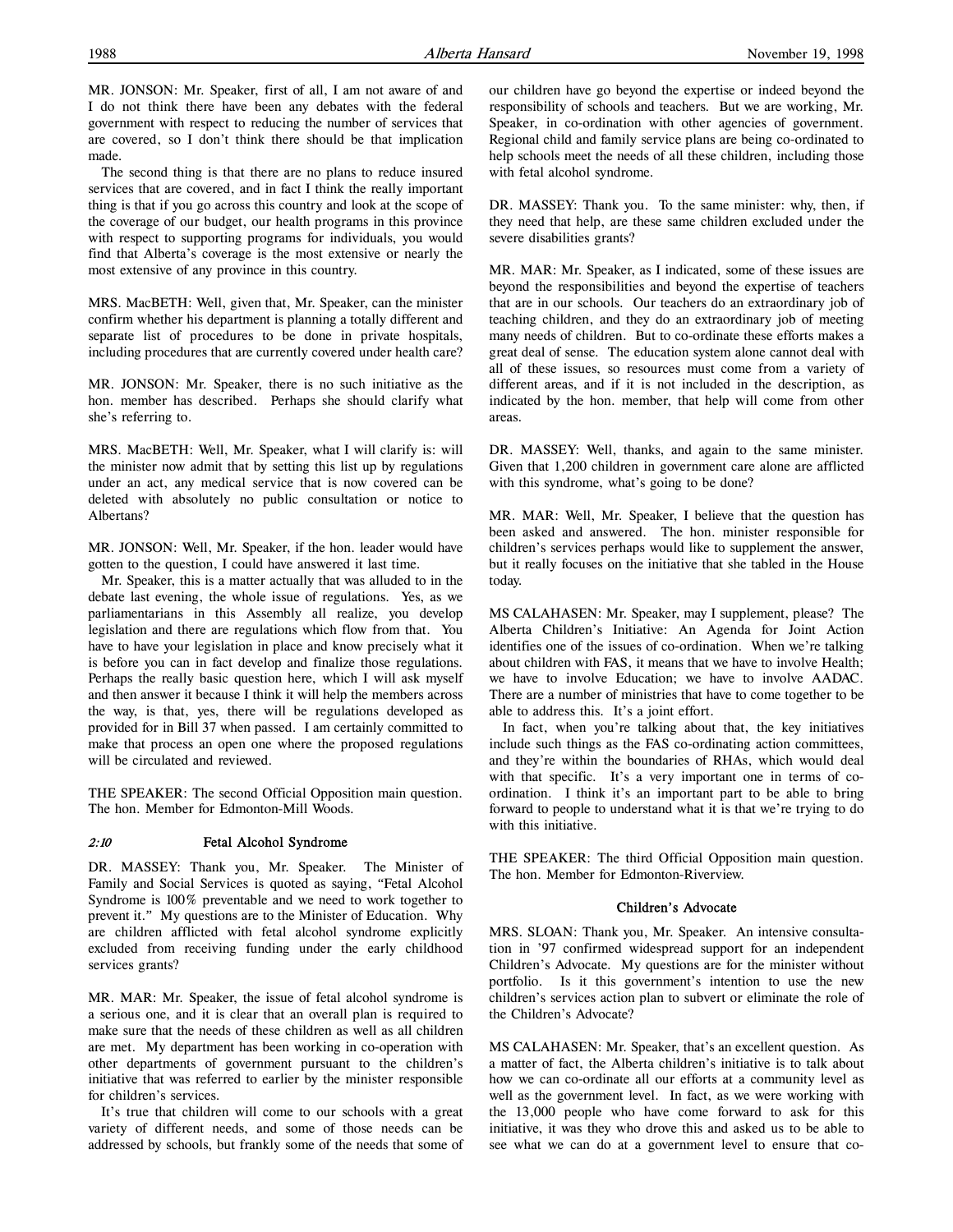MR. JONSON: Mr. Speaker, first of all, I am not aware of and I do not think there have been any debates with the federal government with respect to reducing the number of services that are covered, so I don't think there should be that implication made.

The second thing is that there are no plans to reduce insured services that are covered, and in fact I think the really important thing is that if you go across this country and look at the scope of the coverage of our budget, our health programs in this province with respect to supporting programs for individuals, you would find that Alberta's coverage is the most extensive or nearly the most extensive of any province in this country.

MRS. MacBETH: Well, given that, Mr. Speaker, can the minister confirm whether his department is planning a totally different and separate list of procedures to be done in private hospitals, including procedures that are currently covered under health care?

MR. JONSON: Mr. Speaker, there is no such initiative as the hon. member has described. Perhaps she should clarify what she's referring to.

MRS. MacBETH: Well, Mr. Speaker, what I will clarify is: will the minister now admit that by setting this list up by regulations under an act, any medical service that is now covered can be deleted with absolutely no public consultation or notice to Albertans?

MR. JONSON: Well, Mr. Speaker, if the hon. leader would have gotten to the question, I could have answered it last time.

Mr. Speaker, this is a matter actually that was alluded to in the debate last evening, the whole issue of regulations. Yes, as we parliamentarians in this Assembly all realize, you develop legislation and there are regulations which flow from that. You have to have your legislation in place and know precisely what it is before you can in fact develop and finalize those regulations. Perhaps the really basic question here, which I will ask myself and then answer it because I think it will help the members across the way, is that, yes, there will be regulations developed as provided for in Bill 37 when passed. I am certainly committed to make that process an open one where the proposed regulations will be circulated and reviewed.

THE SPEAKER: The second Official Opposition main question. The hon. Member for Edmonton-Mill Woods.

### *2:10* Fetal Alcohol Syndrome

DR. MASSEY: Thank you, Mr. Speaker. The Minister of Family and Social Services is quoted as saying, "Fetal Alcohol Syndrome is 100% preventable and we need to work together to prevent it." My questions are to the Minister of Education. Why are children afflicted with fetal alcohol syndrome explicitly excluded from receiving funding under the early childhood services grants?

MR. MAR: Mr. Speaker, the issue of fetal alcohol syndrome is a serious one, and it is clear that an overall plan is required to make sure that the needs of these children as well as all children are met. My department has been working in co-operation with other departments of government pursuant to the children's initiative that was referred to earlier by the minister responsible for children's services.

It's true that children will come to our schools with a great variety of different needs, and some of those needs can be addressed by schools, but frankly some of the needs that some of our children have go beyond the expertise or indeed beyond the responsibility of schools and teachers. But we are working, Mr. Speaker, in co-ordination with other agencies of government. Regional child and family service plans are being co-ordinated to help schools meet the needs of all these children, including those with fetal alcohol syndrome.

DR. MASSEY: Thank you. To the same minister: why, then, if they need that help, are these same children excluded under the severe disabilities grants?

MR. MAR: Mr. Speaker, as I indicated, some of these issues are beyond the responsibilities and beyond the expertise of teachers that are in our schools. Our teachers do an extraordinary job of teaching children, and they do an extraordinary job of meeting many needs of children. But to co-ordinate these efforts makes a great deal of sense. The education system alone cannot deal with all of these issues, so resources must come from a variety of different areas, and if it is not included in the description, as indicated by the hon. member, that help will come from other areas.

DR. MASSEY: Well, thanks, and again to the same minister. Given that 1,200 children in government care alone are afflicted with this syndrome, what's going to be done?

MR. MAR: Well, Mr. Speaker, I believe that the question has been asked and answered. The hon. minister responsible for children's services perhaps would like to supplement the answer, but it really focuses on the initiative that she tabled in the House today.

MS CALAHASEN: Mr. Speaker, may I supplement, please? The Alberta Children's Initiative: An Agenda for Joint Action identifies one of the issues of co-ordination. When we're talking about children with FAS, it means that we have to involve Health; we have to involve Education; we have to involve AADAC. There are a number of ministries that have to come together to be able to address this. It's a joint effort.

In fact, when you're talking about that, the key initiatives include such things as the FAS co-ordinating action committees, and they're within the boundaries of RHAs, which would deal with that specific. It's a very important one in terms of co-ordination. I think it's an important part to be able to bring forward to people to understand what it is that we're trying to do with this initiative.

THE SPEAKER: The third Official Opposition main question. The hon. Member for Edmonton-Riverview.

### Children's Advocate

MRS. SLOAN: Thank you, Mr. Speaker. An intensive consultation in '97 confirmed widespread support for an independent Children's Advocate. My questions are for the minister without portfolio. Is it this government's intention to use the new children's services action plan to subvert or eliminate the role of the Children's Advocate?

MS CALAHASEN: Mr. Speaker, that's an excellent question. As a matter of fact, the Alberta children's initiative is to talk about how we can co-ordinate all our efforts at a community level as well as the government level. In fact, as we were working with the 13,000 people who have come forward to ask for this initiative, it was they who drove this and asked us to be able to see what we can do at a government level to ensure that co-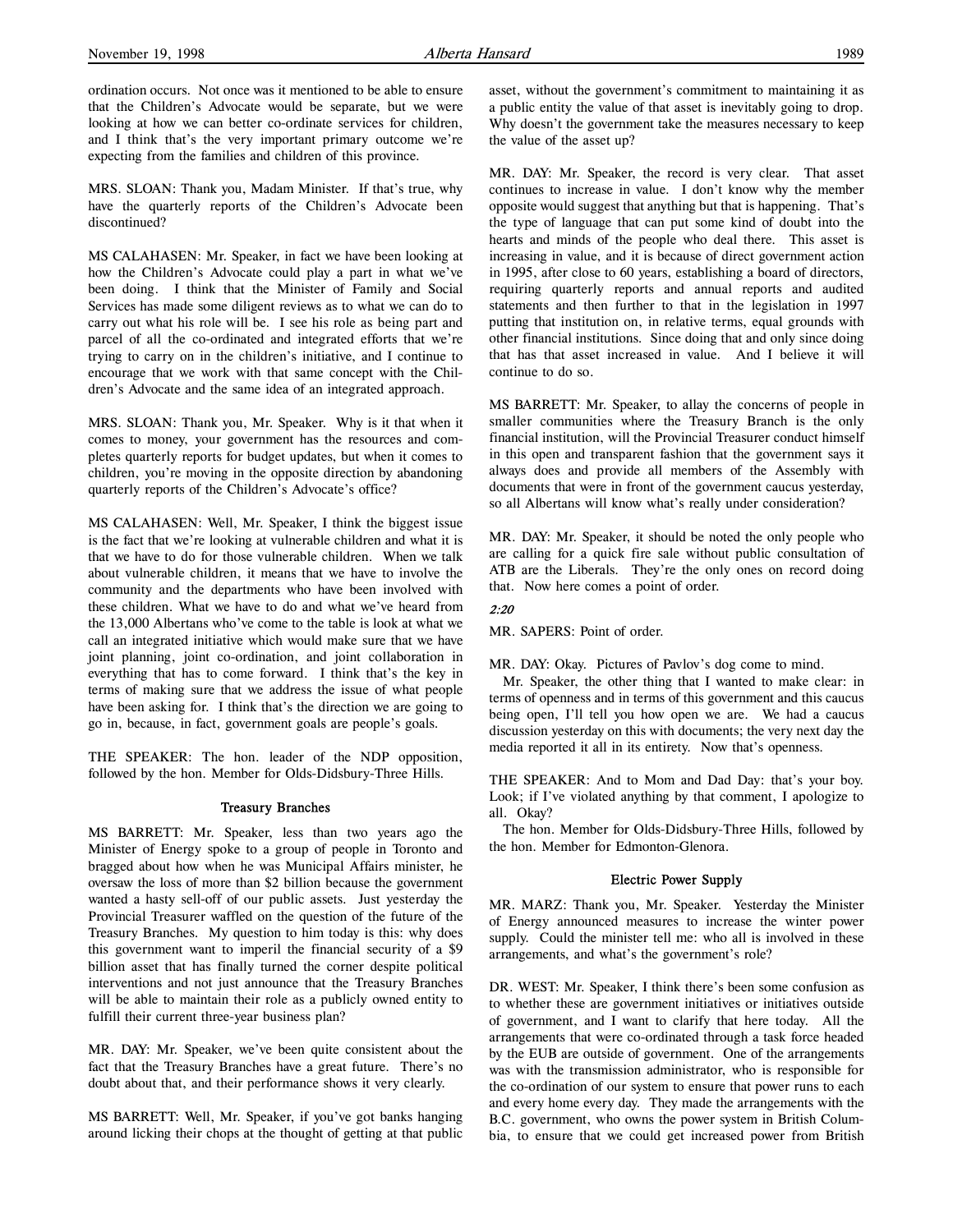ordination occurs. Not once was it mentioned to be able to ensure that the Children's Advocate would be separate, but we were looking at how we can better co-ordinate services for children, and I think that's the very important primary outcome we're expecting from the families and children of this province.

MRS. SLOAN: Thank you, Madam Minister. If that's true, why have the quarterly reports of the Children's Advocate been discontinued?

MS CALAHASEN: Mr. Speaker, in fact we have been looking at how the Children's Advocate could play a part in what we've been doing. I think that the Minister of Family and Social Services has made some diligent reviews as to what we can do to carry out what his role will be. I see his role as being part and parcel of all the co-ordinated and integrated efforts that we're trying to carry on in the children's initiative, and I continue to encourage that we work with that same concept with the Children's Advocate and the same idea of an integrated approach.

MRS. SLOAN: Thank you, Mr. Speaker. Why is it that when it comes to money, your government has the resources and completes quarterly reports for budget updates, but when it comes to children, you're moving in the opposite direction by abandoning quarterly reports of the Children's Advocate's office?

MS CALAHASEN: Well, Mr. Speaker, I think the biggest issue is the fact that we're looking at vulnerable children and what it is that we have to do for those vulnerable children. When we talk about vulnerable children, it means that we have to involve the community and the departments who have been involved with these children. What we have to do and what we've heard from the 13,000 Albertans who've come to the table is look at what we call an integrated initiative which would make sure that we have joint planning, joint co-ordination, and joint collaboration in everything that has to come forward. I think that's the key in terms of making sure that we address the issue of what people have been asking for. I think that's the direction we are going to go in, because, in fact, government goals are people's goals.

THE SPEAKER: The hon. leader of the NDP opposition, followed by the hon. Member for Olds-Didsbury-Three Hills.

### Treasury Branches

MS BARRETT: Mr. Speaker, less than two years ago the Minister of Energy spoke to a group of people in Toronto and bragged about how when he was Municipal Affairs minister, he oversaw the loss of more than $2 billion because the government wanted a hasty sell-off of our public assets. Just yesterday the Provincial Treasurer waffled on the question of the future of the Treasury Branches. My question to him today is this: why does this government want to imperil the financial security of a $9 billion asset that has finally turned the corner despite political interventions and not just announce that the Treasury Branches will be able to maintain their role as a publicly owned entity to fulfill their current three-year business plan?

MR. DAY: Mr. Speaker, we've been quite consistent about the fact that the Treasury Branches have a great future. There's no doubt about that, and their performance shows it very clearly.

MS BARRETT: Well, Mr. Speaker, if you've got banks hanging around licking their chops at the thought of getting at that public asset, without the government's commitment to maintaining it as a public entity the value of that asset is inevitably going to drop. Why doesn't the government take the measures necessary to keep the value of the asset up?

MR. DAY: Mr. Speaker, the record is very clear. That asset continues to increase in value. I don't know why the member opposite would suggest that anything but that is happening. That's the type of language that can put some kind of doubt into the hearts and minds of the people who deal there. This asset is increasing in value, and it is because of direct government action in 1995, after close to 60 years, establishing a board of directors, requiring quarterly reports and annual reports and audited statements and then further to that in the legislation in 1997 putting that institution on, in relative terms, equal grounds with other financial institutions. Since doing that and only since doing that has that asset increased in value. And I believe it will continue to do so.

MS BARRETT: Mr. Speaker, to allay the concerns of people in smaller communities where the Treasury Branch is the only financial institution, will the Provincial Treasurer conduct himself in this open and transparent fashion that the government says it always does and provide all members of the Assembly with documents that were in front of the government caucus yesterday, so all Albertans will know what's really under consideration?

MR. DAY: Mr. Speaker, it should be noted the only people who are calling for a quick fire sale without public consultation of ATB are the Liberals. They're the only ones on record doing that. Now here comes a point of order.

*2:20*

MR. SAPERS: Point of order.

MR. DAY: Okay. Pictures of Pavlov's dog come to mind.

Mr. Speaker, the other thing that I wanted to make clear: in terms of openness and in terms of this government and this caucus being open, I'll tell you how open we are. We had a caucus discussion yesterday on this with documents; the very next day the media reported it all in its entirety. Now that's openness.

THE SPEAKER: And to Mom and Dad Day: that's your boy. Look; if I've violated anything by that comment, I apologize to all. Okay?

The hon. Member for Olds-Didsbury-Three Hills, followed by the hon. Member for Edmonton-Glenora.

### Electric Power Supply

MR. MARZ: Thank you, Mr. Speaker. Yesterday the Minister of Energy announced measures to increase the winter power supply. Could the minister tell me: who all is involved in these arrangements, and what's the government's role?

DR. WEST: Mr. Speaker, I think there's been some confusion as to whether these are government initiatives or initiatives outside of government, and I want to clarify that here today. All the arrangements that were co-ordinated through a task force headed by the EUB are outside of government. One of the arrangements was with the transmission administrator, who is responsible for the co-ordination of our system to ensure that power runs to each and every home every day. They made the arrangements with the B.C. government, who owns the power system in British Columbia, to ensure that we could get increased power from British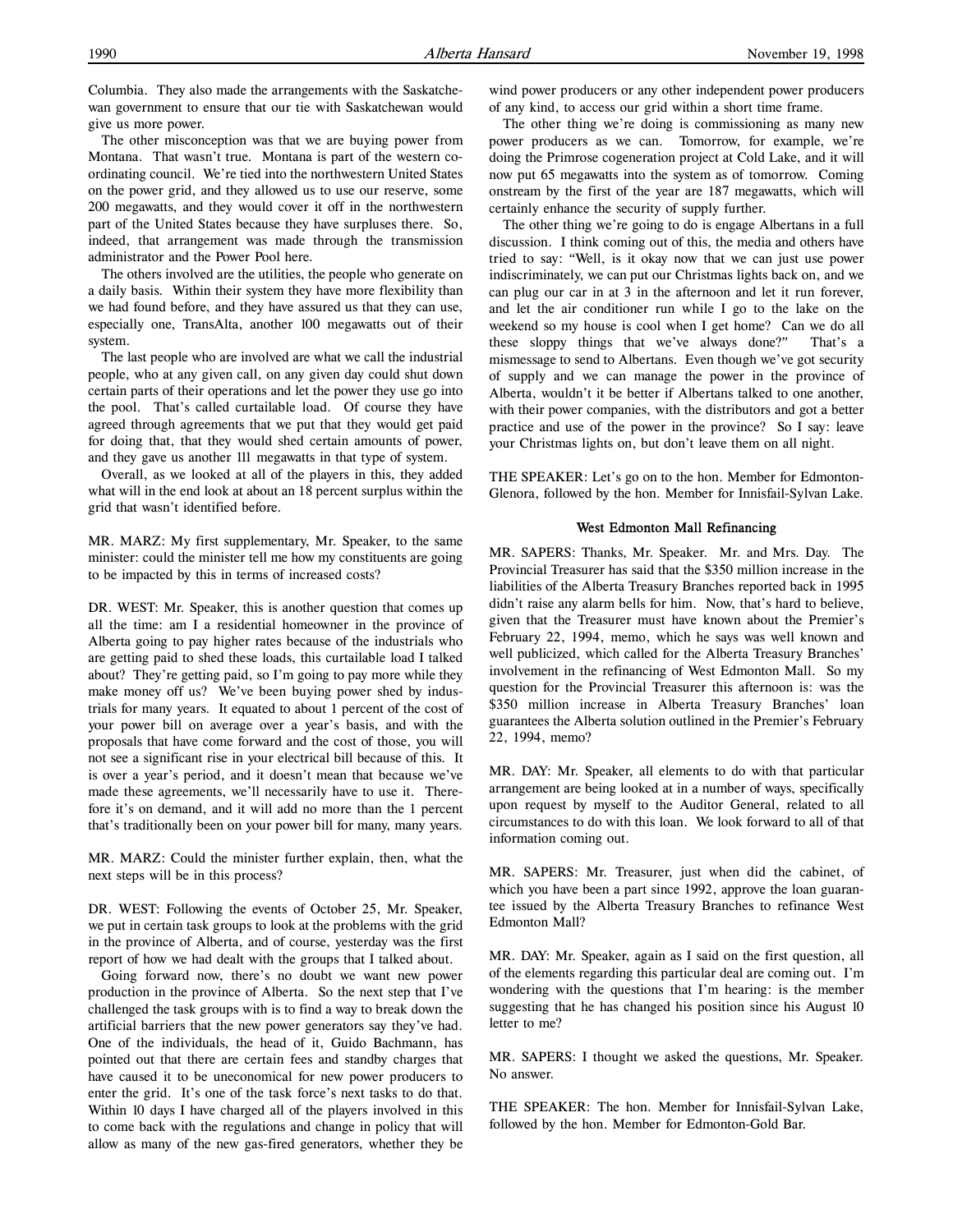Columbia. They also made the arrangements with the Saskatchewan government to ensure that our tie with Saskatchewan would give us more power.

The other misconception was that we are buying power from Montana. That wasn't true. Montana is part of the western coordinating council. We're tied into the northwestern United States on the power grid, and they allowed us to use our reserve, some 200 megawatts, and they would cover it off in the northwestern part of the United States because they have surpluses there. So, indeed, that arrangement was made through the transmission administrator and the Power Pool here.

The others involved are the utilities, the people who generate on a daily basis. Within their system they have more flexibility than we had found before, and they have assured us that they can use, especially one, TransAlta, another 100 megawatts out of their system.

The last people who are involved are what we call the industrial people, who at any given call, on any given day could shut down certain parts of their operations and let the power they use go into the pool. That's called curtailable load. Of course they have agreed through agreements that we put that they would get paid for doing that, that they would shed certain amounts of power, and they gave us another 111 megawatts in that type of system.

Overall, as we looked at all of the players in this, they added what will in the end look at about an 18 percent surplus within the grid that wasn't identified before.

MR. MARZ: My first supplementary, Mr. Speaker, to the same minister: could the minister tell me how my constituents are going to be impacted by this in terms of increased costs?

DR. WEST: Mr. Speaker, this is another question that comes up all the time: am I a residential homeowner in the province of Alberta going to pay higher rates because of the industrials who are getting paid to shed these loads, this curtailable load I talked about? They're getting paid, so I'm going to pay more while they make money off us? We've been buying power shed by industrials for many years. It equated to about 1 percent of the cost of your power bill on average over a year's basis, and with the proposals that have come forward and the cost of those, you will not see a significant rise in your electrical bill because of this. It is over a year's period, and it doesn't mean that because we've made these agreements, we'll necessarily have to use it. Therefore it's on demand, and it will add no more than the 1 percent that's traditionally been on your power bill for many, many years.

MR. MARZ: Could the minister further explain, then, what the next steps will be in this process?

DR. WEST: Following the events of October 25, Mr. Speaker, we put in certain task groups to look at the problems with the grid in the province of Alberta, and of course, yesterday was the first report of how we had dealt with the groups that I talked about.

Going forward now, there's no doubt we want new power production in the province of Alberta. So the next step that I've challenged the task groups with is to find a way to break down the artificial barriers that the new power generators say they've had. One of the individuals, the head of it, Guido Bachmann, has pointed out that there are certain fees and standby charges that have caused it to be uneconomical for new power producers to enter the grid. It's one of the task force's next tasks to do that. Within 10 days I have charged all of the players involved in this to come back with the regulations and change in policy that will allow as many of the new gas-fired generators, whether they be wind power producers or any other independent power producers of any kind, to access our grid within a short time frame.

The other thing we're doing is commissioning as many new power producers as we can. Tomorrow, for example, we're doing the Primrose cogeneration project at Cold Lake, and it will now put 65 megawatts into the system as of tomorrow. Coming onstream by the first of the year are 187 megawatts, which will certainly enhance the security of supply further.

The other thing we're going to do is engage Albertans in a full discussion. I think coming out of this, the media and others have tried to say: "Well, is it okay now that we can just use power indiscriminately, we can put our Christmas lights back on, and we can plug our car in at 3 in the afternoon and let it run forever, and let the air conditioner run while I go to the lake on the weekend so my house is cool when I get home? Can we do all these sloppy things that we've always done?" That's a mismessage to send to Albertans. Even though we've got security of supply and we can manage the power in the province of Alberta, wouldn't it be better if Albertans talked to one another, with their power companies, with the distributors and got a better practice and use of the power in the province? So I say: leave your Christmas lights on, but don't leave them on all night.

THE SPEAKER: Let's go on to the hon. Member for Edmonton-Glenora, followed by the hon. Member for Innisfail-Sylvan Lake.

### West Edmonton Mall Refinancing

MR. SAPERS: Thanks, Mr. Speaker. Mr. and Mrs. Day. The Provincial Treasurer has said that the $350 million increase in the liabilities of the Alberta Treasury Branches reported back in 1995 didn't raise any alarm bells for him. Now, that's hard to believe, given that the Treasurer must have known about the Premier's February 22, 1994, memo, which he says was well known and well publicized, which called for the Alberta Treasury Branches' involvement in the refinancing of West Edmonton Mall. So my question for the Provincial Treasurer this afternoon is: was the $350 million increase in Alberta Treasury Branches' loan guarantees the Alberta solution outlined in the Premier's February 22, 1994, memo?

MR. DAY: Mr. Speaker, all elements to do with that particular arrangement are being looked at in a number of ways, specifically upon request by myself to the Auditor General, related to all circumstances to do with this loan. We look forward to all of that information coming out.

MR. SAPERS: Mr. Treasurer, just when did the cabinet, of which you have been a part since 1992, approve the loan guarantee issued by the Alberta Treasury Branches to refinance West Edmonton Mall?

MR. DAY: Mr. Speaker, again as I said on the first question, all of the elements regarding this particular deal are coming out. I'm wondering with the questions that I'm hearing: is the member suggesting that he has changed his position since his August 10 letter to me?

MR. SAPERS: I thought we asked the questions, Mr. Speaker. No answer.

THE SPEAKER: The hon. Member for Innisfail-Sylvan Lake, followed by the hon. Member for Edmonton-Gold Bar.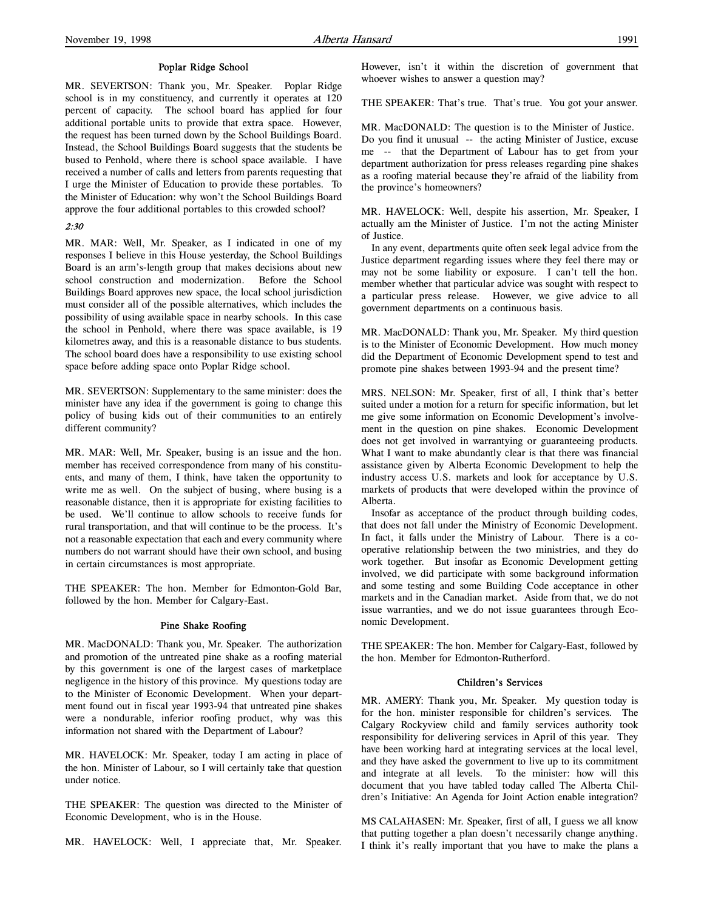### Poplar Ridge School

MR. SEVERTSON: Thank you, Mr. Speaker. Poplar Ridge school is in my constituency, and currently it operates at 120 percent of capacity. The school board has applied for four additional portable units to provide that extra space. However, the request has been turned down by the School Buildings Board. Instead, the School Buildings Board suggests that the students be bused to Penhold, where there is school space available. I have received a number of calls and letters from parents requesting that I urge the Minister of Education to provide these portables. To the Minister of Education: why won't the School Buildings Board approve the four additional portables to this crowded school?

*2:30*

MR. MAR: Well, Mr. Speaker, as I indicated in one of my responses I believe in this House yesterday, the School Buildings Board is an arm's-length group that makes decisions about new school construction and modernization. Before the School Buildings Board approves new space, the local school jurisdiction must consider all of the possible alternatives, which includes the possibility of using available space in nearby schools. In this case the school in Penhold, where there was space available, is 19 kilometres away, and this is a reasonable distance to bus students. The school board does have a responsibility to use existing school space before adding space onto Poplar Ridge school.

MR. SEVERTSON: Supplementary to the same minister: does the minister have any idea if the government is going to change this policy of busing kids out of their communities to an entirely different community?

MR. MAR: Well, Mr. Speaker, busing is an issue and the hon. member has received correspondence from many of his constituents, and many of them, I think, have taken the opportunity to write me as well. On the subject of busing, where busing is a reasonable distance, then it is appropriate for existing facilities to be used. We'll continue to allow schools to receive funds for rural transportation, and that will continue to be the process. It's not a reasonable expectation that each and every community where numbers do not warrant should have their own school, and busing in certain circumstances is most appropriate.

THE SPEAKER: The hon. Member for Edmonton-Gold Bar, followed by the hon. Member for Calgary-East.

### Pine Shake Roofing

MR. MacDONALD: Thank you, Mr. Speaker. The authorization and promotion of the untreated pine shake as a roofing material by this government is one of the largest cases of marketplace negligence in the history of this province. My questions today are to the Minister of Economic Development. When your department found out in fiscal year 1993-94 that untreated pine shakes were a nondurable, inferior roofing product, why was this information not shared with the Department of Labour?

MR. HAVELOCK: Mr. Speaker, today I am acting in place of the hon. Minister of Labour, so I will certainly take that question under notice.

THE SPEAKER: The question was directed to the Minister of Economic Development, who is in the House.

MR. HAVELOCK: Well, I appreciate that, Mr. Speaker. However, isn't it within the discretion of government that whoever wishes to answer a question may?

THE SPEAKER: That's true. That's true. You got your answer.

MR. MacDONALD: The question is to the Minister of Justice. Do you find it unusual -- the acting Minister of Justice, excuse me -- that the Department of Labour has to get from your department authorization for press releases regarding pine shakes as a roofing material because they're afraid of the liability from the province's homeowners?

MR. HAVELOCK: Well, despite his assertion, Mr. Speaker, I actually am the Minister of Justice. I'm not the acting Minister of Justice.

In any event, departments quite often seek legal advice from the Justice department regarding issues where they feel there may or may not be some liability or exposure. I can't tell the hon. member whether that particular advice was sought with respect to a particular press release. However, we give advice to all government departments on a continuous basis.

MR. MacDONALD: Thank you, Mr. Speaker. My third question is to the Minister of Economic Development. How much money did the Department of Economic Development spend to test and promote pine shakes between 1993-94 and the present time?

MRS. NELSON: Mr. Speaker, first of all, I think that's better suited under a motion for a return for specific information, but let me give some information on Economic Development's involvement in the question on pine shakes. Economic Development does not get involved in warrantying or guaranteeing products. What I want to make abundantly clear is that there was financial assistance given by Alberta Economic Development to help the industry access U.S. markets and look for acceptance by U.S. markets of products that were developed within the province of Alberta.

Insofar as acceptance of the product through building codes, that does not fall under the Ministry of Economic Development. In fact, it falls under the Ministry of Labour. There is a cooperative relationship between the two ministries, and they do work together. But insofar as Economic Development getting involved, we did participate with some background information and some testing and some Building Code acceptance in other markets and in the Canadian market. Aside from that, we do not issue warranties, and we do not issue guarantees through Economic Development.

THE SPEAKER: The hon. Member for Calgary-East, followed by the hon. Member for Edmonton-Rutherford.

### Children's Services

MR. AMERY: Thank you, Mr. Speaker. My question today is for the hon. minister responsible for children's services. The Calgary Rockyview child and family services authority took responsibility for delivering services in April of this year. They have been working hard at integrating services at the local level, and they have asked the government to live up to its commitment and integrate at all levels. To the minister: how will this document that you have tabled today called The Alberta Children's Initiative: An Agenda for Joint Action enable integration?

MS CALAHASEN: Mr. Speaker, first of all, I guess we all know that putting together a plan doesn't necessarily change anything. I think it's really important that you have to make the plans a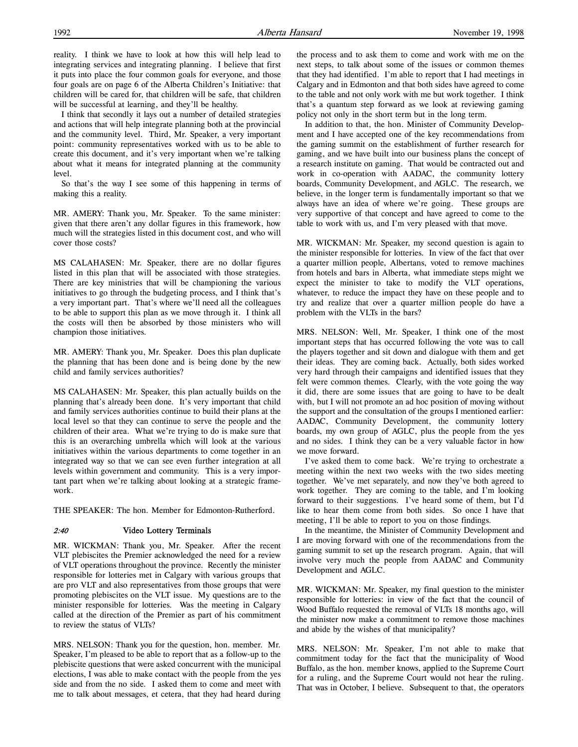reality. I think we have to look at how this will help lead to integrating services and integrating planning. I believe that first it puts into place the four common goals for everyone, and those four goals are on page 6 of the Alberta Children's Initiative: that children will be cared for, that children will be safe, that children will be successful at learning, and they'll be healthy.

I think that secondly it lays out a number of detailed strategies and actions that will help integrate planning both at the provincial and the community level. Third, Mr. Speaker, a very important point: community representatives worked with us to be able to create this document, and it's very important when we're talking about what it means for integrated planning at the community level.

So that's the way I see some of this happening in terms of making this a reality.

MR. AMERY: Thank you, Mr. Speaker. To the same minister: given that there aren't any dollar figures in this framework, how much will the strategies listed in this document cost, and who will cover those costs?

MS CALAHASEN: Mr. Speaker, there are no dollar figures listed in this plan that will be associated with those strategies. There are key ministries that will be championing the various initiatives to go through the budgeting process, and I think that's a very important part. That's where we'll need all the colleagues to be able to support this plan as we move through it. I think all the costs will then be absorbed by those ministers who will champion those initiatives.

MR. AMERY: Thank you, Mr. Speaker. Does this plan duplicate the planning that has been done and is being done by the new child and family services authorities?

MS CALAHASEN: Mr. Speaker, this plan actually builds on the planning that's already been done. It's very important that child and family services authorities continue to build their plans at the local level so that they can continue to serve the people and the children of their area. What we're trying to do is make sure that this is an overarching umbrella which will look at the various initiatives within the various departments to come together in an integrated way so that we can see even further integration at all levels within government and community. This is a very important part when we're talking about looking at a strategic framework.

THE SPEAKER: The hon. Member for Edmonton-Rutherford.

### *2:40* Video Lottery Terminals

MR. WICKMAN: Thank you, Mr. Speaker. After the recent VLT plebiscites the Premier acknowledged the need for a review of VLT operations throughout the province. Recently the minister responsible for lotteries met in Calgary with various groups that are pro VLT and also representatives from those groups that were promoting plebiscites on the VLT issue. My questions are to the minister responsible for lotteries. Was the meeting in Calgary called at the direction of the Premier as part of his commitment to review the status of VLTs?

MRS. NELSON: Thank you for the question, hon. member. Mr. Speaker, I'm pleased to be able to report that as a follow-up to the plebiscite questions that were asked concurrent with the municipal elections, I was able to make contact with the people from the yes side and from the no side. I asked them to come and meet with me to talk about messages, et cetera, that they had heard during the process and to ask them to come and work with me on the next steps, to talk about some of the issues or common themes that they had identified. I'm able to report that I had meetings in Calgary and in Edmonton and that both sides have agreed to come to the table and not only work with me but work together. I think that's a quantum step forward as we look at reviewing gaming policy not only in the short term but in the long term.

In addition to that, the hon. Minister of Community Development and I have accepted one of the key recommendations from the gaming summit on the establishment of further research for gaming, and we have built into our business plans the concept of a research institute on gaming. That would be contracted out and work in co-operation with AADAC, the community lottery boards, Community Development, and AGLC. The research, we believe, in the longer term is fundamentally important so that we always have an idea of where we're going. These groups are very supportive of that concept and have agreed to come to the table to work with us, and I'm very pleased with that move.

MR. WICKMAN: Mr. Speaker, my second question is again to the minister responsible for lotteries. In view of the fact that over a quarter million people, Albertans, voted to remove machines from hotels and bars in Alberta, what immediate steps might we expect the minister to take to modify the VLT operations, whatever, to reduce the impact they have on these people and to try and realize that over a quarter million people do have a problem with the VLTs in the bars?

MRS. NELSON: Well, Mr. Speaker, I think one of the most important steps that has occurred following the vote was to call the players together and sit down and dialogue with them and get their ideas. They are coming back. Actually, both sides worked very hard through their campaigns and identified issues that they felt were common themes. Clearly, with the vote going the way it did, there are some issues that are going to have to be dealt with, but I will not promote an ad hoc position of moving without the support and the consultation of the groups I mentioned earlier: AADAC, Community Development, the community lottery boards, my own group of AGLC, plus the people from the yes and no sides. I think they can be a very valuable factor in how we move forward.

I've asked them to come back. We're trying to orchestrate a meeting within the next two weeks with the two sides meeting together. We've met separately, and now they've both agreed to work together. They are coming to the table, and I'm looking forward to their suggestions. I've heard some of them, but I'd like to hear them come from both sides. So once I have that meeting, I'll be able to report to you on those findings.

In the meantime, the Minister of Community Development and I are moving forward with one of the recommendations from the gaming summit to set up the research program. Again, that will involve very much the people from AADAC and Community Development and AGLC.

MR. WICKMAN: Mr. Speaker, my final question to the minister responsible for lotteries: in view of the fact that the council of Wood Buffalo requested the removal of VLTs 18 months ago, will the minister now make a commitment to remove those machines and abide by the wishes of that municipality?

MRS. NELSON: Mr. Speaker, I'm not able to make that commitment today for the fact that the municipality of Wood Buffalo, as the hon. member knows, applied to the Supreme Court for a ruling, and the Supreme Court would not hear the ruling. That was in October, I believe. Subsequent to that, the operators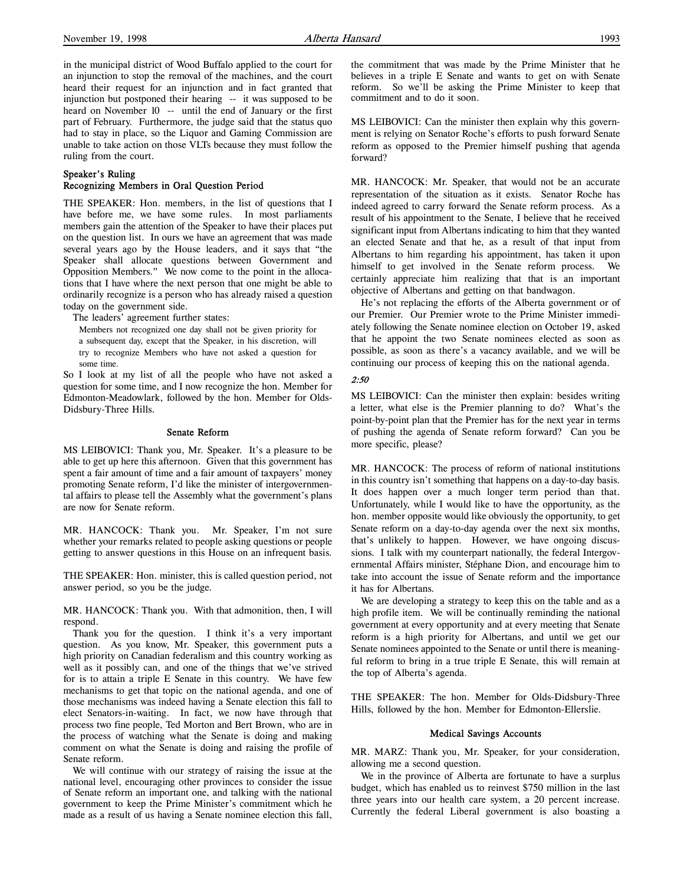in the municipal district of Wood Buffalo applied to the court for an injunction to stop the removal of the machines, and the court heard their request for an injunction and in fact granted that injunction but postponed their hearing -- it was supposed to be heard on November 10 -- until the end of January or the first part of February. Furthermore, the judge said that the status quo had to stay in place, so the Liquor and Gaming Commission are unable to take action on those VLTs because they must follow the ruling from the court.

### Speaker's Ruling
### Recognizing Members in Oral Question Period

THE SPEAKER: Hon. members, in the list of questions that I have before me, we have some rules. In most parliaments members gain the attention of the Speaker to have their places put on the question list. In ours we have an agreement that was made several years ago by the House leaders, and it says that "the Speaker shall allocate questions between Government and Opposition Members." We now come to the point in the allocations that I have where the next person that one might be able to ordinarily recognize is a person who has already raised a question today on the government side.

The leaders' agreement further states:

> Members not recognized one day shall not be given priority for a subsequent day, except that the Speaker, in his discretion, will try to recognize Members who have not asked a question for some time.

So I look at my list of all the people who have not asked a question for some time, and I now recognize the hon. Member for Edmonton-Meadowlark, followed by the hon. Member for Olds-Didsbury-Three Hills.

### Senate Reform

MS LEIBOVICI: Thank you, Mr. Speaker. It's a pleasure to be able to get up here this afternoon. Given that this government has spent a fair amount of time and a fair amount of taxpayers' money promoting Senate reform, I'd like the minister of intergovernmental affairs to please tell the Assembly what the government's plans are now for Senate reform.

MR. HANCOCK: Thank you. Mr. Speaker, I'm not sure whether your remarks related to people asking questions or people getting to answer questions in this House on an infrequent basis.

THE SPEAKER: Hon. minister, this is called question period, not answer period, so you be the judge.

MR. HANCOCK: Thank you. With that admonition, then, I will respond.

Thank you for the question. I think it's a very important question. As you know, Mr. Speaker, this government puts a high priority on Canadian federalism and this country working as well as it possibly can, and one of the things that we've strived for is to attain a triple E Senate in this country. We have few mechanisms to get that topic on the national agenda, and one of those mechanisms was indeed having a Senate election this fall to elect Senators-in-waiting. In fact, we now have through that process two fine people, Ted Morton and Bert Brown, who are in the process of watching what the Senate is doing and making comment on what the Senate is doing and raising the profile of Senate reform.

We will continue with our strategy of raising the issue at the national level, encouraging other provinces to consider the issue of Senate reform an important one, and talking with the national government to keep the Prime Minister's commitment which he made as a result of us having a Senate nominee election this fall, the commitment that was made by the Prime Minister that he believes in a triple E Senate and wants to get on with Senate reform. So we'll be asking the Prime Minister to keep that commitment and to do it soon.

MS LEIBOVICI: Can the minister then explain why this government is relying on Senator Roche's efforts to push forward Senate reform as opposed to the Premier himself pushing that agenda forward?

MR. HANCOCK: Mr. Speaker, that would not be an accurate representation of the situation as it exists. Senator Roche has indeed agreed to carry forward the Senate reform process. As a result of his appointment to the Senate, I believe that he received significant input from Albertans indicating to him that they wanted an elected Senate and that he, as a result of that input from Albertans to him regarding his appointment, has taken it upon himself to get involved in the Senate reform process. We certainly appreciate him realizing that that is an important objective of Albertans and getting on that bandwagon.

He's not replacing the efforts of the Alberta government or of our Premier. Our Premier wrote to the Prime Minister immediately following the Senate nominee election on October 19, asked that he appoint the two Senate nominees elected as soon as possible, as soon as there's a vacancy available, and we will be continuing our process of keeping this on the national agenda.

*2:50*

MS LEIBOVICI: Can the minister then explain: besides writing a letter, what else is the Premier planning to do? What's the point-by-point plan that the Premier has for the next year in terms of pushing the agenda of Senate reform forward? Can you be more specific, please?

MR. HANCOCK: The process of reform of national institutions in this country isn't something that happens on a day-to-day basis. It does happen over a much longer term period than that. Unfortunately, while I would like to have the opportunity, as the hon. member opposite would like obviously the opportunity, to get Senate reform on a day-to-day agenda over the next six months, that's unlikely to happen. However, we have ongoing discussions. I talk with my counterpart nationally, the federal Intergovernmental Affairs minister, Stéphane Dion, and encourage him to take into account the issue of Senate reform and the importance it has for Albertans.

We are developing a strategy to keep this on the table and as a high profile item. We will be continually reminding the national government at every opportunity and at every meeting that Senate reform is a high priority for Albertans, and until we get our Senate nominees appointed to the Senate or until there is meaningful reform to bring in a true triple E Senate, this will remain at the top of Alberta's agenda.

THE SPEAKER: The hon. Member for Olds-Didsbury-Three Hills, followed by the hon. Member for Edmonton-Ellerslie.

### Medical Savings Accounts

MR. MARZ: Thank you, Mr. Speaker, for your consideration, allowing me a second question.

We in the province of Alberta are fortunate to have a surplus budget, which has enabled us to reinvest $750 million in the last three years into our health care system, a 20 percent increase. Currently the federal Liberal government is also boasting a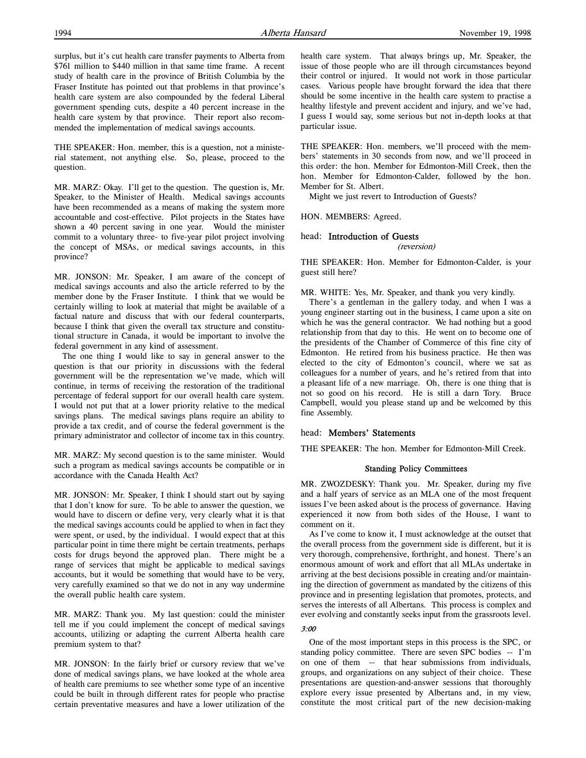surplus, but it's cut health care transfer payments to Alberta from $761 million to $440 million in that same time frame. A recent study of health care in the province of British Columbia by the Fraser Institute has pointed out that problems in that province's health care system are also compounded by the federal Liberal government spending cuts, despite a 40 percent increase in the health care system by that province. Their report also recommended the implementation of medical savings accounts.

THE SPEAKER: Hon. member, this is a question, not a ministerial statement, not anything else. So, please, proceed to the question.

MR. MARZ: Okay. I'll get to the question. The question is, Mr. Speaker, to the Minister of Health. Medical savings accounts have been recommended as a means of making the system more accountable and cost-effective. Pilot projects in the States have shown a 40 percent saving in one year. Would the minister commit to a voluntary three- to five-year pilot project involving the concept of MSAs, or medical savings accounts, in this province?

MR. JONSON: Mr. Speaker, I am aware of the concept of medical savings accounts and also the article referred to by the member done by the Fraser Institute. I think that we would be certainly willing to look at material that might be available of a factual nature and discuss that with our federal counterparts, because I think that given the overall tax structure and constitutional structure in Canada, it would be important to involve the federal government in any kind of assessment.

The one thing I would like to say in general answer to the question is that our priority in discussions with the federal government will be the representation we've made, which will continue, in terms of receiving the restoration of the traditional percentage of federal support for our overall health care system. I would not put that at a lower priority relative to the medical savings plans. The medical savings plans require an ability to provide a tax credit, and of course the federal government is the primary administrator and collector of income tax in this country.

MR. MARZ: My second question is to the same minister. Would such a program as medical savings accounts be compatible or in accordance with the Canada Health Act?

MR. JONSON: Mr. Speaker, I think I should start out by saying that I don't know for sure. To be able to answer the question, we would have to discern or define very, very clearly what it is that the medical savings accounts could be applied to when in fact they were spent, or used, by the individual. I would expect that at this particular point in time there might be certain treatments, perhaps costs for drugs beyond the approved plan. There might be a range of services that might be applicable to medical savings accounts, but it would be something that would have to be very, very carefully examined so that we do not in any way undermine the overall public health care system.

MR. MARZ: Thank you. My last question: could the minister tell me if you could implement the concept of medical savings accounts, utilizing or adapting the current Alberta health care premium system to that?

MR. JONSON: In the fairly brief or cursory review that we've done of medical savings plans, we have looked at the whole area of health care premiums to see whether some type of an incentive could be built in through different rates for people who practise certain preventative measures and have a lower utilization of the health care system. That always brings up, Mr. Speaker, the issue of those people who are ill through circumstances beyond their control or injured. It would not work in those particular cases. Various people have brought forward the idea that there should be some incentive in the health care system to practise a healthy lifestyle and prevent accident and injury, and we've had, I guess I would say, some serious but not in-depth looks at that particular issue.

THE SPEAKER: Hon. members, we'll proceed with the members' statements in 30 seconds from now, and we'll proceed in this order: the hon. Member for Edmonton-Mill Creek, then the hon. Member for Edmonton-Calder, followed by the hon. Member for St. Albert.

Might we just revert to Introduction of Guests?

HON. MEMBERS: Agreed.

## head: Introduction of Guests
*(reversion)*

THE SPEAKER: Hon. Member for Edmonton-Calder, is your guest still here?

MR. WHITE: Yes, Mr. Speaker, and thank you very kindly.

There's a gentleman in the gallery today, and when I was a young engineer starting out in the business, I came upon a site on which he was the general contractor. We had nothing but a good relationship from that day to this. He went on to become one of the presidents of the Chamber of Commerce of this fine city of Edmonton. He retired from his business practice. He then was elected to the city of Edmonton's council, where we sat as colleagues for a number of years, and he's retired from that into a pleasant life of a new marriage. Oh, there is one thing that is not so good on his record. He is still a darn Tory. Bruce Campbell, would you please stand up and be welcomed by this fine Assembly.

## head: Members' Statements

THE SPEAKER: The hon. Member for Edmonton-Mill Creek.

### Standing Policy Committees

MR. ZWOZDESKY: Thank you. Mr. Speaker, during my five and a half years of service as an MLA one of the most frequent issues I've been asked about is the process of governance. Having experienced it now from both sides of the House, I want to comment on it.

As I've come to know it, I must acknowledge at the outset that the overall process from the government side is different, but it is very thorough, comprehensive, forthright, and honest. There's an enormous amount of work and effort that all MLAs undertake in arriving at the best decisions possible in creating and/or maintaining the direction of government as mandated by the citizens of this province and in presenting legislation that promotes, protects, and serves the interests of all Albertans. This process is complex and ever evolving and constantly seeks input from the grassroots level.

*3:00*

One of the most important steps in this process is the SPC, or standing policy committee. There are seven SPC bodies -- I'm on one of them -- that hear submissions from individuals, groups, and organizations on any subject of their choice. These presentations are question-and-answer sessions that thoroughly explore every issue presented by Albertans and, in my view, constitute the most critical part of the new decision-making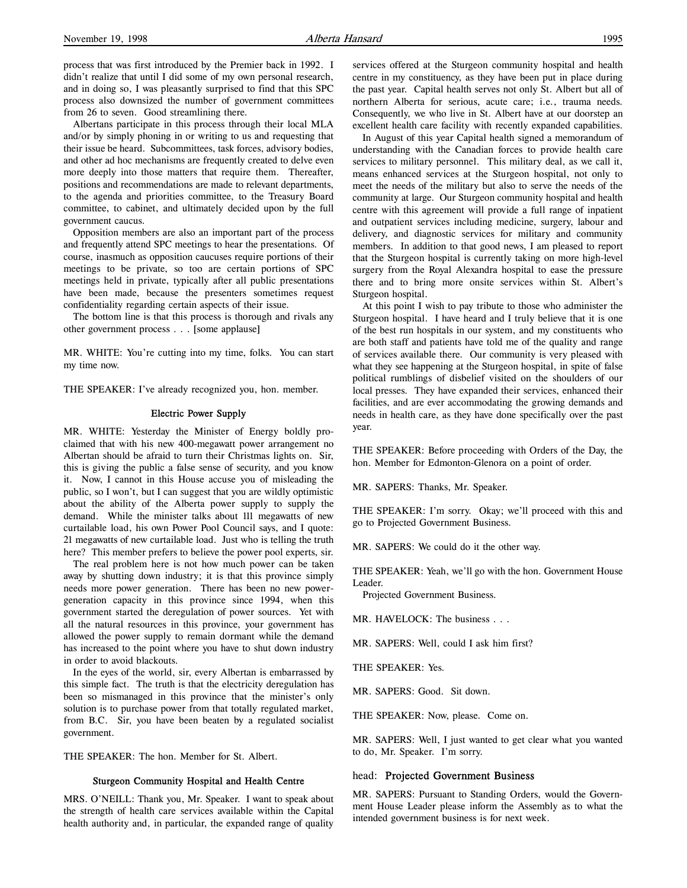process that was first introduced by the Premier back in 1992. I didn't realize that until I did some of my own personal research, and in doing so, I was pleasantly surprised to find that this SPC process also downsized the number of government committees from 26 to seven. Good streamlining there.

Albertans participate in this process through their local MLA and/or by simply phoning in or writing to us and requesting that their issue be heard. Subcommittees, task forces, advisory bodies, and other ad hoc mechanisms are frequently created to delve even more deeply into those matters that require them. Thereafter, positions and recommendations are made to relevant departments, to the agenda and priorities committee, to the Treasury Board committee, to cabinet, and ultimately decided upon by the full government caucus.

Opposition members are also an important part of the process and frequently attend SPC meetings to hear the presentations. Of course, inasmuch as opposition caucuses require portions of their meetings to be private, so too are certain portions of SPC meetings held in private, typically after all public presentations have been made, because the presenters sometimes request confidentiality regarding certain aspects of their issue.

The bottom line is that this process is thorough and rivals any other government process . . . [some applause]

MR. WHITE: You're cutting into my time, folks. You can start my time now.

THE SPEAKER: I've already recognized you, hon. member.

### Electric Power Supply

MR. WHITE: Yesterday the Minister of Energy boldly proclaimed that with his new 400-megawatt power arrangement no Albertan should be afraid to turn their Christmas lights on. Sir, this is giving the public a false sense of security, and you know it. Now, I cannot in this House accuse you of misleading the public, so I won't, but I can suggest that you are wildly optimistic about the ability of the Alberta power supply to supply the demand. While the minister talks about 111 megawatts of new curtailable load, his own Power Pool Council says, and I quote: 21 megawatts of new curtailable load. Just who is telling the truth here? This member prefers to believe the power pool experts, sir.

The real problem here is not how much power can be taken away by shutting down industry; it is that this province simply needs more power generation. There has been no new power-generation capacity in this province since 1994, when this government started the deregulation of power sources. Yet with all the natural resources in this province, your government has allowed the power supply to remain dormant while the demand has increased to the point where you have to shut down industry in order to avoid blackouts.

In the eyes of the world, sir, every Albertan is embarrassed by this simple fact. The truth is that the electricity deregulation has been so mismanaged in this province that the minister's only solution is to purchase power from that totally regulated market, from B.C. Sir, you have been beaten by a regulated socialist government.

THE SPEAKER: The hon. Member for St. Albert.

### Sturgeon Community Hospital and Health Centre

MRS. O'NEILL: Thank you, Mr. Speaker. I want to speak about the strength of health care services available within the Capital health authority and, in particular, the expanded range of quality services offered at the Sturgeon community hospital and health centre in my constituency, as they have been put in place during the past year. Capital health serves not only St. Albert but all of northern Alberta for serious, acute care; i.e., trauma needs. Consequently, we who live in St. Albert have at our doorstep an excellent health care facility with recently expanded capabilities.

In August of this year Capital health signed a memorandum of understanding with the Canadian forces to provide health care services to military personnel. This military deal, as we call it, means enhanced services at the Sturgeon hospital, not only to meet the needs of the military but also to serve the needs of the community at large. Our Sturgeon community hospital and health centre with this agreement will provide a full range of inpatient and outpatient services including medicine, surgery, labour and delivery, and diagnostic services for military and community members. In addition to that good news, I am pleased to report that the Sturgeon hospital is currently taking on more high-level surgery from the Royal Alexandra hospital to ease the pressure there and to bring more onsite services within St. Albert's Sturgeon hospital.

At this point I wish to pay tribute to those who administer the Sturgeon hospital. I have heard and I truly believe that it is one of the best run hospitals in our system, and my constituents who are both staff and patients have told me of the quality and range of services available there. Our community is very pleased with what they see happening at the Sturgeon hospital, in spite of false political rumblings of disbelief visited on the shoulders of our local presses. They have expanded their services, enhanced their facilities, and are ever accommodating the growing demands and needs in health care, as they have done specifically over the past year.

THE SPEAKER: Before proceeding with Orders of the Day, the hon. Member for Edmonton-Glenora on a point of order.

MR. SAPERS: Thanks, Mr. Speaker.

THE SPEAKER: I'm sorry. Okay; we'll proceed with this and go to Projected Government Business.

MR. SAPERS: We could do it the other way.

THE SPEAKER: Yeah, we'll go with the hon. Government House Leader.

Projected Government Business.

MR. HAVELOCK: The business . . .

MR. SAPERS: Well, could I ask him first?

THE SPEAKER: Yes.

MR. SAPERS: Good. Sit down.

THE SPEAKER: Now, please. Come on.

MR. SAPERS: Well, I just wanted to get clear what you wanted to do, Mr. Speaker. I'm sorry.

## head: Projected Government Business

MR. SAPERS: Pursuant to Standing Orders, would the Government House Leader please inform the Assembly as to what the intended government business is for next week.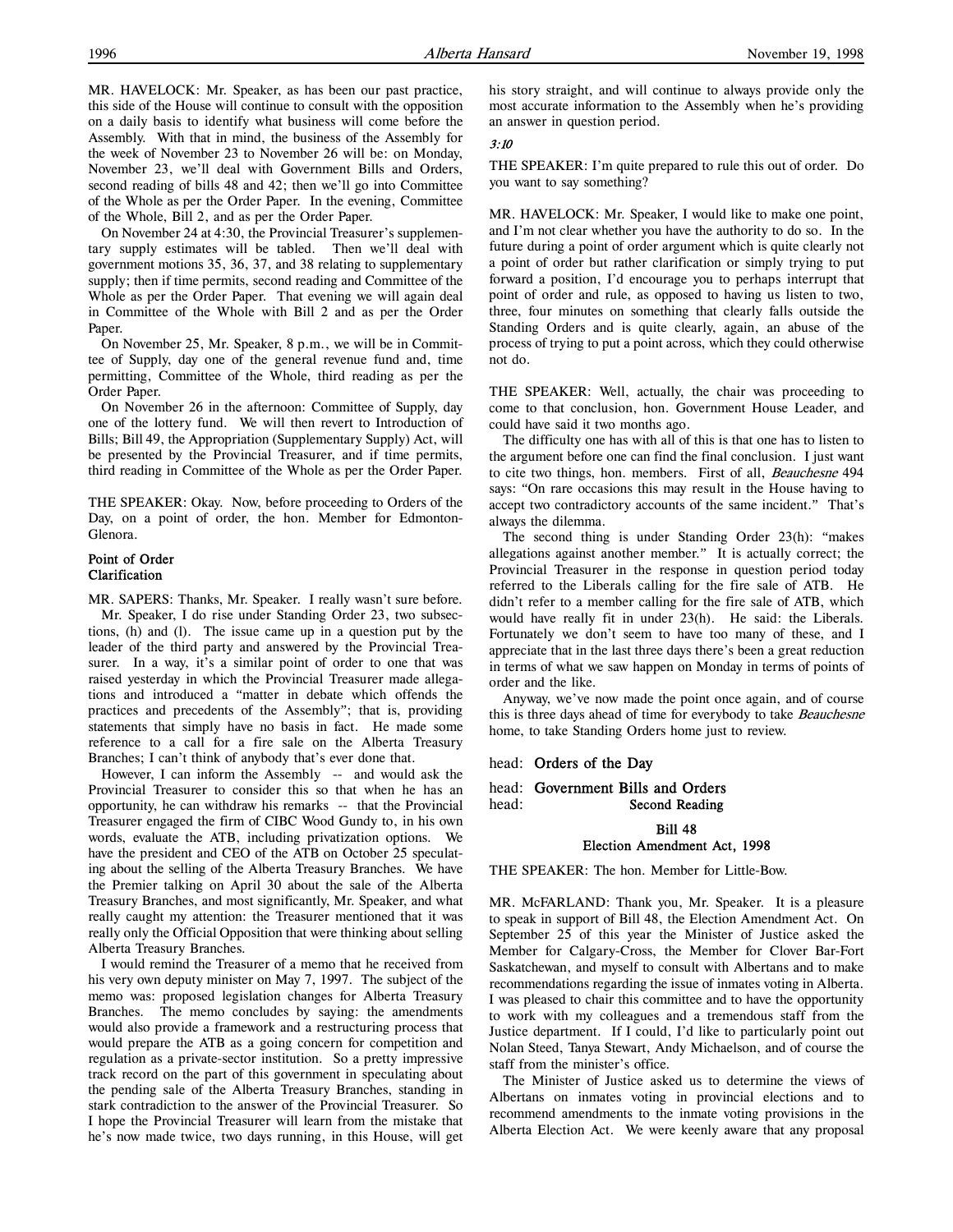MR. HAVELOCK: Mr. Speaker, as has been our past practice, this side of the House will continue to consult with the opposition on a daily basis to identify what business will come before the Assembly. With that in mind, the business of the Assembly for the week of November 23 to November 26 will be: on Monday, November 23, we'll deal with Government Bills and Orders, second reading of bills 48 and 42; then we'll go into Committee of the Whole as per the Order Paper. In the evening, Committee of the Whole, Bill 2, and as per the Order Paper.

On November 24 at 4:30, the Provincial Treasurer's supplementary supply estimates will be tabled. Then we'll deal with government motions 35, 36, 37, and 38 relating to supplementary supply; then if time permits, second reading and Committee of the Whole as per the Order Paper. That evening we will again deal in Committee of the Whole with Bill 2 and as per the Order Paper.

On November 25, Mr. Speaker, 8 p.m., we will be in Committee of Supply, day one of the general revenue fund and, time permitting, Committee of the Whole, third reading as per the Order Paper.

On November 26 in the afternoon: Committee of Supply, day one of the lottery fund. We will then revert to Introduction of Bills; Bill 49, the Appropriation (Supplementary Supply) Act, will be presented by the Provincial Treasurer, and if time permits, third reading in Committee of the Whole as per the Order Paper.

THE SPEAKER: Okay. Now, before proceeding to Orders of the Day, on a point of order, the hon. Member for Edmonton-Glenora.

**Point of Order**
**Clarification**

MR. SAPERS: Thanks, Mr. Speaker. I really wasn't sure before.

Mr. Speaker, I do rise under Standing Order 23, two subsections, (h) and (l). The issue came up in a question put by the leader of the third party and answered by the Provincial Treasurer. In a way, it's a similar point of order to one that was raised yesterday in which the Provincial Treasurer made allegations and introduced a "matter in debate which offends the practices and precedents of the Assembly"; that is, providing statements that simply have no basis in fact. He made some reference to a call for a fire sale on the Alberta Treasury Branches; I can't think of anybody that's ever done that.

However, I can inform the Assembly -- and would ask the Provincial Treasurer to consider this so that when he has an opportunity, he can withdraw his remarks -- that the Provincial Treasurer engaged the firm of CIBC Wood Gundy to, in his own words, evaluate the ATB, including privatization options. We have the president and CEO of the ATB on October 25 speculating about the selling of the Alberta Treasury Branches. We have the Premier talking on April 30 about the sale of the Alberta Treasury Branches, and most significantly, Mr. Speaker, and what really caught my attention: the Treasurer mentioned that it was really only the Official Opposition that were thinking about selling Alberta Treasury Branches.

I would remind the Treasurer of a memo that he received from his very own deputy minister on May 7, 1997. The subject of the memo was: proposed legislation changes for Alberta Treasury Branches. The memo concludes by saying: the amendments would also provide a framework and a restructuring process that would prepare the ATB as a going concern for competition and regulation as a private-sector institution. So a pretty impressive track record on the part of this government in speculating about the pending sale of the Alberta Treasury Branches, standing in stark contradiction to the answer of the Provincial Treasurer. So I hope the Provincial Treasurer will learn from the mistake that he's now made twice, two days running, in this House, will get his story straight, and will continue to always provide only the most accurate information to the Assembly when he's providing an answer in question period.

*3:10*

THE SPEAKER: I'm quite prepared to rule this out of order. Do you want to say something?

MR. HAVELOCK: Mr. Speaker, I would like to make one point, and I'm not clear whether you have the authority to do so. In the future during a point of order argument which is quite clearly not a point of order but rather clarification or simply trying to put forward a position, I'd encourage you to perhaps interrupt that point of order and rule, as opposed to having us listen to two, three, four minutes on something that clearly falls outside the Standing Orders and is quite clearly, again, an abuse of the process of trying to put a point across, which they could otherwise not do.

THE SPEAKER: Well, actually, the chair was proceeding to come to that conclusion, hon. Government House Leader, and could have said it two months ago.

The difficulty one has with all of this is that one has to listen to the argument before one can find the final conclusion. I just want to cite two things, hon. members. First of all, *Beauchesne* 494 says: "On rare occasions this may result in the House having to accept two contradictory accounts of the same incident." That's always the dilemma.

The second thing is under Standing Order 23(h): "makes allegations against another member." It is actually correct; the Provincial Treasurer in the response in question period today referred to the Liberals calling for the fire sale of ATB. He didn't refer to a member calling for the fire sale of ATB, which would have really fit in under 23(h). He said: the Liberals. Fortunately we don't seem to have too many of these, and I appreciate that in the last three days there's been a great reduction in terms of what we saw happen on Monday in terms of points of order and the like.

Anyway, we've now made the point once again, and of course this is three days ahead of time for everybody to take *Beauchesne* home, to take Standing Orders home just to review.

head: **Orders of the Day**

head: **Government Bills and Orders**
head: **Second Reading**

**Bill 48**
**Election Amendment Act, 1998**

THE SPEAKER: The hon. Member for Little-Bow.

MR. McFARLAND: Thank you, Mr. Speaker. It is a pleasure to speak in support of Bill 48, the Election Amendment Act. On September 25 of this year the Minister of Justice asked the Member for Calgary-Cross, the Member for Clover Bar-Fort Saskatchewan, and myself to consult with Albertans and to make recommendations regarding the issue of inmates voting in Alberta. I was pleased to chair this committee and to have the opportunity to work with my colleagues and a tremendous staff from the Justice department. If I could, I'd like to particularly point out Nolan Steed, Tanya Stewart, Andy Michaelson, and of course the staff from the minister's office.

The Minister of Justice asked us to determine the views of Albertans on inmates voting in provincial elections and to recommend amendments to the inmate voting provisions in the Alberta Election Act. We were keenly aware that any proposal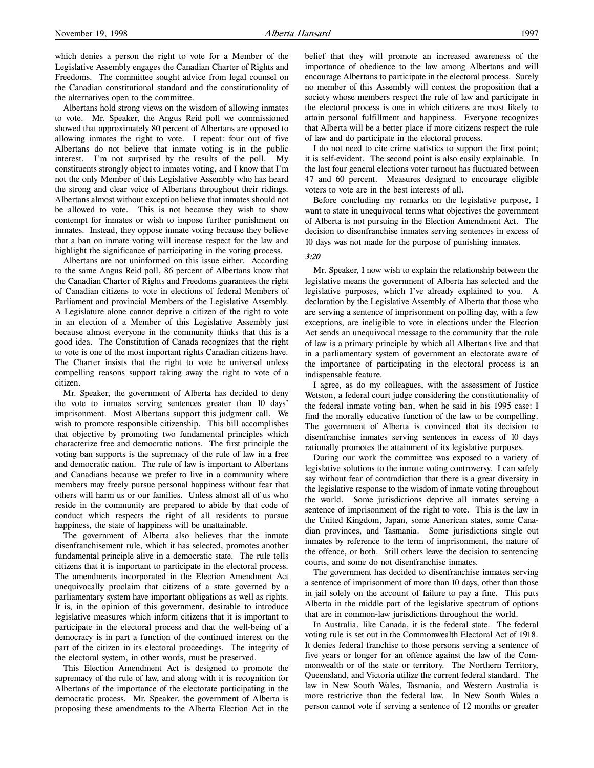which denies a person the right to vote for a Member of the Legislative Assembly engages the Canadian Charter of Rights and Freedoms. The committee sought advice from legal counsel on the Canadian constitutional standard and the constitutionality of the alternatives open to the committee.

Albertans hold strong views on the wisdom of allowing inmates to vote. Mr. Speaker, the Angus Reid poll we commissioned showed that approximately 80 percent of Albertans are opposed to allowing inmates the right to vote. I repeat: four out of five Albertans do not believe that inmate voting is in the public interest. I'm not surprised by the results of the poll. My constituents strongly object to inmates voting, and I know that I'm not the only Member of this Legislative Assembly who has heard the strong and clear voice of Albertans throughout their ridings. Albertans almost without exception believe that inmates should not be allowed to vote. This is not because they wish to show contempt for inmates or wish to impose further punishment on inmates. Instead, they oppose inmate voting because they believe that a ban on inmate voting will increase respect for the law and highlight the significance of participating in the voting process.

Albertans are not uninformed on this issue either. According to the same Angus Reid poll, 86 percent of Albertans know that the Canadian Charter of Rights and Freedoms guarantees the right of Canadian citizens to vote in elections of federal Members of Parliament and provincial Members of the Legislative Assembly. A Legislature alone cannot deprive a citizen of the right to vote in an election of a Member of this Legislative Assembly just because almost everyone in the community thinks that this is a good idea. The Constitution of Canada recognizes that the right to vote is one of the most important rights Canadian citizens have. The Charter insists that the right to vote be universal unless compelling reasons support taking away the right to vote of a citizen.

Mr. Speaker, the government of Alberta has decided to deny the vote to inmates serving sentences greater than 10 days' imprisonment. Most Albertans support this judgment call. We wish to promote responsible citizenship. This bill accomplishes that objective by promoting two fundamental principles which characterize free and democratic nations. The first principle the voting ban supports is the supremacy of the rule of law in a free and democratic nation. The rule of law is important to Albertans and Canadians because we prefer to live in a community where members may freely pursue personal happiness without fear that others will harm us or our families. Unless almost all of us who reside in the community are prepared to abide by that code of conduct which respects the right of all residents to pursue happiness, the state of happiness will be unattainable.

The government of Alberta also believes that the inmate disenfranchisement rule, which it has selected, promotes another fundamental principle alive in a democratic state. The rule tells citizens that it is important to participate in the electoral process. The amendments incorporated in the Election Amendment Act unequivocally proclaim that citizens of a state governed by a parliamentary system have important obligations as well as rights. It is, in the opinion of this government, desirable to introduce legislative measures which inform citizens that it is important to participate in the electoral process and that the well-being of a democracy is in part a function of the continued interest on the part of the citizen in its electoral proceedings. The integrity of the electoral system, in other words, must be preserved.

This Election Amendment Act is designed to promote the supremacy of the rule of law, and along with it is recognition for Albertans of the importance of the electorate participating in the democratic process. Mr. Speaker, the government of Alberta is proposing these amendments to the Alberta Election Act in the belief that they will promote an increased awareness of the importance of obedience to the law among Albertans and will encourage Albertans to participate in the electoral process. Surely no member of this Assembly will contest the proposition that a society whose members respect the rule of law and participate in the electoral process is one in which citizens are most likely to attain personal fulfillment and happiness. Everyone recognizes that Alberta will be a better place if more citizens respect the rule of law and do participate in the electoral process.

I do not need to cite crime statistics to support the first point; it is self-evident. The second point is also easily explainable. In the last four general elections voter turnout has fluctuated between 47 and 60 percent. Measures designed to encourage eligible voters to vote are in the best interests of all.

Before concluding my remarks on the legislative purpose, I want to state in unequivocal terms what objectives the government of Alberta is not pursuing in the Election Amendment Act. The decision to disenfranchise inmates serving sentences in excess of 10 days was not made for the purpose of punishing inmates.

*3:20*

Mr. Speaker, I now wish to explain the relationship between the legislative means the government of Alberta has selected and the legislative purposes, which I've already explained to you. A declaration by the Legislative Assembly of Alberta that those who are serving a sentence of imprisonment on polling day, with a few exceptions, are ineligible to vote in elections under the Election Act sends an unequivocal message to the community that the rule of law is a primary principle by which all Albertans live and that in a parliamentary system of government an electorate aware of the importance of participating in the electoral process is an indispensable feature.

I agree, as do my colleagues, with the assessment of Justice Wetston, a federal court judge considering the constitutionality of the federal inmate voting ban, when he said in his 1995 case: I find the morally educative function of the law to be compelling. The government of Alberta is convinced that its decision to disenfranchise inmates serving sentences in excess of 10 days rationally promotes the attainment of its legislative purposes.

During our work the committee was exposed to a variety of legislative solutions to the inmate voting controversy. I can safely say without fear of contradiction that there is a great diversity in the legislative response to the wisdom of inmate voting throughout the world. Some jurisdictions deprive all inmates serving a sentence of imprisonment of the right to vote. This is the law in the United Kingdom, Japan, some American states, some Canadian provinces, and Tasmania. Some jurisdictions single out inmates by reference to the term of imprisonment, the nature of the offence, or both. Still others leave the decision to sentencing courts, and some do not disenfranchise inmates.

The government has decided to disenfranchise inmates serving a sentence of imprisonment of more than 10 days, other than those in jail solely on the account of failure to pay a fine. This puts Alberta in the middle part of the legislative spectrum of options that are in common-law jurisdictions throughout the world.

In Australia, like Canada, it is the federal state. The federal voting rule is set out in the Commonwealth Electoral Act of 1918. It denies federal franchise to those persons serving a sentence of five years or longer for an offence against the law of the Commonwealth or of the state or territory. The Northern Territory, Queensland, and Victoria utilize the current federal standard. The law in New South Wales, Tasmania, and Western Australia is more restrictive than the federal law. In New South Wales a person cannot vote if serving a sentence of 12 months or greater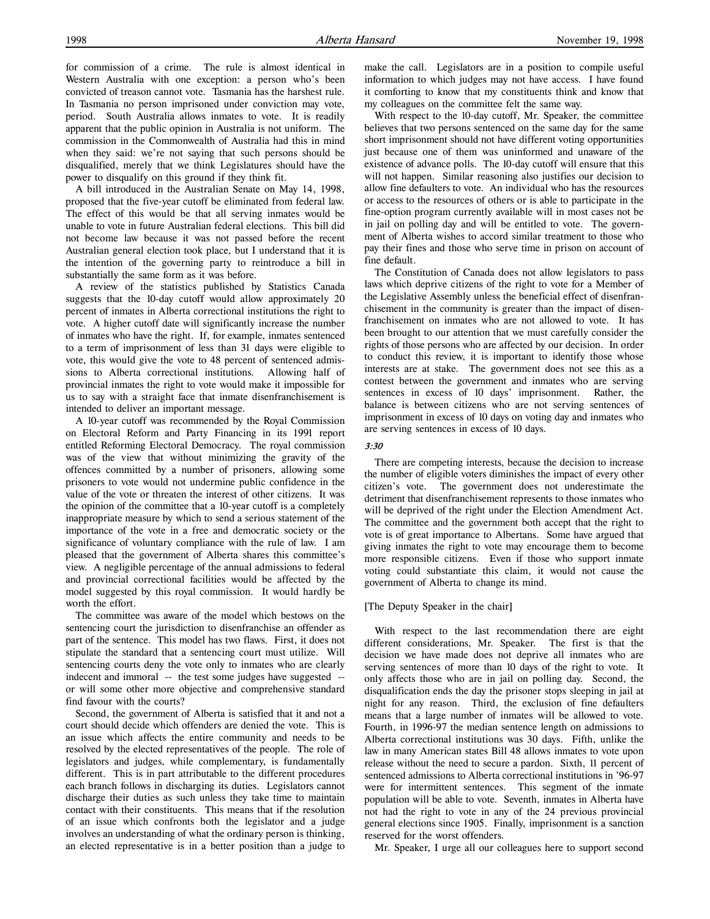for commission of a crime. The rule is almost identical in Western Australia with one exception: a person who's been convicted of treason cannot vote. Tasmania has the harshest rule. In Tasmania no person imprisoned under conviction may vote, period. South Australia allows inmates to vote. It is readily apparent that the public opinion in Australia is not uniform. The commission in the Commonwealth of Australia had this in mind when they said: we're not saying that such persons should be disqualified, merely that we think Legislatures should have the power to disqualify on this ground if they think fit.

A bill introduced in the Australian Senate on May 14, 1998, proposed that the five-year cutoff be eliminated from federal law. The effect of this would be that all serving inmates would be unable to vote in future Australian federal elections. This bill did not become law because it was not passed before the recent Australian general election took place, but I understand that it is the intention of the governing party to reintroduce a bill in substantially the same form as it was before.

A review of the statistics published by Statistics Canada suggests that the 10-day cutoff would allow approximately 20 percent of inmates in Alberta correctional institutions the right to vote. A higher cutoff date will significantly increase the number of inmates who have the right. If, for example, inmates sentenced to a term of imprisonment of less than 31 days were eligible to vote, this would give the vote to 48 percent of sentenced admissions to Alberta correctional institutions. Allowing half of provincial inmates the right to vote would make it impossible for us to say with a straight face that inmate disenfranchisement is intended to deliver an important message.

A 10-year cutoff was recommended by the Royal Commission on Electoral Reform and Party Financing in its 1991 report entitled Reforming Electoral Democracy. The royal commission was of the view that without minimizing the gravity of the offences committed by a number of prisoners, allowing some prisoners to vote would not undermine public confidence in the value of the vote or threaten the interest of other citizens. It was the opinion of the committee that a 10-year cutoff is a completely inappropriate measure by which to send a serious statement of the importance of the vote in a free and democratic society or the significance of voluntary compliance with the rule of law. I am pleased that the government of Alberta shares this committee's view. A negligible percentage of the annual admissions to federal and provincial correctional facilities would be affected by the model suggested by this royal commission. It would hardly be worth the effort.

The committee was aware of the model which bestows on the sentencing court the jurisdiction to disenfranchise an offender as part of the sentence. This model has two flaws. First, it does not stipulate the standard that a sentencing court must utilize. Will sentencing courts deny the vote only to inmates who are clearly indecent and immoral -- the test some judges have suggested -- or will some other more objective and comprehensive standard find favour with the courts?

Second, the government of Alberta is satisfied that it and not a court should decide which offenders are denied the vote. This is an issue which affects the entire community and needs to be resolved by the elected representatives of the people. The role of legislators and judges, while complementary, is fundamentally different. This is in part attributable to the different procedures each branch follows in discharging its duties. Legislators cannot discharge their duties as such unless they take time to maintain contact with their constituents. This means that if the resolution of an issue which confronts both the legislator and a judge involves an understanding of what the ordinary person is thinking, an elected representative is in a better position than a judge to make the call. Legislators are in a position to compile useful information to which judges may not have access. I have found it comforting to know that my constituents think and know that my colleagues on the committee felt the same way.

With respect to the 10-day cutoff, Mr. Speaker, the committee believes that two persons sentenced on the same day for the same short imprisonment should not have different voting opportunities just because one of them was uninformed and unaware of the existence of advance polls. The 10-day cutoff will ensure that this will not happen. Similar reasoning also justifies our decision to allow fine defaulters to vote. An individual who has the resources or access to the resources of others or is able to participate in the fine-option program currently available will in most cases not be in jail on polling day and will be entitled to vote. The government of Alberta wishes to accord similar treatment to those who pay their fines and those who serve time in prison on account of fine default.

The Constitution of Canada does not allow legislators to pass laws which deprive citizens of the right to vote for a Member of the Legislative Assembly unless the beneficial effect of disenfranchisement in the community is greater than the impact of disenfranchisement on inmates who are not allowed to vote. It has been brought to our attention that we must carefully consider the rights of those persons who are affected by our decision. In order to conduct this review, it is important to identify those whose interests are at stake. The government does not see this as a contest between the government and inmates who are serving sentences in excess of 10 days' imprisonment. Rather, the balance is between citizens who are not serving sentences of imprisonment in excess of 10 days on voting day and inmates who are serving sentences in excess of 10 days.

*3:30*

There are competing interests, because the decision to increase the number of eligible voters diminishes the impact of every other citizen's vote. The government does not underestimate the detriment that disenfranchisement represents to those inmates who will be deprived of the right under the Election Amendment Act. The committee and the government both accept that the right to vote is of great importance to Albertans. Some have argued that giving inmates the right to vote may encourage them to become more responsible citizens. Even if those who support inmate voting could substantiate this claim, it would not cause the government of Alberta to change its mind.

[The Deputy Speaker in the chair]

With respect to the last recommendation there are eight different considerations, Mr. Speaker. The first is that the decision we have made does not deprive all inmates who are serving sentences of more than 10 days of the right to vote. It only affects those who are in jail on polling day. Second, the disqualification ends the day the prisoner stops sleeping in jail at night for any reason. Third, the exclusion of fine defaulters means that a large number of inmates will be allowed to vote. Fourth, in 1996-97 the median sentence length on admissions to Alberta correctional institutions was 30 days. Fifth, unlike the law in many American states Bill 48 allows inmates to vote upon release without the need to secure a pardon. Sixth, 11 percent of sentenced admissions to Alberta correctional institutions in '96-97 were for intermittent sentences. This segment of the inmate population will be able to vote. Seventh, inmates in Alberta have not had the right to vote in any of the 24 previous provincial general elections since 1905. Finally, imprisonment is a sanction reserved for the worst offenders.

Mr. Speaker, I urge all our colleagues here to support second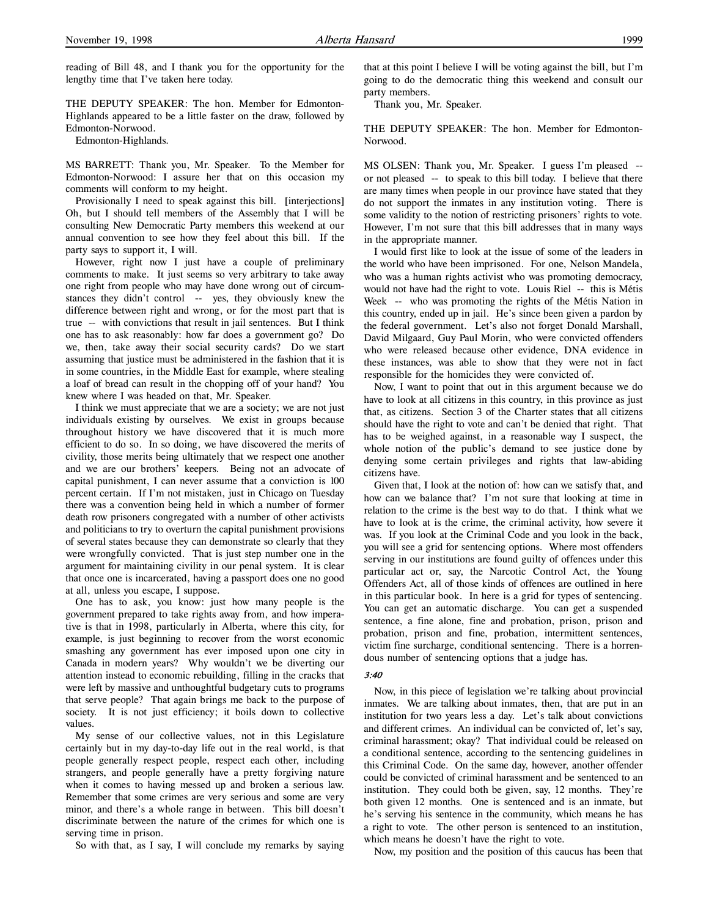reading of Bill 48, and I thank you for the opportunity for the lengthy time that I've taken here today.

THE DEPUTY SPEAKER: The hon. Member for Edmonton-Highlands appeared to be a little faster on the draw, followed by Edmonton-Norwood.

Edmonton-Highlands.

MS BARRETT: Thank you, Mr. Speaker. To the Member for Edmonton-Norwood: I assure her that on this occasion my comments will conform to my height.

Provisionally I need to speak against this bill. [interjections] Oh, but I should tell members of the Assembly that I will be consulting New Democratic Party members this weekend at our annual convention to see how they feel about this bill. If the party says to support it, I will.

However, right now I just have a couple of preliminary comments to make. It just seems so very arbitrary to take away one right from people who may have done wrong out of circumstances they didn't control -- yes, they obviously knew the difference between right and wrong, or for the most part that is true -- with convictions that result in jail sentences. But I think one has to ask reasonably: how far does a government go? Do we, then, take away their social security cards? Do we start assuming that justice must be administered in the fashion that it is in some countries, in the Middle East for example, where stealing a loaf of bread can result in the chopping off of your hand? You knew where I was headed on that, Mr. Speaker.

I think we must appreciate that we are a society; we are not just individuals existing by ourselves. We exist in groups because throughout history we have discovered that it is much more efficient to do so. In so doing, we have discovered the merits of civility, those merits being ultimately that we respect one another and we are our brothers' keepers. Being not an advocate of capital punishment, I can never assume that a conviction is 100 percent certain. If I'm not mistaken, just in Chicago on Tuesday there was a convention being held in which a number of former death row prisoners congregated with a number of other activists and politicians to try to overturn the capital punishment provisions of several states because they can demonstrate so clearly that they were wrongfully convicted. That is just step number one in the argument for maintaining civility in our penal system. It is clear that once one is incarcerated, having a passport does one no good at all, unless you escape, I suppose.

One has to ask, you know: just how many people is the government prepared to take rights away from, and how imperative is that in 1998, particularly in Alberta, where this city, for example, is just beginning to recover from the worst economic smashing any government has ever imposed upon one city in Canada in modern years? Why wouldn't we be diverting our attention instead to economic rebuilding, filling in the cracks that were left by massive and unthoughtful budgetary cuts to programs that serve people? That again brings me back to the purpose of society. It is not just efficiency; it boils down to collective values.

My sense of our collective values, not in this Legislature certainly but in my day-to-day life out in the real world, is that people generally respect people, respect each other, including strangers, and people generally have a pretty forgiving nature when it comes to having messed up and broken a serious law. Remember that some crimes are very serious and some are very minor, and there's a whole range in between. This bill doesn't discriminate between the nature of the crimes for which one is serving time in prison.

So with that, as I say, I will conclude my remarks by saying that at this point I believe I will be voting against the bill, but I'm going to do the democratic thing this weekend and consult our party members.

Thank you, Mr. Speaker.

THE DEPUTY SPEAKER: The hon. Member for Edmonton-Norwood.

MS OLSEN: Thank you, Mr. Speaker. I guess I'm pleased -- or not pleased -- to speak to this bill today. I believe that there are many times when people in our province have stated that they do not support the inmates in any institution voting. There is some validity to the notion of restricting prisoners' rights to vote. However, I'm not sure that this bill addresses that in many ways in the appropriate manner.

I would first like to look at the issue of some of the leaders in the world who have been imprisoned. For one, Nelson Mandela, who was a human rights activist who was promoting democracy, would not have had the right to vote. Louis Riel -- this is Métis Week -- who was promoting the rights of the Métis Nation in this country, ended up in jail. He's since been given a pardon by the federal government. Let's also not forget Donald Marshall, David Milgaard, Guy Paul Morin, who were convicted offenders who were released because other evidence, DNA evidence in these instances, was able to show that they were not in fact responsible for the homicides they were convicted of.

Now, I want to point that out in this argument because we do have to look at all citizens in this country, in this province as just that, as citizens. Section 3 of the Charter states that all citizens should have the right to vote and can't be denied that right. That has to be weighed against, in a reasonable way I suspect, the whole notion of the public's demand to see justice done by denying some certain privileges and rights that law-abiding citizens have.

Given that, I look at the notion of: how can we satisfy that, and how can we balance that? I'm not sure that looking at time in relation to the crime is the best way to do that. I think what we have to look at is the crime, the criminal activity, how severe it was. If you look at the Criminal Code and you look in the back, you will see a grid for sentencing options. Where most offenders serving in our institutions are found guilty of offences under this particular act or, say, the Narcotic Control Act, the Young Offenders Act, all of those kinds of offences are outlined in here in this particular book. In here is a grid for types of sentencing. You can get an automatic discharge. You can get a suspended sentence, a fine alone, fine and probation, prison, prison and probation, prison and fine, probation, intermittent sentences, victim fine surcharge, conditional sentencing. There is a horrendous number of sentencing options that a judge has.

*3:40*

Now, in this piece of legislation we're talking about provincial inmates. We are talking about inmates, then, that are put in an institution for two years less a day. Let's talk about convictions and different crimes. An individual can be convicted of, let's say, criminal harassment; okay? That individual could be released on a conditional sentence, according to the sentencing guidelines in this Criminal Code. On the same day, however, another offender could be convicted of criminal harassment and be sentenced to an institution. They could both be given, say, 12 months. They're both given 12 months. One is sentenced and is an inmate, but he's serving his sentence in the community, which means he has a right to vote. The other person is sentenced to an institution, which means he doesn't have the right to vote.

Now, my position and the position of this caucus has been that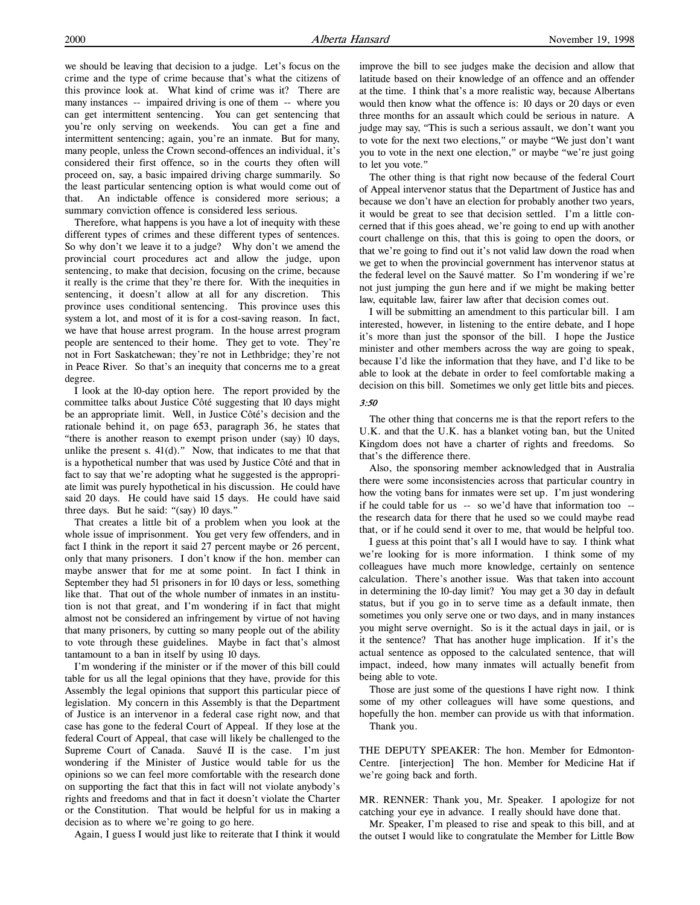we should be leaving that decision to a judge. Let's focus on the crime and the type of crime because that's what the citizens of this province look at. What kind of crime was it? There are many instances -- impaired driving is one of them -- where you can get intermittent sentencing. You can get sentencing that you're only serving on weekends. You can get a fine and intermittent sentencing; again, you're an inmate. But for many, many people, unless the Crown second-offences an individual, it's considered their first offence, so in the courts they often will proceed on, say, a basic impaired driving charge summarily. So the least particular sentencing option is what would come out of that. An indictable offence is considered more serious; a summary conviction offence is considered less serious.

Therefore, what happens is you have a lot of inequity with these different types of crimes and these different types of sentences. So why don't we leave it to a judge? Why don't we amend the provincial court procedures act and allow the judge, upon sentencing, to make that decision, focusing on the crime, because it really is the crime that they're there for. With the inequities in sentencing, it doesn't allow at all for any discretion. This province uses conditional sentencing. This province uses this system a lot, and most of it is for a cost-saving reason. In fact, we have that house arrest program. In the house arrest program people are sentenced to their home. They get to vote. They're not in Fort Saskatchewan; they're not in Lethbridge; they're not in Peace River. So that's an inequity that concerns me to a great degree.

I look at the 10-day option here. The report provided by the committee talks about Justice Côté suggesting that 10 days might be an appropriate limit. Well, in Justice Côté's decision and the rationale behind it, on page 653, paragraph 36, he states that "there is another reason to exempt prison under (say) 10 days, unlike the present s. 41(d)." Now, that indicates to me that that is a hypothetical number that was used by Justice Côté and that in fact to say that we're adopting what he suggested is the appropriate limit was purely hypothetical in his discussion. He could have said 20 days. He could have said 15 days. He could have said three days. But he said: "(say) 10 days."

That creates a little bit of a problem when you look at the whole issue of imprisonment. You get very few offenders, and in fact I think in the report it said 27 percent maybe or 26 percent, only that many prisoners. I don't know if the hon. member can maybe answer that for me at some point. In fact I think in September they had 51 prisoners in for 10 days or less, something like that. That out of the whole number of inmates in an institution is not that great, and I'm wondering if in fact that might almost not be considered an infringement by virtue of not having that many prisoners, by cutting so many people out of the ability to vote through these guidelines. Maybe in fact that's almost tantamount to a ban in itself by using 10 days.

I'm wondering if the minister or if the mover of this bill could table for us all the legal opinions that they have, provide for this Assembly the legal opinions that support this particular piece of legislation. My concern in this Assembly is that the Department of Justice is an intervenor in a federal case right now, and that case has gone to the federal Court of Appeal. If they lose at the federal Court of Appeal, that case will likely be challenged to the Supreme Court of Canada. Sauvé II is the case. I'm just wondering if the Minister of Justice would table for us the opinions so we can feel more comfortable with the research done on supporting the fact that this in fact will not violate anybody's rights and freedoms and that in fact it doesn't violate the Charter or the Constitution. That would be helpful for us in making a decision as to where we're going to go here.

Again, I guess I would just like to reiterate that I think it would improve the bill to see judges make the decision and allow that latitude based on their knowledge of an offence and an offender at the time. I think that's a more realistic way, because Albertans would then know what the offence is: 10 days or 20 days or even three months for an assault which could be serious in nature. A judge may say, "This is such a serious assault, we don't want you to vote for the next two elections," or maybe "We just don't want you to vote in the next one election," or maybe "we're just going to let you vote."

The other thing is that right now because of the federal Court of Appeal intervenor status that the Department of Justice has and because we don't have an election for probably another two years, it would be great to see that decision settled. I'm a little concerned that if this goes ahead, we're going to end up with another court challenge on this, that this is going to open the doors, or that we're going to find out it's not valid law down the road when we get to when the provincial government has intervenor status at the federal level on the Sauvé matter. So I'm wondering if we're not just jumping the gun here and if we might be making better law, equitable law, fairer law after that decision comes out.

I will be submitting an amendment to this particular bill. I am interested, however, in listening to the entire debate, and I hope it's more than just the sponsor of the bill. I hope the Justice minister and other members across the way are going to speak, because I'd like the information that they have, and I'd like to be able to look at the debate in order to feel comfortable making a decision on this bill. Sometimes we only get little bits and pieces.

*3:50*

The other thing that concerns me is that the report refers to the U.K. and that the U.K. has a blanket voting ban, but the United Kingdom does not have a charter of rights and freedoms. So that's the difference there.

Also, the sponsoring member acknowledged that in Australia there were some inconsistencies across that particular country in how the voting bans for inmates were set up. I'm just wondering if he could table for us -- so we'd have that information too -- the research data for there that he used so we could maybe read that, or if he could send it over to me, that would be helpful too.

I guess at this point that's all I would have to say. I think what we're looking for is more information. I think some of my colleagues have much more knowledge, certainly on sentence calculation. There's another issue. Was that taken into account in determining the 10-day limit? You may get a 30 day in default status, but if you go in to serve time as a default inmate, then sometimes you only serve one or two days, and in many instances you might serve overnight. So is it the actual days in jail, or is it the sentence? That has another huge implication. If it's the actual sentence as opposed to the calculated sentence, that will impact, indeed, how many inmates will actually benefit from being able to vote.

Those are just some of the questions I have right now. I think some of my other colleagues will have some questions, and hopefully the hon. member can provide us with that information.

Thank you.

THE DEPUTY SPEAKER: The hon. Member for Edmonton-Centre. [interjection] The hon. Member for Medicine Hat if we're going back and forth.

MR. RENNER: Thank you, Mr. Speaker. I apologize for not catching your eye in advance. I really should have done that.

Mr. Speaker, I'm pleased to rise and speak to this bill, and at the outset I would like to congratulate the Member for Little Bow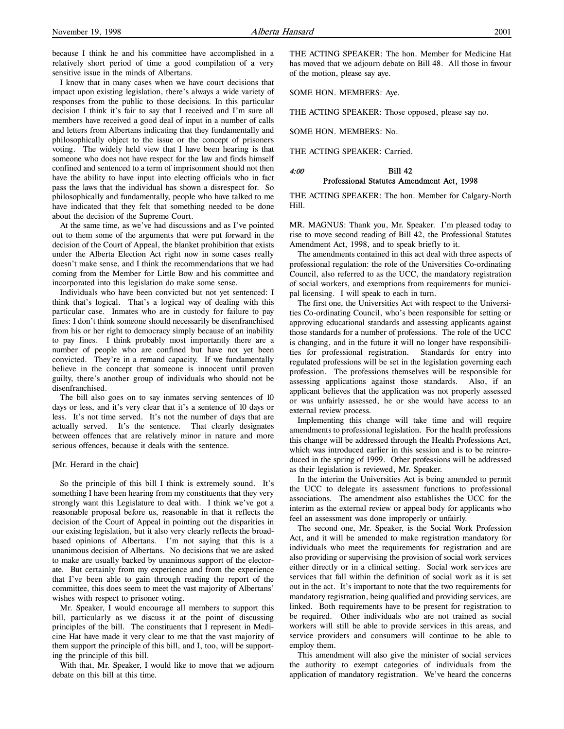because I think he and his committee have accomplished in a relatively short period of time a good compilation of a very sensitive issue in the minds of Albertans.

I know that in many cases when we have court decisions that impact upon existing legislation, there's always a wide variety of responses from the public to those decisions. In this particular decision I think it's fair to say that I received and I'm sure all members have received a good deal of input in a number of calls and letters from Albertans indicating that they fundamentally and philosophically object to the issue or the concept of prisoners voting. The widely held view that I have been hearing is that someone who does not have respect for the law and finds himself confined and sentenced to a term of imprisonment should not then have the ability to have input into electing officials who in fact pass the laws that the individual has shown a disrespect for. So philosophically and fundamentally, people who have talked to me have indicated that they felt that something needed to be done about the decision of the Supreme Court.

At the same time, as we've had discussions and as I've pointed out to them some of the arguments that were put forward in the decision of the Court of Appeal, the blanket prohibition that exists under the Alberta Election Act right now in some cases really doesn't make sense, and I think the recommendations that we had coming from the Member for Little Bow and his committee and incorporated into this legislation do make some sense.

Individuals who have been convicted but not yet sentenced: I think that's logical. That's a logical way of dealing with this particular case. Inmates who are in custody for failure to pay fines: I don't think someone should necessarily be disenfranchised from his or her right to democracy simply because of an inability to pay fines. I think probably most importantly there are a number of people who are confined but have not yet been convicted. They're in a remand capacity. If we fundamentally believe in the concept that someone is innocent until proven guilty, there's another group of individuals who should not be disenfranchised.

The bill also goes on to say inmates serving sentences of 10 days or less, and it's very clear that it's a sentence of 10 days or less. It's not time served. It's not the number of days that are actually served. It's the sentence. That clearly designates between offences that are relatively minor in nature and more serious offences, because it deals with the sentence.

[Mr. Herard in the chair]

So the principle of this bill I think is extremely sound. It's something I have been hearing from my constituents that they very strongly want this Legislature to deal with. I think we've got a reasonable proposal before us, reasonable in that it reflects the decision of the Court of Appeal in pointing out the disparities in our existing legislation, but it also very clearly reflects the broad-based opinions of Albertans. I'm not saying that this is a unanimous decision of Albertans. No decisions that we are asked to make are usually backed by unanimous support of the electorate. But certainly from my experience and from the experience that I've been able to gain through reading the report of the committee, this does seem to meet the vast majority of Albertans' wishes with respect to prisoner voting.

Mr. Speaker, I would encourage all members to support this bill, particularly as we discuss it at the point of discussing principles of the bill. The constituents that I represent in Medicine Hat have made it very clear to me that the vast majority of them support the principle of this bill, and I, too, will be supporting the principle of this bill.

With that, Mr. Speaker, I would like to move that we adjourn debate on this bill at this time.

THE ACTING SPEAKER: The hon. Member for Medicine Hat has moved that we adjourn debate on Bill 48. All those in favour of the motion, please say aye.

SOME HON. MEMBERS: Aye.

THE ACTING SPEAKER: Those opposed, please say no.

SOME HON. MEMBERS: No.

THE ACTING SPEAKER: Carried.

*4:00*

## Bill 42
## Professional Statutes Amendment Act, 1998

THE ACTING SPEAKER: The hon. Member for Calgary-North Hill.

MR. MAGNUS: Thank you, Mr. Speaker. I'm pleased today to rise to move second reading of Bill 42, the Professional Statutes Amendment Act, 1998, and to speak briefly to it.

The amendments contained in this act deal with three aspects of professional regulation: the role of the Universities Co-ordinating Council, also referred to as the UCC, the mandatory registration of social workers, and exemptions from requirements for municipal licensing. I will speak to each in turn.

The first one, the Universities Act with respect to the Universities Co-ordinating Council, who's been responsible for setting or approving educational standards and assessing applicants against those standards for a number of professions. The role of the UCC is changing, and in the future it will no longer have responsibilities for professional registration. Standards for entry into regulated professions will be set in the legislation governing each profession. The professions themselves will be responsible for assessing applications against those standards. Also, if an applicant believes that the application was not properly assessed or was unfairly assessed, he or she would have access to an external review process.

Implementing this change will take time and will require amendments to professional legislation. For the health professions this change will be addressed through the Health Professions Act, which was introduced earlier in this session and is to be reintroduced in the spring of 1999. Other professions will be addressed as their legislation is reviewed, Mr. Speaker.

In the interim the Universities Act is being amended to permit the UCC to delegate its assessment functions to professional associations. The amendment also establishes the UCC for the interim as the external review or appeal body for applicants who feel an assessment was done improperly or unfairly.

The second one, Mr. Speaker, is the Social Work Profession Act, and it will be amended to make registration mandatory for individuals who meet the requirements for registration and are also providing or supervising the provision of social work services either directly or in a clinical setting. Social work services are services that fall within the definition of social work as it is set out in the act. It's important to note that the two requirements for mandatory registration, being qualified and providing services, are linked. Both requirements have to be present for registration to be required. Other individuals who are not trained as social workers will still be able to provide services in this areas, and service providers and consumers will continue to be able to employ them.

This amendment will also give the minister of social services the authority to exempt categories of individuals from the application of mandatory registration. We've heard the concerns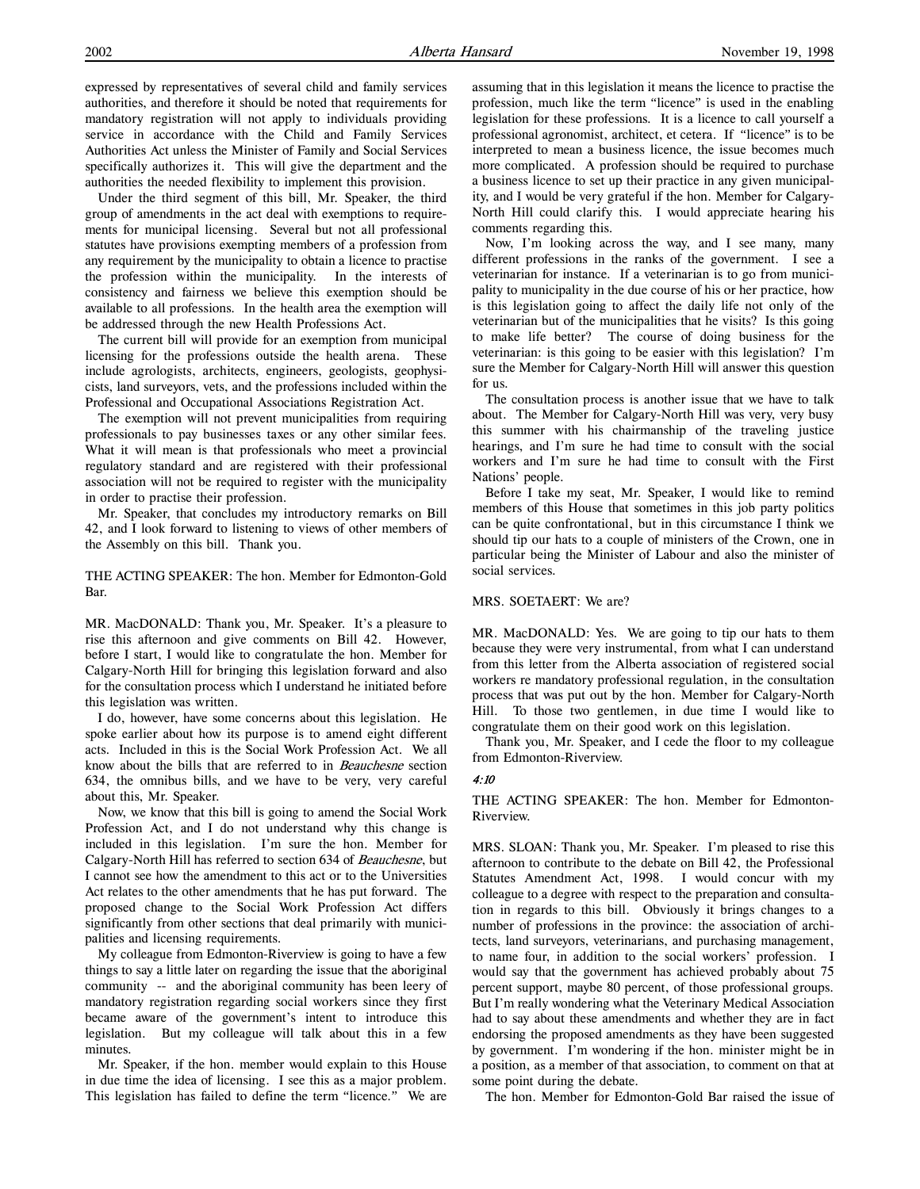expressed by representatives of several child and family services authorities, and therefore it should be noted that requirements for mandatory registration will not apply to individuals providing service in accordance with the Child and Family Services Authorities Act unless the Minister of Family and Social Services specifically authorizes it. This will give the department and the authorities the needed flexibility to implement this provision.

Under the third segment of this bill, Mr. Speaker, the third group of amendments in the act deal with exemptions to requirements for municipal licensing. Several but not all professional statutes have provisions exempting members of a profession from any requirement by the municipality to obtain a licence to practise the profession within the municipality. In the interests of consistency and fairness we believe this exemption should be available to all professions. In the health area the exemption will be addressed through the new Health Professions Act.

The current bill will provide for an exemption from municipal licensing for the professions outside the health arena. These include agrologists, architects, engineers, geologists, geophysicists, land surveyors, vets, and the professions included within the Professional and Occupational Associations Registration Act.

The exemption will not prevent municipalities from requiring professionals to pay businesses taxes or any other similar fees. What it will mean is that professionals who meet a provincial regulatory standard and are registered with their professional association will not be required to register with the municipality in order to practise their profession.

Mr. Speaker, that concludes my introductory remarks on Bill 42, and I look forward to listening to views of other members of the Assembly on this bill. Thank you.

THE ACTING SPEAKER: The hon. Member for Edmonton-Gold Bar.

MR. MacDONALD: Thank you, Mr. Speaker. It's a pleasure to rise this afternoon and give comments on Bill 42. However, before I start, I would like to congratulate the hon. Member for Calgary-North Hill for bringing this legislation forward and also for the consultation process which I understand he initiated before this legislation was written.

I do, however, have some concerns about this legislation. He spoke earlier about how its purpose is to amend eight different acts. Included in this is the Social Work Profession Act. We all know about the bills that are referred to in *Beauchesne* section 634, the omnibus bills, and we have to be very, very careful about this, Mr. Speaker.

Now, we know that this bill is going to amend the Social Work Profession Act, and I do not understand why this change is included in this legislation. I'm sure the hon. Member for Calgary-North Hill has referred to section 634 of *Beauchesne*, but I cannot see how the amendment to this act or to the Universities Act relates to the other amendments that he has put forward. The proposed change to the Social Work Profession Act differs significantly from other sections that deal primarily with municipalities and licensing requirements.

My colleague from Edmonton-Riverview is going to have a few things to say a little later on regarding the issue that the aboriginal community -- and the aboriginal community has been leery of mandatory registration regarding social workers since they first became aware of the government's intent to introduce this legislation. But my colleague will talk about this in a few minutes.

Mr. Speaker, if the hon. member would explain to this House in due time the idea of licensing. I see this as a major problem. This legislation has failed to define the term "licence." We are assuming that in this legislation it means the licence to practise the profession, much like the term "licence" is used in the enabling legislation for these professions. It is a licence to call yourself a professional agronomist, architect, et cetera. If "licence" is to be interpreted to mean a business licence, the issue becomes much more complicated. A profession should be required to purchase a business licence to set up their practice in any given municipality, and I would be very grateful if the hon. Member for Calgary-North Hill could clarify this. I would appreciate hearing his comments regarding this.

Now, I'm looking across the way, and I see many, many different professions in the ranks of the government. I see a veterinarian for instance. If a veterinarian is to go from municipality to municipality in the due course of his or her practice, how is this legislation going to affect the daily life not only of the veterinarian but of the municipalities that he visits? Is this going to make life better? The course of doing business for the veterinarian: is this going to be easier with this legislation? I'm sure the Member for Calgary-North Hill will answer this question for us.

The consultation process is another issue that we have to talk about. The Member for Calgary-North Hill was very, very busy this summer with his chairmanship of the traveling justice hearings, and I'm sure he had time to consult with the social workers and I'm sure he had time to consult with the First Nations' people.

Before I take my seat, Mr. Speaker, I would like to remind members of this House that sometimes in this job party politics can be quite confrontational, but in this circumstance I think we should tip our hats to a couple of ministers of the Crown, one in particular being the Minister of Labour and also the minister of social services.

MRS. SOETAERT: We are?

MR. MacDONALD: Yes. We are going to tip our hats to them because they were very instrumental, from what I can understand from this letter from the Alberta association of registered social workers re mandatory professional regulation, in the consultation process that was put out by the hon. Member for Calgary-North Hill. To those two gentlemen, in due time I would like to congratulate them on their good work on this legislation.

Thank you, Mr. Speaker, and I cede the floor to my colleague from Edmonton-Riverview.

*4:10*

THE ACTING SPEAKER: The hon. Member for Edmonton-Riverview.

MRS. SLOAN: Thank you, Mr. Speaker. I'm pleased to rise this afternoon to contribute to the debate on Bill 42, the Professional Statutes Amendment Act, 1998. I would concur with my colleague to a degree with respect to the preparation and consultation in regards to this bill. Obviously it brings changes to a number of professions in the province: the association of architects, land surveyors, veterinarians, and purchasing management, to name four, in addition to the social workers' profession. I would say that the government has achieved probably about 75 percent support, maybe 80 percent, of those professional groups. But I'm really wondering what the Veterinary Medical Association had to say about these amendments and whether they are in fact endorsing the proposed amendments as they have been suggested by government. I'm wondering if the hon. minister might be in a position, as a member of that association, to comment on that at some point during the debate.

The hon. Member for Edmonton-Gold Bar raised the issue of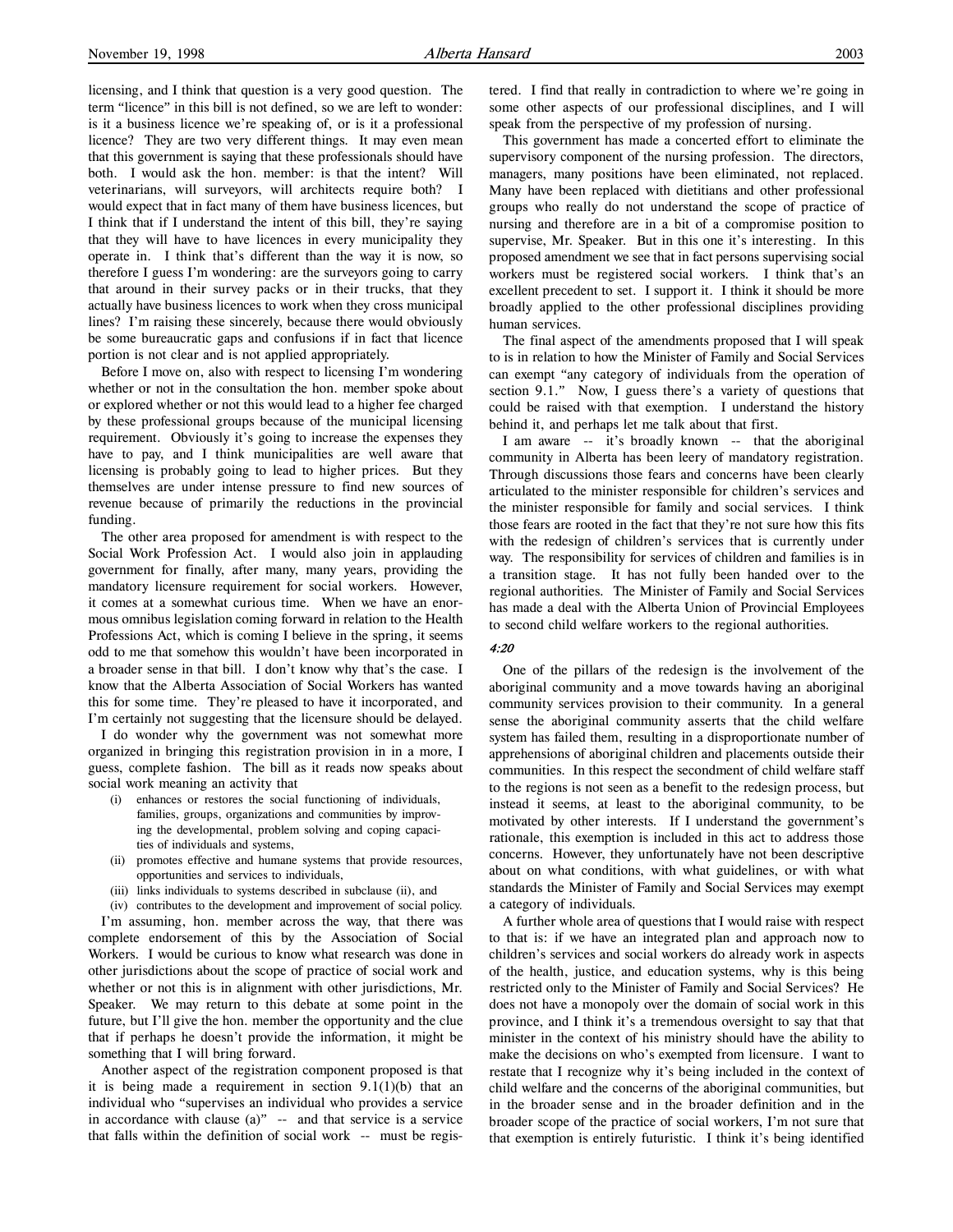licensing, and I think that question is a very good question. The term "licence" in this bill is not defined, so we are left to wonder: is it a business licence we're speaking of, or is it a professional licence? They are two very different things. It may even mean that this government is saying that these professionals should have both. I would ask the hon. member: is that the intent? Will veterinarians, will surveyors, will architects require both? I would expect that in fact many of them have business licences, but I think that if I understand the intent of this bill, they're saying that they will have to have licences in every municipality they operate in. I think that's different than the way it is now, so therefore I guess I'm wondering: are the surveyors going to carry that around in their survey packs or in their trucks, that they actually have business licences to work when they cross municipal lines? I'm raising these sincerely, because there would obviously be some bureaucratic gaps and confusions if in fact that licence portion is not clear and is not applied appropriately.

Before I move on, also with respect to licensing I'm wondering whether or not in the consultation the hon. member spoke about or explored whether or not this would lead to a higher fee charged by these professional groups because of the municipal licensing requirement. Obviously it's going to increase the expenses they have to pay, and I think municipalities are well aware that licensing is probably going to lead to higher prices. But they themselves are under intense pressure to find new sources of revenue because of primarily the reductions in the provincial funding.

The other area proposed for amendment is with respect to the Social Work Profession Act. I would also join in applauding government for finally, after many, many years, providing the mandatory licensure requirement for social workers. However, it comes at a somewhat curious time. When we have an enormous omnibus legislation coming forward in relation to the Health Professions Act, which is coming I believe in the spring, it seems odd to me that somehow this wouldn't have been incorporated in a broader sense in that bill. I don't know why that's the case. I know that the Alberta Association of Social Workers has wanted this for some time. They're pleased to have it incorporated, and I'm certainly not suggesting that the licensure should be delayed.

I do wonder why the government was not somewhat more organized in bringing this registration provision in in a more, I guess, complete fashion. The bill as it reads now speaks about social work meaning an activity that

(i) enhances or restores the social functioning of individuals, families, groups, organizations and communities by improving the developmental, problem solving and coping capacities of individuals and systems,
(ii) promotes effective and humane systems that provide resources, opportunities and services to individuals,
(iii) links individuals to systems described in subclause (ii), and
(iv) contributes to the development and improvement of social policy.

I'm assuming, hon. member across the way, that there was complete endorsement of this by the Association of Social Workers. I would be curious to know what research was done in other jurisdictions about the scope of practice of social work and whether or not this is in alignment with other jurisdictions, Mr. Speaker. We may return to this debate at some point in the future, but I'll give the hon. member the opportunity and the clue that if perhaps he doesn't provide the information, it might be something that I will bring forward.

Another aspect of the registration component proposed is that it is being made a requirement in section 9.1(1)(b) that an individual who "supervises an individual who provides a service in accordance with clause (a)" -- and that service is a service that falls within the definition of social work -- must be registered. I find that really in contradiction to where we're going in some other aspects of our professional disciplines, and I will speak from the perspective of my profession of nursing.

This government has made a concerted effort to eliminate the supervisory component of the nursing profession. The directors, managers, many positions have been eliminated, not replaced. Many have been replaced with dietitians and other professional groups who really do not understand the scope of practice of nursing and therefore are in a bit of a compromise position to supervise, Mr. Speaker. But in this one it's interesting. In this proposed amendment we see that in fact persons supervising social workers must be registered social workers. I think that's an excellent precedent to set. I support it. I think it should be more broadly applied to the other professional disciplines providing human services.

The final aspect of the amendments proposed that I will speak to is in relation to how the Minister of Family and Social Services can exempt "any category of individuals from the operation of section 9.1." Now, I guess there's a variety of questions that could be raised with that exemption. I understand the history behind it, and perhaps let me talk about that first.

I am aware -- it's broadly known -- that the aboriginal community in Alberta has been leery of mandatory registration. Through discussions those fears and concerns have been clearly articulated to the minister responsible for children's services and the minister responsible for family and social services. I think those fears are rooted in the fact that they're not sure how this fits with the redesign of children's services that is currently under way. The responsibility for services of children and families is in a transition stage. It has not fully been handed over to the regional authorities. The Minister of Family and Social Services has made a deal with the Alberta Union of Provincial Employees to second child welfare workers to the regional authorities.

*4:20*

One of the pillars of the redesign is the involvement of the aboriginal community and a move towards having an aboriginal community services provision to their community. In a general sense the aboriginal community asserts that the child welfare system has failed them, resulting in a disproportionate number of apprehensions of aboriginal children and placements outside their communities. In this respect the secondment of child welfare staff to the regions is not seen as a benefit to the redesign process, but instead it seems, at least to the aboriginal community, to be motivated by other interests. If I understand the government's rationale, this exemption is included in this act to address those concerns. However, they unfortunately have not been descriptive about on what conditions, with what guidelines, or with what standards the Minister of Family and Social Services may exempt a category of individuals.

A further whole area of questions that I would raise with respect to that is: if we have an integrated plan and approach now to children's services and social workers do already work in aspects of the health, justice, and education systems, why is this being restricted only to the Minister of Family and Social Services? He does not have a monopoly over the domain of social work in this province, and I think it's a tremendous oversight to say that that minister in the context of his ministry should have the ability to make the decisions on who's exempted from licensure. I want to restate that I recognize why it's being included in the context of child welfare and the concerns of the aboriginal communities, but in the broader sense and in the broader definition and in the broader scope of the practice of social workers, I'm not sure that that exemption is entirely futuristic. I think it's being identified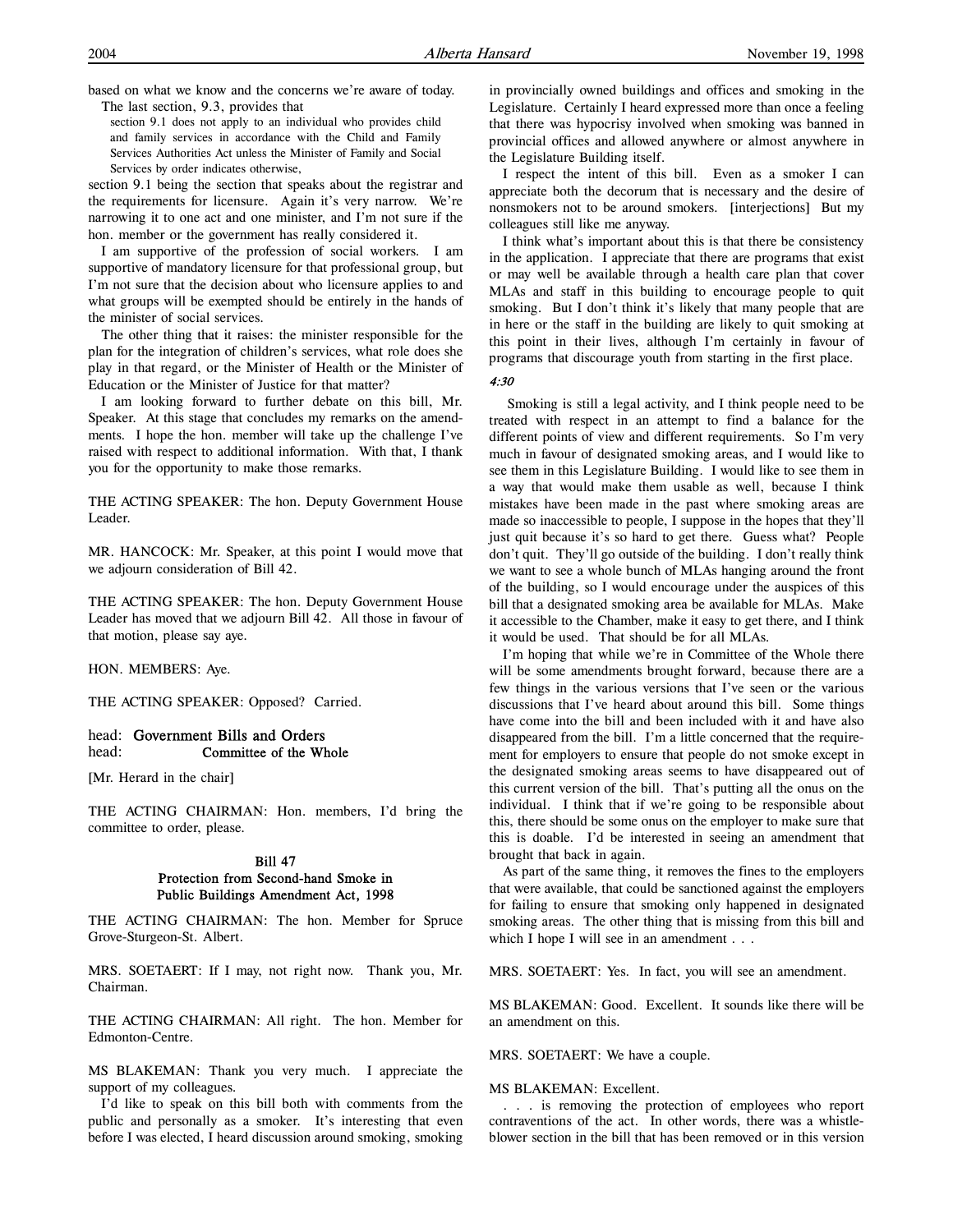based on what we know and the concerns we're aware of today.

The last section, 9.3, provides that

> section 9.1 does not apply to an individual who provides child and family services in accordance with the Child and Family Services Authorities Act unless the Minister of Family and Social Services by order indicates otherwise,

section 9.1 being the section that speaks about the registrar and the requirements for licensure. Again it's very narrow. We're narrowing it to one act and one minister, and I'm not sure if the hon. member or the government has really considered it.

I am supportive of the profession of social workers. I am supportive of mandatory licensure for that professional group, but I'm not sure that the decision about who licensure applies to and what groups will be exempted should be entirely in the hands of the minister of social services.

The other thing that it raises: the minister responsible for the plan for the integration of children's services, what role does she play in that regard, or the Minister of Health or the Minister of Education or the Minister of Justice for that matter?

I am looking forward to further debate on this bill, Mr. Speaker. At this stage that concludes my remarks on the amendments. I hope the hon. member will take up the challenge I've raised with respect to additional information. With that, I thank you for the opportunity to make those remarks.

THE ACTING SPEAKER: The hon. Deputy Government House Leader.

MR. HANCOCK: Mr. Speaker, at this point I would move that we adjourn consideration of Bill 42.

THE ACTING SPEAKER: The hon. Deputy Government House Leader has moved that we adjourn Bill 42. All those in favour of that motion, please say aye.

HON. MEMBERS: Aye.

THE ACTING SPEAKER: Opposed? Carried.

head: **Government Bills and Orders**
head: **Committee of the Whole**

[Mr. Herard in the chair]

THE ACTING CHAIRMAN: Hon. members, I'd bring the committee to order, please.

### Bill 47
### Protection from Second-hand Smoke in Public Buildings Amendment Act, 1998

THE ACTING CHAIRMAN: The hon. Member for Spruce Grove-Sturgeon-St. Albert.

MRS. SOETAERT: If I may, not right now. Thank you, Mr. Chairman.

THE ACTING CHAIRMAN: All right. The hon. Member for Edmonton-Centre.

MS BLAKEMAN: Thank you very much. I appreciate the support of my colleagues.

I'd like to speak on this bill both with comments from the public and personally as a smoker. It's interesting that even before I was elected, I heard discussion around smoking, smoking in provincially owned buildings and offices and smoking in the Legislature. Certainly I heard expressed more than once a feeling that there was hypocrisy involved when smoking was banned in provincial offices and allowed anywhere or almost anywhere in the Legislature Building itself.

I respect the intent of this bill. Even as a smoker I can appreciate both the decorum that is necessary and the desire of nonsmokers not to be around smokers. [interjections] But my colleagues still like me anyway.

I think what's important about this is that there be consistency in the application. I appreciate that there are programs that exist or may well be available through a health care plan that cover MLAs and staff in this building to encourage people to quit smoking. But I don't think it's likely that many people that are in here or the staff in the building are likely to quit smoking at this point in their lives, although I'm certainly in favour of programs that discourage youth from starting in the first place.

*4:30*

Smoking is still a legal activity, and I think people need to be treated with respect in an attempt to find a balance for the different points of view and different requirements. So I'm very much in favour of designated smoking areas, and I would like to see them in this Legislature Building. I would like to see them in a way that would make them usable as well, because I think mistakes have been made in the past where smoking areas are made so inaccessible to people, I suppose in the hopes that they'll just quit because it's so hard to get there. Guess what? People don't quit. They'll go outside of the building. I don't really think we want to see a whole bunch of MLAs hanging around the front of the building, so I would encourage under the auspices of this bill that a designated smoking area be available for MLAs. Make it accessible to the Chamber, make it easy to get there, and I think it would be used. That should be for all MLAs.

I'm hoping that while we're in Committee of the Whole there will be some amendments brought forward, because there are a few things in the various versions that I've seen or the various discussions that I've heard about around this bill. Some things have come into the bill and been included with it and have also disappeared from the bill. I'm a little concerned that the requirement for employers to ensure that people do not smoke except in the designated smoking areas seems to have disappeared out of this current version of the bill. That's putting all the onus on the individual. I think that if we're going to be responsible about this, there should be some onus on the employer to make sure that this is doable. I'd be interested in seeing an amendment that brought that back in again.

As part of the same thing, it removes the fines to the employers that were available, that could be sanctioned against the employers for failing to ensure that smoking only happened in designated smoking areas. The other thing that is missing from this bill and which I hope I will see in an amendment . . .

MRS. SOETAERT: Yes. In fact, you will see an amendment.

MS BLAKEMAN: Good. Excellent. It sounds like there will be an amendment on this.

MRS. SOETAERT: We have a couple.

MS BLAKEMAN: Excellent.

. . . is removing the protection of employees who report contraventions of the act. In other words, there was a whistle-blower section in the bill that has been removed or in this version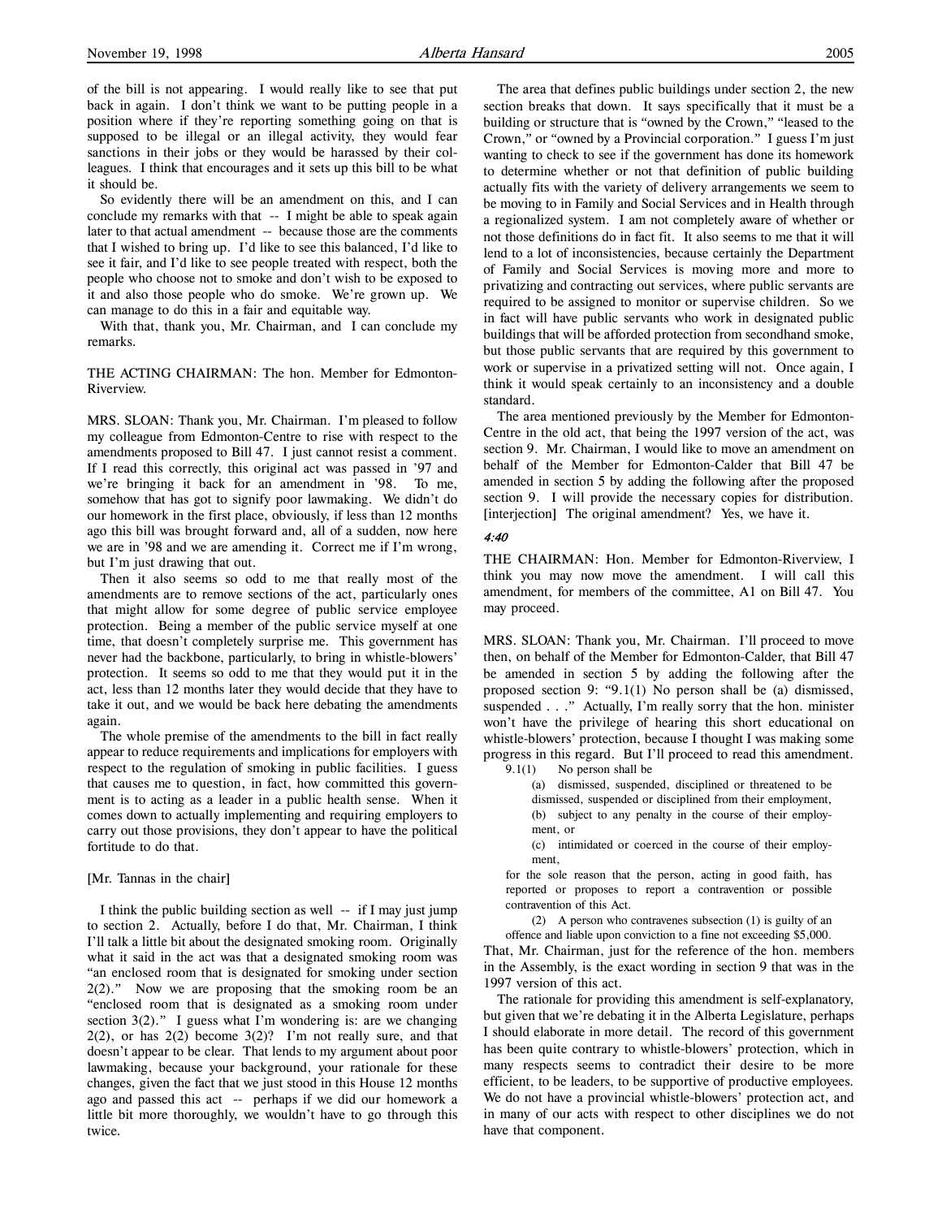of the bill is not appearing. I would really like to see that put back in again. I don't think we want to be putting people in a position where if they're reporting something going on that is supposed to be illegal or an illegal activity, they would fear sanctions in their jobs or they would be harassed by their colleagues. I think that encourages and it sets up this bill to be what it should be.

So evidently there will be an amendment on this, and I can conclude my remarks with that -- I might be able to speak again later to that actual amendment -- because those are the comments that I wished to bring up. I'd like to see this balanced, I'd like to see it fair, and I'd like to see people treated with respect, both the people who choose not to smoke and don't wish to be exposed to it and also those people who do smoke. We're grown up. We can manage to do this in a fair and equitable way.

With that, thank you, Mr. Chairman, and I can conclude my remarks.

THE ACTING CHAIRMAN: The hon. Member for Edmonton-Riverview.

MRS. SLOAN: Thank you, Mr. Chairman. I'm pleased to follow my colleague from Edmonton-Centre to rise with respect to the amendments proposed to Bill 47. I just cannot resist a comment. If I read this correctly, this original act was passed in '97 and we're bringing it back for an amendment in '98. To me, somehow that has got to signify poor lawmaking. We didn't do our homework in the first place, obviously, if less than 12 months ago this bill was brought forward and, all of a sudden, now here we are in '98 and we are amending it. Correct me if I'm wrong, but I'm just drawing that out.

Then it also seems so odd to me that really most of the amendments are to remove sections of the act, particularly ones that might allow for some degree of public service employee protection. Being a member of the public service myself at one time, that doesn't completely surprise me. This government has never had the backbone, particularly, to bring in whistle-blowers' protection. It seems so odd to me that they would put it in the act, less than 12 months later they would decide that they have to take it out, and we would be back here debating the amendments again.

The whole premise of the amendments to the bill in fact really appear to reduce requirements and implications for employers with respect to the regulation of smoking in public facilities. I guess that causes me to question, in fact, how committed this government is to acting as a leader in a public health sense. When it comes down to actually implementing and requiring employers to carry out those provisions, they don't appear to have the political fortitude to do that.

[Mr. Tannas in the chair]

I think the public building section as well -- if I may just jump to section 2. Actually, before I do that, Mr. Chairman, I think I'll talk a little bit about the designated smoking room. Originally what it said in the act was that a designated smoking room was "an enclosed room that is designated for smoking under section 2(2)." Now we are proposing that the smoking room be an "enclosed room that is designated as a smoking room under section 3(2)." I guess what I'm wondering is: are we changing 2(2), or has 2(2) become 3(2)? I'm not really sure, and that doesn't appear to be clear. That lends to my argument about poor lawmaking, because your background, your rationale for these changes, given the fact that we just stood in this House 12 months ago and passed this act -- perhaps if we did our homework a little bit more thoroughly, we wouldn't have to go through this twice.

The area that defines public buildings under section 2, the new section breaks that down. It says specifically that it must be a building or structure that is "owned by the Crown," "leased to the Crown," or "owned by a Provincial corporation." I guess I'm just wanting to check to see if the government has done its homework to determine whether or not that definition of public building actually fits with the variety of delivery arrangements we seem to be moving to in Family and Social Services and in Health through a regionalized system. I am not completely aware of whether or not those definitions do in fact fit. It also seems to me that it will lend to a lot of inconsistencies, because certainly the Department of Family and Social Services is moving more and more to privatizing and contracting out services, where public servants are required to be assigned to monitor or supervise children. So we in fact will have public servants who work in designated public buildings that will be afforded protection from secondhand smoke, but those public servants that are required by this government to work or supervise in a privatized setting will not. Once again, I think it would speak certainly to an inconsistency and a double standard.

The area mentioned previously by the Member for Edmonton-Centre in the old act, that being the 1997 version of the act, was section 9. Mr. Chairman, I would like to move an amendment on behalf of the Member for Edmonton-Calder that Bill 47 be amended in section 5 by adding the following after the proposed section 9. I will provide the necessary copies for distribution. [interjection] The original amendment? Yes, we have it.

*4:40*

THE CHAIRMAN: Hon. Member for Edmonton-Riverview, I think you may now move the amendment. I will call this amendment, for members of the committee, A1 on Bill 47. You may proceed.

MRS. SLOAN: Thank you, Mr. Chairman. I'll proceed to move then, on behalf of the Member for Edmonton-Calder, that Bill 47 be amended in section 5 by adding the following after the proposed section 9: "9.1(1) No person shall be (a) dismissed, suspended . . ." Actually, I'm really sorry that the hon. minister won't have the privilege of hearing this short educational on whistle-blowers' protection, because I thought I was making some progress in this regard. But I'll proceed to read this amendment.

> 9.1(1) No person shall be
>
> (a) dismissed, suspended, disciplined or threatened to be dismissed, suspended or disciplined from their employment,
>
> (b) subject to any penalty in the course of their employment, or
>
> (c) intimidated or coerced in the course of their employment,
>
> for the sole reason that the person, acting in good faith, has reported or proposes to report a contravention or possible contravention of this Act.
>
> (2) A person who contravenes subsection (1) is guilty of an offence and liable upon conviction to a fine not exceeding $5,000.

That, Mr. Chairman, just for the reference of the hon. members in the Assembly, is the exact wording in section 9 that was in the 1997 version of this act.

The rationale for providing this amendment is self-explanatory, but given that we're debating it in the Alberta Legislature, perhaps I should elaborate in more detail. The record of this government has been quite contrary to whistle-blowers' protection, which in many respects seems to contradict their desire to be more efficient, to be leaders, to be supportive of productive employees. We do not have a provincial whistle-blowers' protection act, and in many of our acts with respect to other disciplines we do not have that component.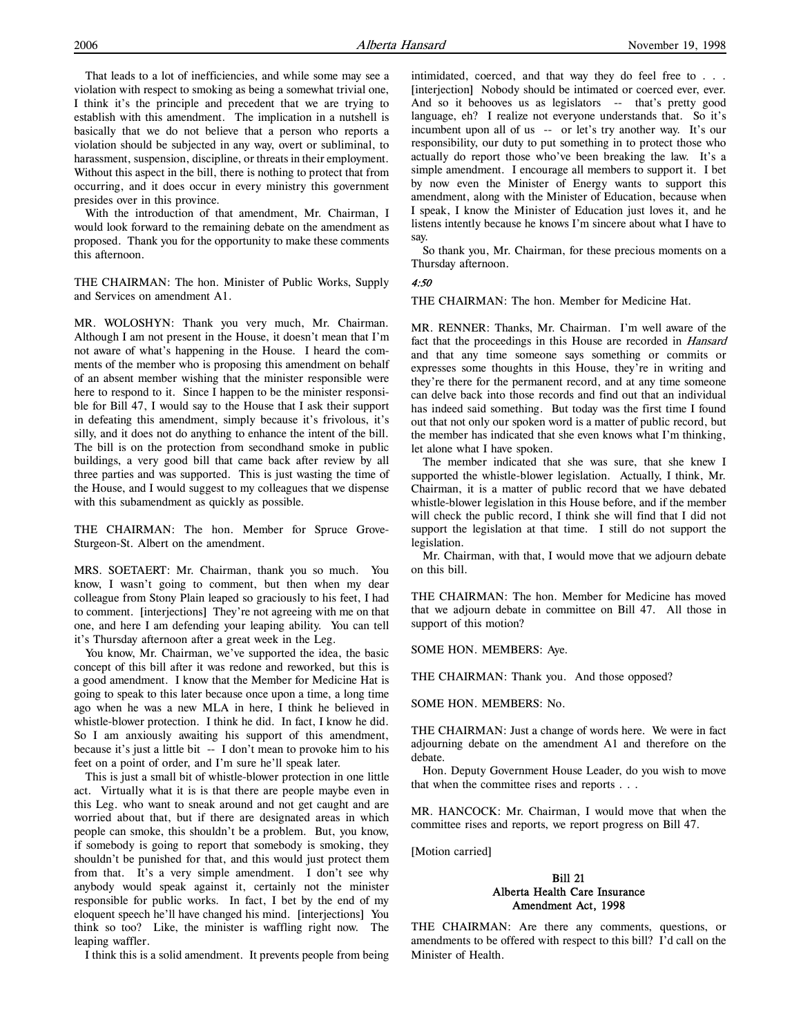That leads to a lot of inefficiencies, and while some may see a violation with respect to smoking as being a somewhat trivial one, I think it's the principle and precedent that we are trying to establish with this amendment. The implication in a nutshell is basically that we do not believe that a person who reports a violation should be subjected in any way, overt or subliminal, to harassment, suspension, discipline, or threats in their employment. Without this aspect in the bill, there is nothing to protect that from occurring, and it does occur in every ministry this government presides over in this province.

With the introduction of that amendment, Mr. Chairman, I would look forward to the remaining debate on the amendment as proposed. Thank you for the opportunity to make these comments this afternoon.

THE CHAIRMAN: The hon. Minister of Public Works, Supply and Services on amendment A1.

MR. WOLOSHYN: Thank you very much, Mr. Chairman. Although I am not present in the House, it doesn't mean that I'm not aware of what's happening in the House. I heard the comments of the member who is proposing this amendment on behalf of an absent member wishing that the minister responsible were here to respond to it. Since I happen to be the minister responsible for Bill 47, I would say to the House that I ask their support in defeating this amendment, simply because it's frivolous, it's silly, and it does not do anything to enhance the intent of the bill. The bill is on the protection from secondhand smoke in public buildings, a very good bill that came back after review by all three parties and was supported. This is just wasting the time of the House, and I would suggest to my colleagues that we dispense with this subamendment as quickly as possible.

THE CHAIRMAN: The hon. Member for Spruce Grove-Sturgeon-St. Albert on the amendment.

MRS. SOETAERT: Mr. Chairman, thank you so much. You know, I wasn't going to comment, but then when my dear colleague from Stony Plain leaped so graciously to his feet, I had to comment. [interjections] They're not agreeing with me on that one, and here I am defending your leaping ability. You can tell it's Thursday afternoon after a great week in the Leg.

You know, Mr. Chairman, we've supported the idea, the basic concept of this bill after it was redone and reworked, but this is a good amendment. I know that the Member for Medicine Hat is going to speak to this later because once upon a time, a long time ago when he was a new MLA in here, I think he believed in whistle-blower protection. I think he did. In fact, I know he did. So I am anxiously awaiting his support of this amendment, because it's just a little bit -- I don't mean to provoke him to his feet on a point of order, and I'm sure he'll speak later.

This is just a small bit of whistle-blower protection in one little act. Virtually what it is is that there are people maybe even in this Leg. who want to sneak around and not get caught and are worried about that, but if there are designated areas in which people can smoke, this shouldn't be a problem. But, you know, if somebody is going to report that somebody is smoking, they shouldn't be punished for that, and this would just protect them from that. It's a very simple amendment. I don't see why anybody would speak against it, certainly not the minister responsible for public works. In fact, I bet by the end of my eloquent speech he'll have changed his mind. [interjections] You think so too? Like, the minister is waffling right now. The leaping waffler.

I think this is a solid amendment. It prevents people from being intimidated, coerced, and that way they do feel free to . . . [interjection] Nobody should be intimated or coerced ever, ever. And so it behooves us as legislators -- that's pretty good language, eh? I realize not everyone understands that. So it's incumbent upon all of us -- or let's try another way. It's our responsibility, our duty to put something in to protect those who actually do report those who've been breaking the law. It's a simple amendment. I encourage all members to support it. I bet by now even the Minister of Energy wants to support this amendment, along with the Minister of Education, because when I speak, I know the Minister of Education just loves it, and he listens intently because he knows I'm sincere about what I have to say.

So thank you, Mr. Chairman, for these precious moments on a Thursday afternoon.

*4:50*

THE CHAIRMAN: The hon. Member for Medicine Hat.

MR. RENNER: Thanks, Mr. Chairman. I'm well aware of the fact that the proceedings in this House are recorded in *Hansard* and that any time someone says something or commits or expresses some thoughts in this House, they're in writing and they're there for the permanent record, and at any time someone can delve back into those records and find out that an individual has indeed said something. But today was the first time I found out that not only our spoken word is a matter of public record, but the member has indicated that she even knows what I'm thinking, let alone what I have spoken.

The member indicated that she was sure, that she knew I supported the whistle-blower legislation. Actually, I think, Mr. Chairman, it is a matter of public record that we have debated whistle-blower legislation in this House before, and if the member will check the public record, I think she will find that I did not support the legislation at that time. I still do not support the legislation.

Mr. Chairman, with that, I would move that we adjourn debate on this bill.

THE CHAIRMAN: The hon. Member for Medicine has moved that we adjourn debate in committee on Bill 47. All those in support of this motion?

SOME HON. MEMBERS: Aye.

THE CHAIRMAN: Thank you. And those opposed?

SOME HON. MEMBERS: No.

THE CHAIRMAN: Just a change of words here. We were in fact adjourning debate on the amendment A1 and therefore on the debate.

Hon. Deputy Government House Leader, do you wish to move that when the committee rises and reports . . .

MR. HANCOCK: Mr. Chairman, I would move that when the committee rises and reports, we report progress on Bill 47.

[Motion carried]

## Bill 21
## Alberta Health Care Insurance Amendment Act, 1998

THE CHAIRMAN: Are there any comments, questions, or amendments to be offered with respect to this bill? I'd call on the Minister of Health.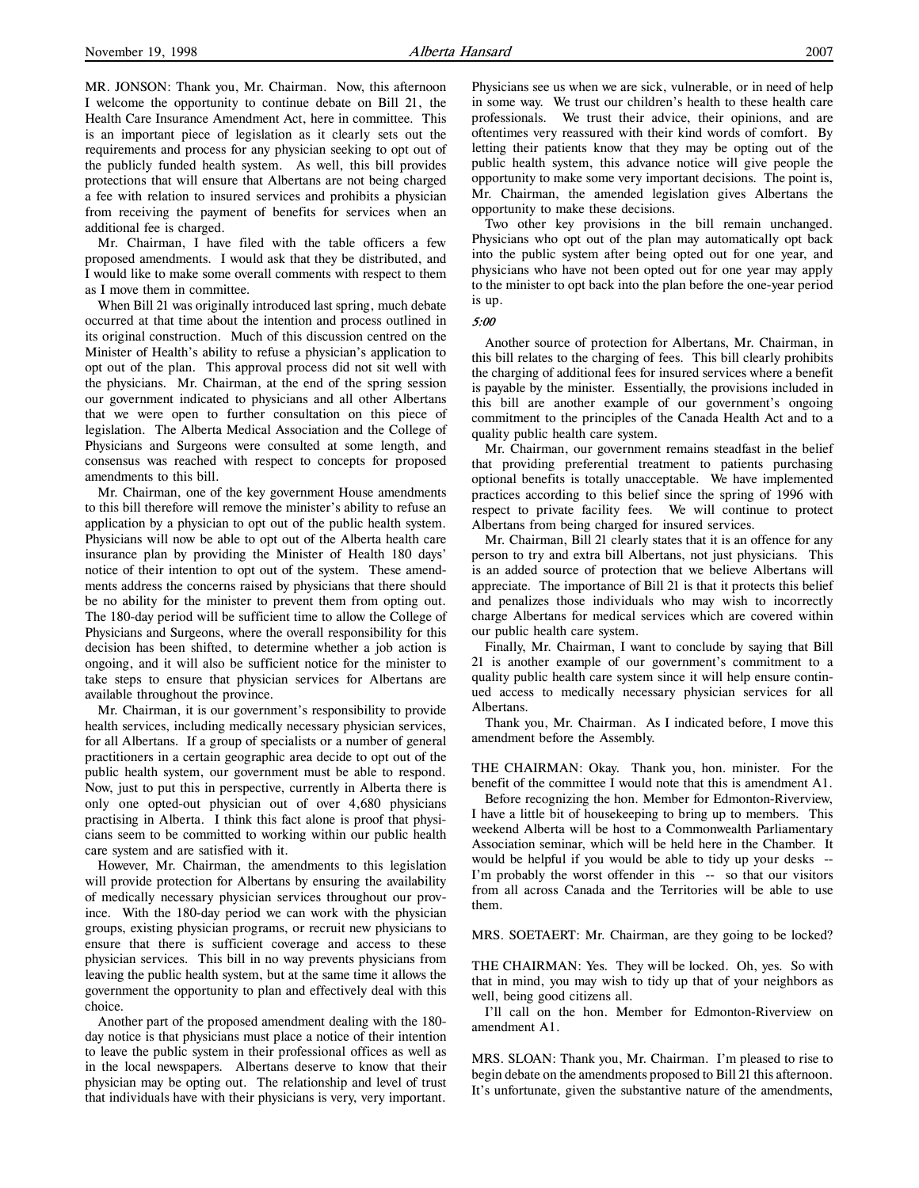MR. JONSON: Thank you, Mr. Chairman. Now, this afternoon I welcome the opportunity to continue debate on Bill 21, the Health Care Insurance Amendment Act, here in committee. This is an important piece of legislation as it clearly sets out the requirements and process for any physician seeking to opt out of the publicly funded health system. As well, this bill provides protections that will ensure that Albertans are not being charged a fee with relation to insured services and prohibits a physician from receiving the payment of benefits for services when an additional fee is charged.

Mr. Chairman, I have filed with the table officers a few proposed amendments. I would ask that they be distributed, and I would like to make some overall comments with respect to them as I move them in committee.

When Bill 21 was originally introduced last spring, much debate occurred at that time about the intention and process outlined in its original construction. Much of this discussion centred on the Minister of Health's ability to refuse a physician's application to opt out of the plan. This approval process did not sit well with the physicians. Mr. Chairman, at the end of the spring session our government indicated to physicians and all other Albertans that we were open to further consultation on this piece of legislation. The Alberta Medical Association and the College of Physicians and Surgeons were consulted at some length, and consensus was reached with respect to concepts for proposed amendments to this bill.

Mr. Chairman, one of the key government House amendments to this bill therefore will remove the minister's ability to refuse an application by a physician to opt out of the public health system. Physicians will now be able to opt out of the Alberta health care insurance plan by providing the Minister of Health 180 days' notice of their intention to opt out of the system. These amendments address the concerns raised by physicians that there should be no ability for the minister to prevent them from opting out. The 180-day period will be sufficient time to allow the College of Physicians and Surgeons, where the overall responsibility for this decision has been shifted, to determine whether a job action is ongoing, and it will also be sufficient notice for the minister to take steps to ensure that physician services for Albertans are available throughout the province.

Mr. Chairman, it is our government's responsibility to provide health services, including medically necessary physician services, for all Albertans. If a group of specialists or a number of general practitioners in a certain geographic area decide to opt out of the public health system, our government must be able to respond. Now, just to put this in perspective, currently in Alberta there is only one opted-out physician out of over 4,680 physicians practising in Alberta. I think this fact alone is proof that physicians seem to be committed to working within our public health care system and are satisfied with it.

However, Mr. Chairman, the amendments to this legislation will provide protection for Albertans by ensuring the availability of medically necessary physician services throughout our province. With the 180-day period we can work with the physician groups, existing physician programs, or recruit new physicians to ensure that there is sufficient coverage and access to these physician services. This bill in no way prevents physicians from leaving the public health system, but at the same time it allows the government the opportunity to plan and effectively deal with this choice.

Another part of the proposed amendment dealing with the 180-day notice is that physicians must place a notice of their intention to leave the public system in their professional offices as well as in the local newspapers. Albertans deserve to know that their physician may be opting out. The relationship and level of trust that individuals have with their physicians is very, very important. Physicians see us when we are sick, vulnerable, or in need of help in some way. We trust our children's health to these health care professionals. We trust their advice, their opinions, and are oftentimes very reassured with their kind words of comfort. By letting their patients know that they may be opting out of the public health system, this advance notice will give people the opportunity to make some very important decisions. The point is, Mr. Chairman, the amended legislation gives Albertans the opportunity to make these decisions.

Two other key provisions in the bill remain unchanged. Physicians who opt out of the plan may automatically opt back into the public system after being opted out for one year, and physicians who have not been opted out for one year may apply to the minister to opt back into the plan before the one-year period is up.

*5:00*

Another source of protection for Albertans, Mr. Chairman, in this bill relates to the charging of fees. This bill clearly prohibits the charging of additional fees for insured services where a benefit is payable by the minister. Essentially, the provisions included in this bill are another example of our government's ongoing commitment to the principles of the Canada Health Act and to a quality public health care system.

Mr. Chairman, our government remains steadfast in the belief that providing preferential treatment to patients purchasing optional benefits is totally unacceptable. We have implemented practices according to this belief since the spring of 1996 with respect to private facility fees. We will continue to protect Albertans from being charged for insured services.

Mr. Chairman, Bill 21 clearly states that it is an offence for any person to try and extra bill Albertans, not just physicians. This is an added source of protection that we believe Albertans will appreciate. The importance of Bill 21 is that it protects this belief and penalizes those individuals who may wish to incorrectly charge Albertans for medical services which are covered within our public health care system.

Finally, Mr. Chairman, I want to conclude by saying that Bill 21 is another example of our government's commitment to a quality public health care system since it will help ensure continued access to medically necessary physician services for all Albertans.

Thank you, Mr. Chairman. As I indicated before, I move this amendment before the Assembly.

THE CHAIRMAN: Okay. Thank you, hon. minister. For the benefit of the committee I would note that this is amendment A1.

Before recognizing the hon. Member for Edmonton-Riverview, I have a little bit of housekeeping to bring up to members. This weekend Alberta will be host to a Commonwealth Parliamentary Association seminar, which will be held here in the Chamber. It would be helpful if you would be able to tidy up your desks -- I'm probably the worst offender in this -- so that our visitors from all across Canada and the Territories will be able to use them.

MRS. SOETAERT: Mr. Chairman, are they going to be locked?

THE CHAIRMAN: Yes. They will be locked. Oh, yes. So with that in mind, you may wish to tidy up that of your neighbors as well, being good citizens all.

I'll call on the hon. Member for Edmonton-Riverview on amendment A1.

MRS. SLOAN: Thank you, Mr. Chairman. I'm pleased to rise to begin debate on the amendments proposed to Bill 21 this afternoon. It's unfortunate, given the substantive nature of the amendments,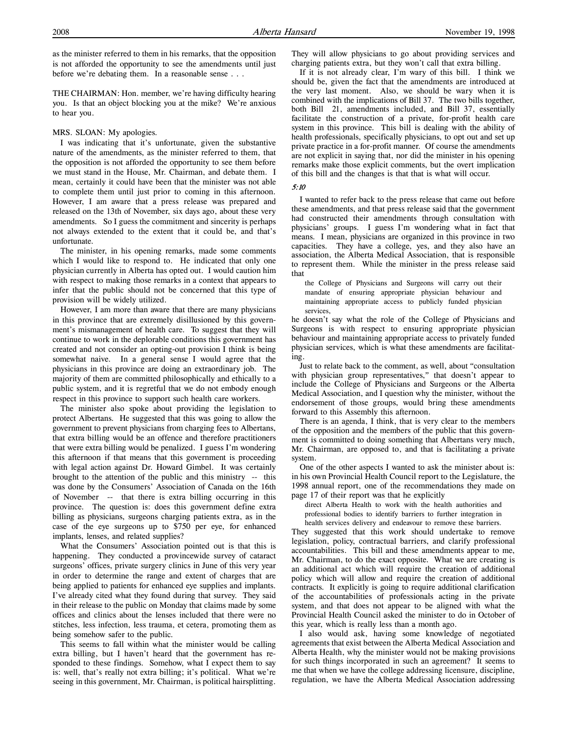as the minister referred to them in his remarks, that the opposition is not afforded the opportunity to see the amendments until just before we're debating them. In a reasonable sense . . .

THE CHAIRMAN: Hon. member, we're having difficulty hearing you. Is that an object blocking you at the mike? We're anxious to hear you.

MRS. SLOAN: My apologies.

I was indicating that it's unfortunate, given the substantive nature of the amendments, as the minister referred to them, that the opposition is not afforded the opportunity to see them before we must stand in the House, Mr. Chairman, and debate them. I mean, certainly it could have been that the minister was not able to complete them until just prior to coming in this afternoon. However, I am aware that a press release was prepared and released on the 13th of November, six days ago, about these very amendments. So I guess the commitment and sincerity is perhaps not always extended to the extent that it could be, and that's unfortunate.

The minister, in his opening remarks, made some comments which I would like to respond to. He indicated that only one physician currently in Alberta has opted out. I would caution him with respect to making those remarks in a context that appears to infer that the public should not be concerned that this type of provision will be widely utilized.

However, I am more than aware that there are many physicians in this province that are extremely disillusioned by this government's mismanagement of health care. To suggest that they will continue to work in the deplorable conditions this government has created and not consider an opting-out provision I think is being somewhat naive. In a general sense I would agree that the physicians in this province are doing an extraordinary job. The majority of them are committed philosophically and ethically to a public system, and it is regretful that we do not embody enough respect in this province to support such health care workers.

The minister also spoke about providing the legislation to protect Albertans. He suggested that this was going to allow the government to prevent physicians from charging fees to Albertans, that extra billing would be an offence and therefore practitioners that were extra billing would be penalized. I guess I'm wondering this afternoon if that means that this government is proceeding with legal action against Dr. Howard Gimbel. It was certainly brought to the attention of the public and this ministry -- this was done by the Consumers' Association of Canada on the 16th of November -- that there is extra billing occurring in this province. The question is: does this government define extra billing as physicians, surgeons charging patients extra, as in the case of the eye surgeons up to $750 per eye, for enhanced implants, lenses, and related supplies?

What the Consumers' Association pointed out is that this is happening. They conducted a provincewide survey of cataract surgeons' offices, private surgery clinics in June of this very year in order to determine the range and extent of charges that are being applied to patients for enhanced eye supplies and implants. I've already cited what they found during that survey. They said in their release to the public on Monday that claims made by some offices and clinics about the lenses included that there were no stitches, less infection, less trauma, et cetera, promoting them as being somehow safer to the public.

This seems to fall within what the minister would be calling extra billing, but I haven't heard that the government has responded to these findings. Somehow, what I expect them to say is: well, that's really not extra billing; it's political. What we're seeing in this government, Mr. Chairman, is political hairsplitting. They will allow physicians to go about providing services and charging patients extra, but they won't call that extra billing.

If it is not already clear, I'm wary of this bill. I think we should be, given the fact that the amendments are introduced at the very last moment. Also, we should be wary when it is combined with the implications of Bill 37. The two bills together, both Bill 21, amendments included, and Bill 37, essentially facilitate the construction of a private, for-profit health care system in this province. This bill is dealing with the ability of health professionals, specifically physicians, to opt out and set up private practice in a for-profit manner. Of course the amendments are not explicit in saying that, nor did the minister in his opening remarks make those explicit comments, but the overt implication of this bill and the changes is that that is what will occur.

*5:10*

I wanted to refer back to the press release that came out before these amendments, and that press release said that the government had constructed their amendments through consultation with physicians' groups. I guess I'm wondering what in fact that means. I mean, physicians are organized in this province in two capacities. They have a college, yes, and they also have an association, the Alberta Medical Association, that is responsible to represent them. While the minister in the press release said that

> the College of Physicians and Surgeons will carry out their mandate of ensuring appropriate physician behaviour and maintaining appropriate access to publicly funded physician services,

he doesn't say what the role of the College of Physicians and Surgeons is with respect to ensuring appropriate physician behaviour and maintaining appropriate access to privately funded physician services, which is what these amendments are facilitating.

Just to relate back to the comment, as well, about "consultation with physician group representatives," that doesn't appear to include the College of Physicians and Surgeons or the Alberta Medical Association, and I question why the minister, without the endorsement of those groups, would bring these amendments forward to this Assembly this afternoon.

There is an agenda, I think, that is very clear to the members of the opposition and the members of the public that this government is committed to doing something that Albertans very much, Mr. Chairman, are opposed to, and that is facilitating a private system.

One of the other aspects I wanted to ask the minister about is: in his own Provincial Health Council report to the Legislature, the 1998 annual report, one of the recommendations they made on page 17 of their report was that he explicitly

> direct Alberta Health to work with the health authorities and professional bodies to identify barriers to further integration in health services delivery and endeavour to remove these barriers.

They suggested that this work should undertake to remove legislation, policy, contractual barriers, and clarify professional accountabilities. This bill and these amendments appear to me, Mr. Chairman, to do the exact opposite. What we are creating is an additional act which will require the creation of additional policy which will allow and require the creation of additional contracts. It explicitly is going to require additional clarification of the accountabilities of professionals acting in the private system, and that does not appear to be aligned with what the Provincial Health Council asked the minister to do in October of this year, which is really less than a month ago.

I also would ask, having some knowledge of negotiated agreements that exist between the Alberta Medical Association and Alberta Health, why the minister would not be making provisions for such things incorporated in such an agreement? It seems to me that when we have the college addressing licensure, discipline, regulation, we have the Alberta Medical Association addressing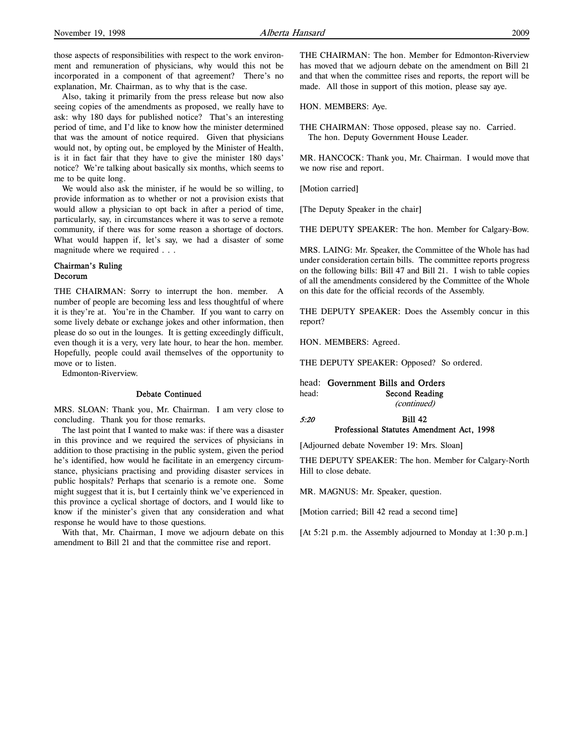those aspects of responsibilities with respect to the work environment and remuneration of physicians, why would this not be incorporated in a component of that agreement? There's no explanation, Mr. Chairman, as to why that is the case.

Also, taking it primarily from the press release but now also seeing copies of the amendments as proposed, we really have to ask: why 180 days for published notice? That's an interesting period of time, and I'd like to know how the minister determined that was the amount of notice required. Given that physicians would not, by opting out, be employed by the Minister of Health, is it in fact fair that they have to give the minister 180 days' notice? We're talking about basically six months, which seems to me to be quite long.

We would also ask the minister, if he would be so willing, to provide information as to whether or not a provision exists that would allow a physician to opt back in after a period of time, particularly, say, in circumstances where it was to serve a remote community, if there was for some reason a shortage of doctors. What would happen if, let's say, we had a disaster of some magnitude where we required . . .

**Chairman's Ruling**
**Decorum**

THE CHAIRMAN: Sorry to interrupt the hon. member. A number of people are becoming less and less thoughtful of where it is they're at. You're in the Chamber. If you want to carry on some lively debate or exchange jokes and other information, then please do so out in the lounges. It is getting exceedingly difficult, even though it is a very, very late hour, to hear the hon. member. Hopefully, people could avail themselves of the opportunity to move or to listen.

Edmonton-Riverview.

**Debate Continued**

MRS. SLOAN: Thank you, Mr. Chairman. I am very close to concluding. Thank you for those remarks.

The last point that I wanted to make was: if there was a disaster in this province and we required the services of physicians in addition to those practising in the public system, given the period he's identified, how would he facilitate in an emergency circumstance, physicians practising and providing disaster services in public hospitals? Perhaps that scenario is a remote one. Some might suggest that it is, but I certainly think we've experienced in this province a cyclical shortage of doctors, and I would like to know if the minister's given that any consideration and what response he would have to those questions.

With that, Mr. Chairman, I move we adjourn debate on this amendment to Bill 21 and that the committee rise and report.

THE CHAIRMAN: The hon. Member for Edmonton-Riverview has moved that we adjourn debate on the amendment on Bill 21 and that when the committee rises and reports, the report will be made. All those in support of this motion, please say aye.

HON. MEMBERS: Aye.

THE CHAIRMAN: Those opposed, please say no. Carried.

The hon. Deputy Government House Leader.

MR. HANCOCK: Thank you, Mr. Chairman. I would move that we now rise and report.

[Motion carried]

[The Deputy Speaker in the chair]

THE DEPUTY SPEAKER: The hon. Member for Calgary-Bow.

MRS. LAING: Mr. Speaker, the Committee of the Whole has had under consideration certain bills. The committee reports progress on the following bills: Bill 47 and Bill 21. I wish to table copies of all the amendments considered by the Committee of the Whole on this date for the official records of the Assembly.

THE DEPUTY SPEAKER: Does the Assembly concur in this report?

HON. MEMBERS: Agreed.

THE DEPUTY SPEAKER: Opposed? So ordered.

head: **Government Bills and Orders**
head: **Second Reading**
*(continued)*

*5:20* **Bill 42**
**Professional Statutes Amendment Act, 1998**

[Adjourned debate November 19: Mrs. Sloan]

THE DEPUTY SPEAKER: The hon. Member for Calgary-North Hill to close debate.

MR. MAGNUS: Mr. Speaker, question.

[Motion carried; Bill 42 read a second time]

[At 5:21 p.m. the Assembly adjourned to Monday at 1:30 p.m.]